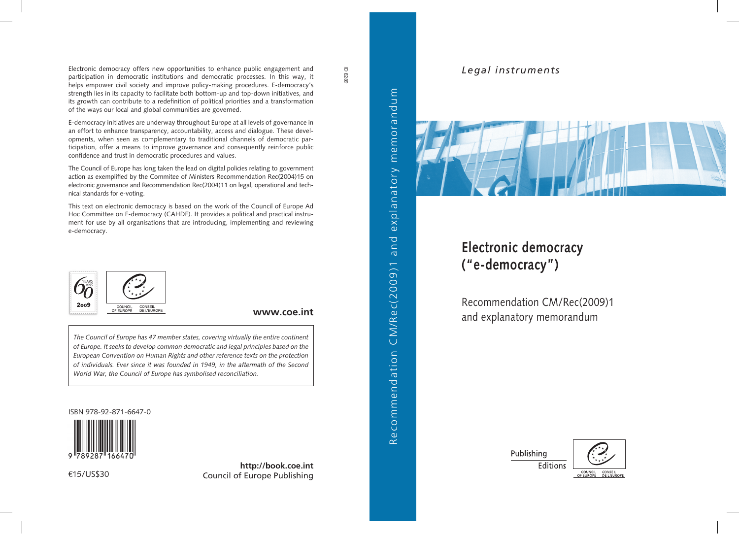*Legal instruments*

# Electronic democracy ("e-democracy")

## Recommendation CM/Rec(2009)1 and explanatory memorandum

Publishing Editions

COUNCIL OF EUROPE CONSEIL DE L'EUROPE

Recommendation CM/Rec(2009)1 and explanatory memorandum

ID 8289

Electronic democracy offers new opportunities to enhance public engagement and participation in democratic institutions and democratic processes. In this way, it helps empower civil society and improve policy-making procedures. E-democracy's strength lies in its capacity to facilitate both bottom-up and top-down initiatives, and its growth can contribute to a redefinition of political priorities and a transformation of the ways our local and global communities are governed.

E-democracy initiatives are underway throughout Europe at all levels of governance in an effort to enhance transparency, accountability, access and dialogue. These developments, when seen as complementary to traditional channels of democratic participation, offer a means to improve governance and consequently reinforce public confidence and trust in democratic procedures and values.

The Council of Europe has long taken the lead on digital policies relating to government action as exemplified by the Commitee of Ministers Recommendation Rec(2004)15 on electronic governance and Recommendation Rec(2004)11 on legal, operational and technical standards for e-voting.

This text on electronic democracy is based on the work of the Council of Europe Ad Hoc Committee on E-democracy (CAHDE). It provides a political and practical instrument for use by all organisations that are introducing, implementing and reviewing e-democracy.

60 YEARS ANS 2009

COUNCIL OF EUROPE CONSEIL DE L'EUROPE

**www.coe.int**

*The Council of Europe has 47 member states, covering virtually the entire continent of Europe. It seeks to develop common democratic and legal principles based on the European Convention on Human Rights and other reference texts on the protection of individuals. Ever since it was founded in 1949, in the aftermath of the Second World War, the Council of Europe has symbolised reconciliation.*

ISBN 978-92-871-6647-0

9 789287 166470

€15/US$30

**http://book.coe.int**
Council of Europe Publishing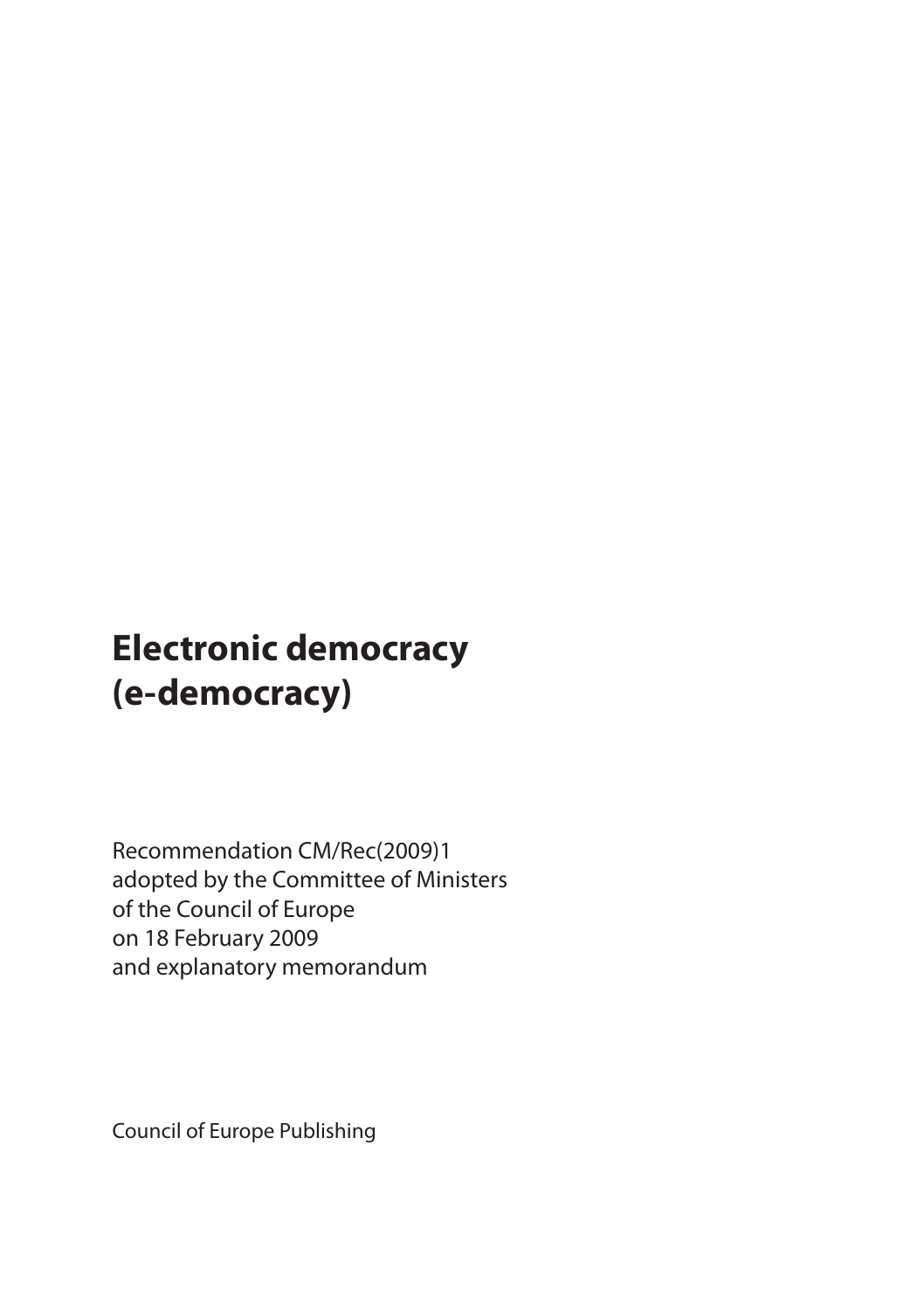# Electronic democracy (e-democracy)

Recommendation CM/Rec(2009)1
adopted by the Committee of Ministers
of the Council of Europe
on 18 February 2009
and explanatory memorandum

Council of Europe Publishing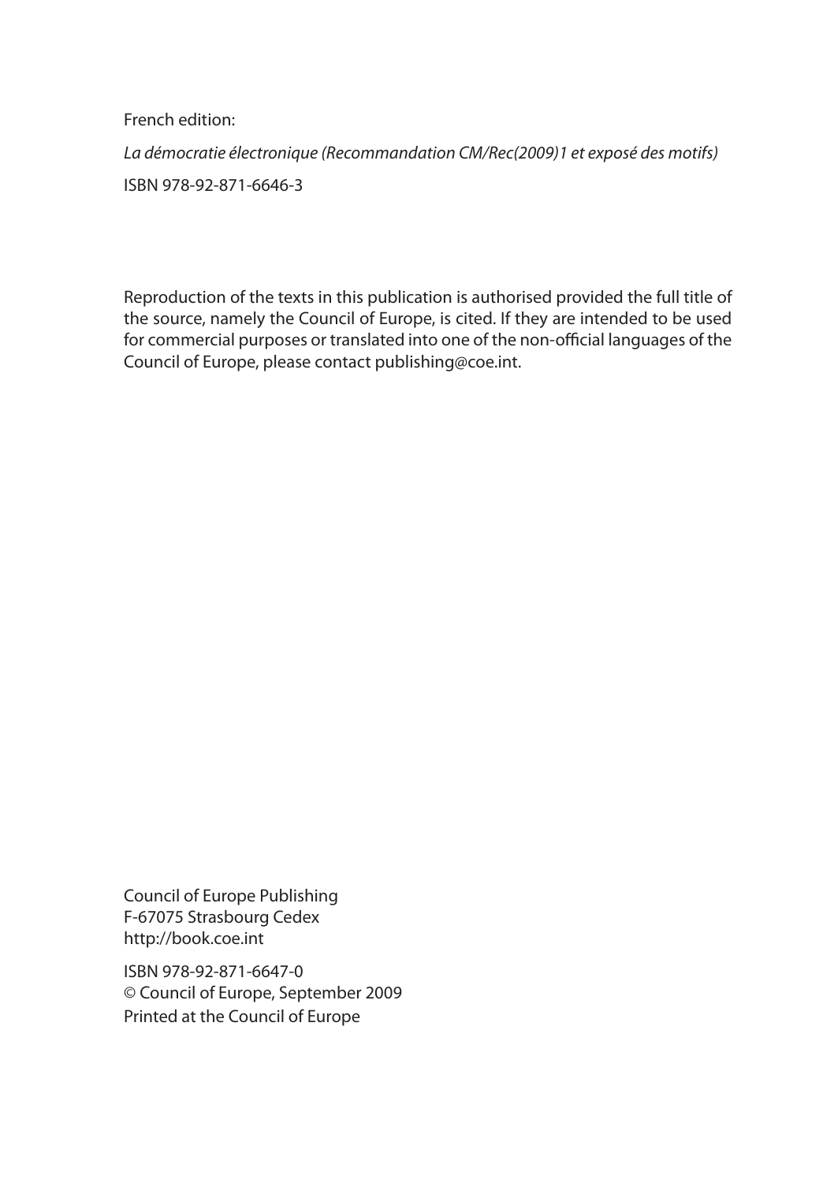French edition:

*La démocratie électronique (Recommandation CM/Rec(2009)1 et exposé des motifs)*

ISBN 978-92-871-6646-3

Reproduction of the texts in this publication is authorised provided the full title of the source, namely the Council of Europe, is cited. If they are intended to be used for commercial purposes or translated into one of the non-official languages of the Council of Europe, please contact publishing@coe.int.

Council of Europe Publishing
F-67075 Strasbourg Cedex
http://book.coe.int

ISBN 978-92-871-6647-0
© Council of Europe, September 2009
Printed at the Council of Europe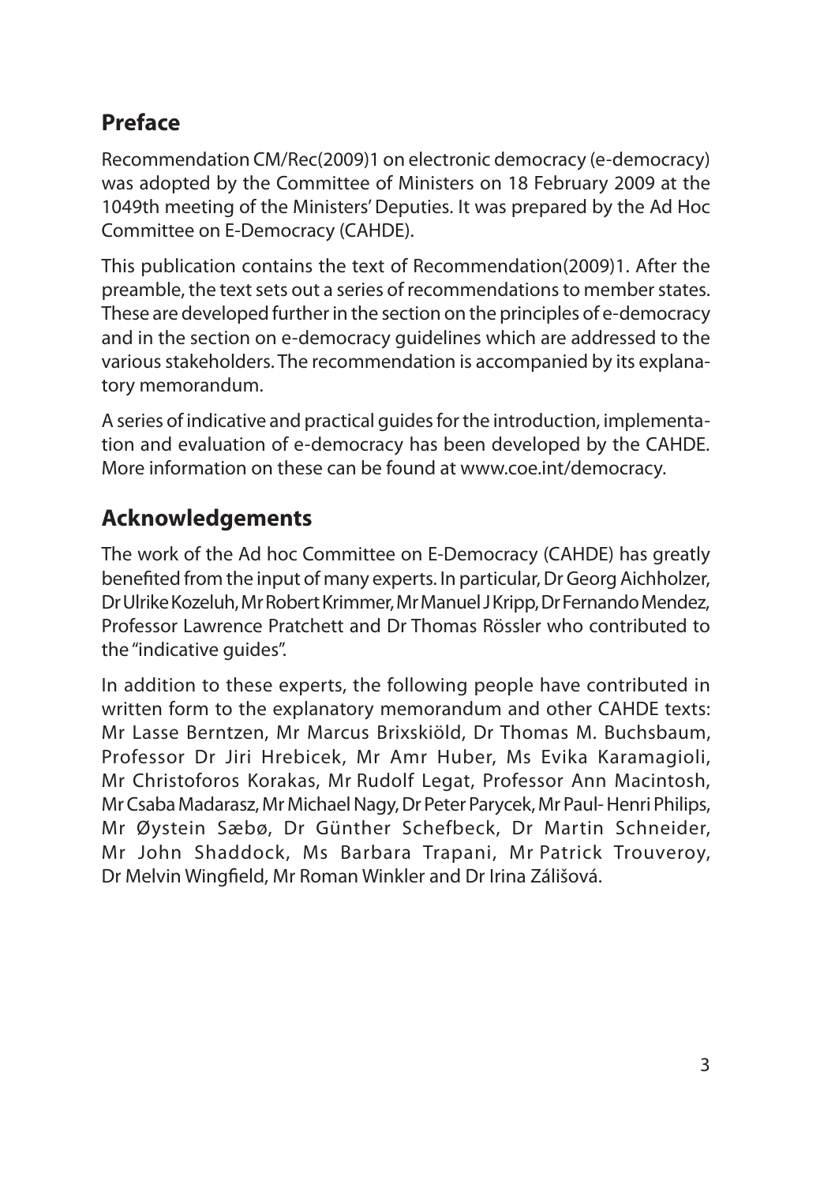## Preface

Recommendation CM/Rec(2009)1 on electronic democracy (e-democracy) was adopted by the Committee of Ministers on 18 February 2009 at the 1049th meeting of the Ministers' Deputies. It was prepared by the Ad Hoc Committee on E-Democracy (CAHDE).

This publication contains the text of Recommendation(2009)1. After the preamble, the text sets out a series of recommendations to member states. These are developed further in the section on the principles of e-democracy and in the section on e-democracy guidelines which are addressed to the various stakeholders. The recommendation is accompanied by its explanatory memorandum.

A series of indicative and practical guides for the introduction, implementation and evaluation of e-democracy has been developed by the CAHDE. More information on these can be found at www.coe.int/democracy.

## Acknowledgements

The work of the Ad hoc Committee on E-Democracy (CAHDE) has greatly benefited from the input of many experts. In particular, Dr Georg Aichholzer, Dr Ulrike Kozeluh, Mr Robert Krimmer, Mr Manuel J Kripp, Dr Fernando Mendez, Professor Lawrence Pratchett and Dr Thomas Rössler who contributed to the "indicative guides".

In addition to these experts, the following people have contributed in written form to the explanatory memorandum and other CAHDE texts: Mr Lasse Berntzen, Mr Marcus Brixskiöld, Dr Thomas M. Buchsbaum, Professor Dr Jiri Hrebicek, Mr Amr Huber, Ms Evika Karamagioli, Mr Christoforos Korakas, Mr Rudolf Legat, Professor Ann Macintosh, Mr Csaba Madarasz, Mr Michael Nagy, Dr Peter Parycek, Mr Paul- Henri Philips, Mr Øystein Sæbø, Dr Günther Schefbeck, Dr Martin Schneider, Mr John Shaddock, Ms Barbara Trapani, Mr Patrick Trouveroy, Dr Melvin Wingfield, Mr Roman Winkler and Dr Irina Zálišová.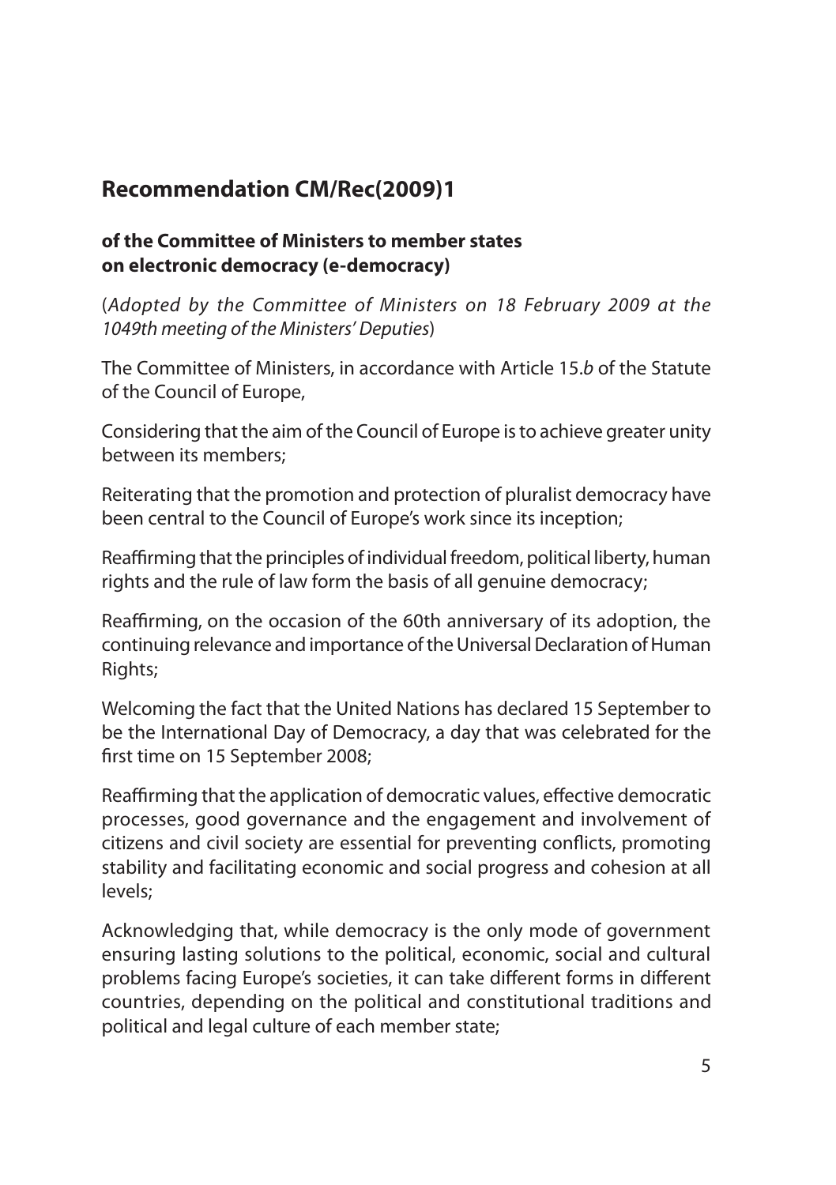## Recommendation CM/Rec(2009)1

### of the Committee of Ministers to member states on electronic democracy (e-democracy)

(*Adopted by the Committee of Ministers on 18 February 2009 at the 1049th meeting of the Ministers' Deputies*)

The Committee of Ministers, in accordance with Article 15.*b* of the Statute of the Council of Europe,

Considering that the aim of the Council of Europe is to achieve greater unity between its members;

Reiterating that the promotion and protection of pluralist democracy have been central to the Council of Europe's work since its inception;

Reaffirming that the principles of individual freedom, political liberty, human rights and the rule of law form the basis of all genuine democracy;

Reaffirming, on the occasion of the 60th anniversary of its adoption, the continuing relevance and importance of the Universal Declaration of Human Rights;

Welcoming the fact that the United Nations has declared 15 September to be the International Day of Democracy, a day that was celebrated for the first time on 15 September 2008;

Reaffirming that the application of democratic values, effective democratic processes, good governance and the engagement and involvement of citizens and civil society are essential for preventing conflicts, promoting stability and facilitating economic and social progress and cohesion at all levels;

Acknowledging that, while democracy is the only mode of government ensuring lasting solutions to the political, economic, social and cultural problems facing Europe's societies, it can take different forms in different countries, depending on the political and constitutional traditions and political and legal culture of each member state;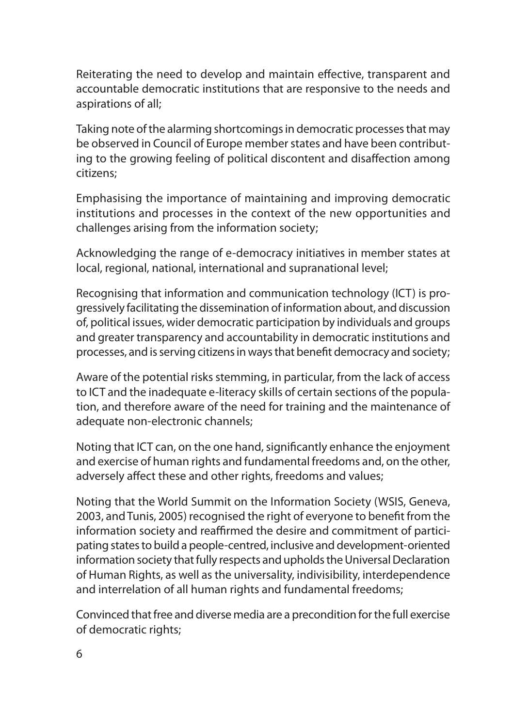Reiterating the need to develop and maintain effective, transparent and accountable democratic institutions that are responsive to the needs and aspirations of all;

Taking note of the alarming shortcomings in democratic processes that may be observed in Council of Europe member states and have been contributing to the growing feeling of political discontent and disaffection among citizens;

Emphasising the importance of maintaining and improving democratic institutions and processes in the context of the new opportunities and challenges arising from the information society;

Acknowledging the range of e-democracy initiatives in member states at local, regional, national, international and supranational level;

Recognising that information and communication technology (ICT) is progressively facilitating the dissemination of information about, and discussion of, political issues, wider democratic participation by individuals and groups and greater transparency and accountability in democratic institutions and processes, and is serving citizens in ways that benefit democracy and society;

Aware of the potential risks stemming, in particular, from the lack of access to ICT and the inadequate e-literacy skills of certain sections of the population, and therefore aware of the need for training and the maintenance of adequate non-electronic channels;

Noting that ICT can, on the one hand, significantly enhance the enjoyment and exercise of human rights and fundamental freedoms and, on the other, adversely affect these and other rights, freedoms and values;

Noting that the World Summit on the Information Society (WSIS, Geneva, 2003, and Tunis, 2005) recognised the right of everyone to benefit from the information society and reaffirmed the desire and commitment of participating states to build a people-centred, inclusive and development-oriented information society that fully respects and upholds the Universal Declaration of Human Rights, as well as the universality, indivisibility, interdependence and interrelation of all human rights and fundamental freedoms;

Convinced that free and diverse media are a precondition for the full exercise of democratic rights;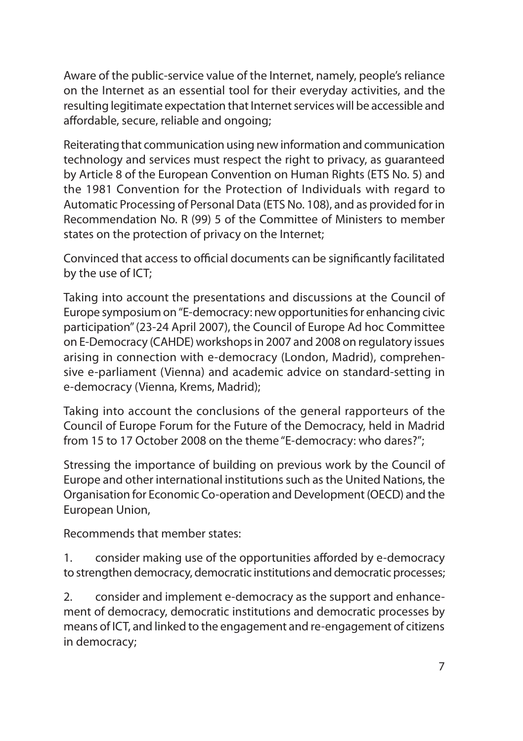Aware of the public-service value of the Internet, namely, people's reliance on the Internet as an essential tool for their everyday activities, and the resulting legitimate expectation that Internet services will be accessible and affordable, secure, reliable and ongoing;

Reiterating that communication using new information and communication technology and services must respect the right to privacy, as guaranteed by Article 8 of the European Convention on Human Rights (ETS No. 5) and the 1981 Convention for the Protection of Individuals with regard to Automatic Processing of Personal Data (ETS No. 108), and as provided for in Recommendation No. R (99) 5 of the Committee of Ministers to member states on the protection of privacy on the Internet;

Convinced that access to official documents can be significantly facilitated by the use of ICT;

Taking into account the presentations and discussions at the Council of Europe symposium on "E-democracy: new opportunities for enhancing civic participation" (23-24 April 2007), the Council of Europe Ad hoc Committee on E-Democracy (CAHDE) workshops in 2007 and 2008 on regulatory issues arising in connection with e-democracy (London, Madrid), comprehensive e-parliament (Vienna) and academic advice on standard-setting in e-democracy (Vienna, Krems, Madrid);

Taking into account the conclusions of the general rapporteurs of the Council of Europe Forum for the Future of the Democracy, held in Madrid from 15 to 17 October 2008 on the theme "E-democracy: who dares?";

Stressing the importance of building on previous work by the Council of Europe and other international institutions such as the United Nations, the Organisation for Economic Co-operation and Development (OECD) and the European Union,

Recommends that member states:

1. consider making use of the opportunities afforded by e-democracy to strengthen democracy, democratic institutions and democratic processes;

2. consider and implement e-democracy as the support and enhancement of democracy, democratic institutions and democratic processes by means of ICT, and linked to the engagement and re-engagement of citizens in democracy;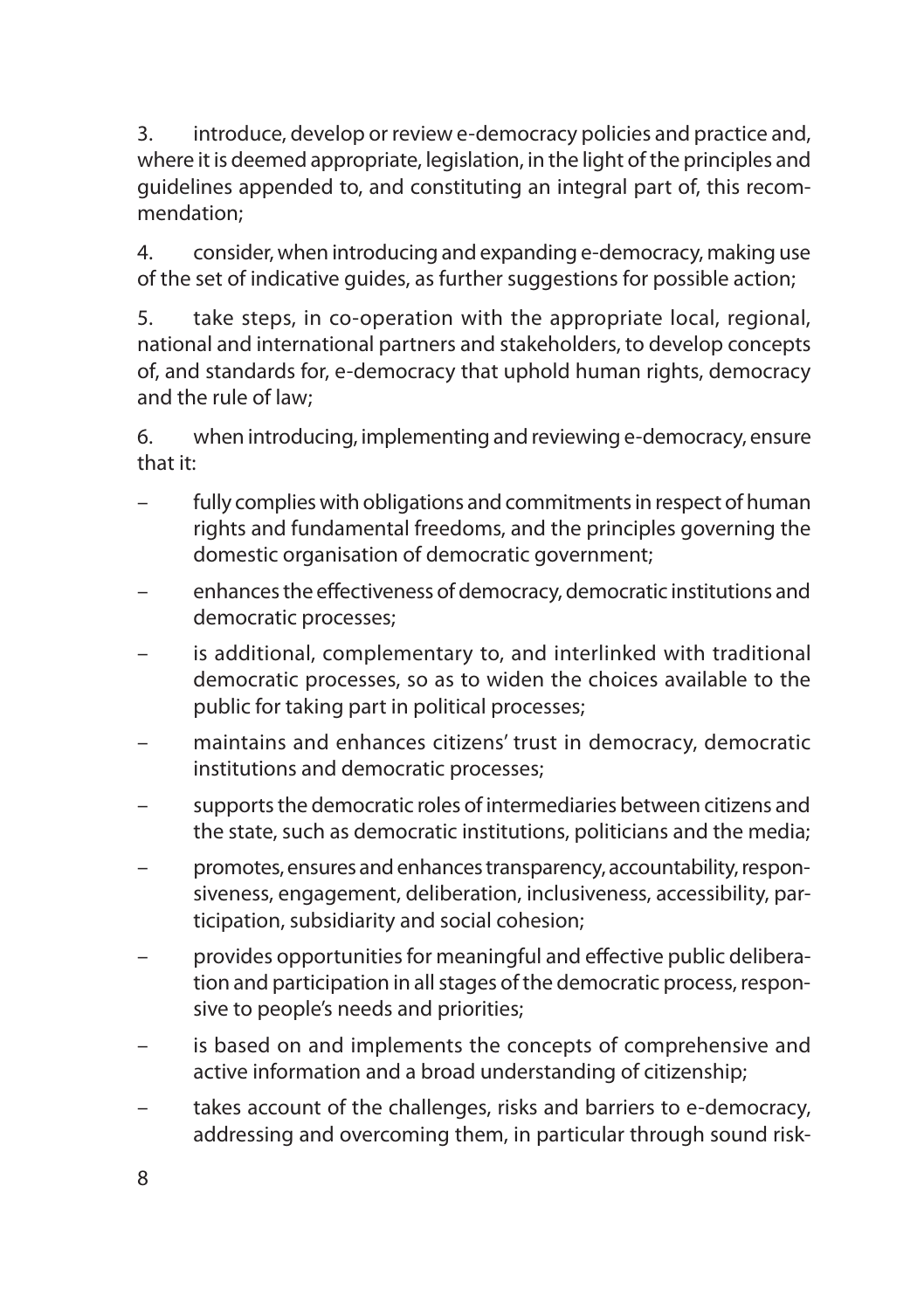3. introduce, develop or review e-democracy policies and practice and, where it is deemed appropriate, legislation, in the light of the principles and guidelines appended to, and constituting an integral part of, this recommendation;

4. consider, when introducing and expanding e-democracy, making use of the set of indicative guides, as further suggestions for possible action;

5. take steps, in co-operation with the appropriate local, regional, national and international partners and stakeholders, to develop concepts of, and standards for, e-democracy that uphold human rights, democracy and the rule of law;

6. when introducing, implementing and reviewing e-democracy, ensure that it:

- fully complies with obligations and commitments in respect of human rights and fundamental freedoms, and the principles governing the domestic organisation of democratic government;
- enhances the effectiveness of democracy, democratic institutions and democratic processes;
- is additional, complementary to, and interlinked with traditional democratic processes, so as to widen the choices available to the public for taking part in political processes;
- maintains and enhances citizens' trust in democracy, democratic institutions and democratic processes;
- supports the democratic roles of intermediaries between citizens and the state, such as democratic institutions, politicians and the media;
- promotes, ensures and enhances transparency, accountability, responsiveness, engagement, deliberation, inclusiveness, accessibility, participation, subsidiarity and social cohesion;
- provides opportunities for meaningful and effective public deliberation and participation in all stages of the democratic process, responsive to people's needs and priorities;
- is based on and implements the concepts of comprehensive and active information and a broad understanding of citizenship;
- takes account of the challenges, risks and barriers to e-democracy, addressing and overcoming them, in particular through sound risk-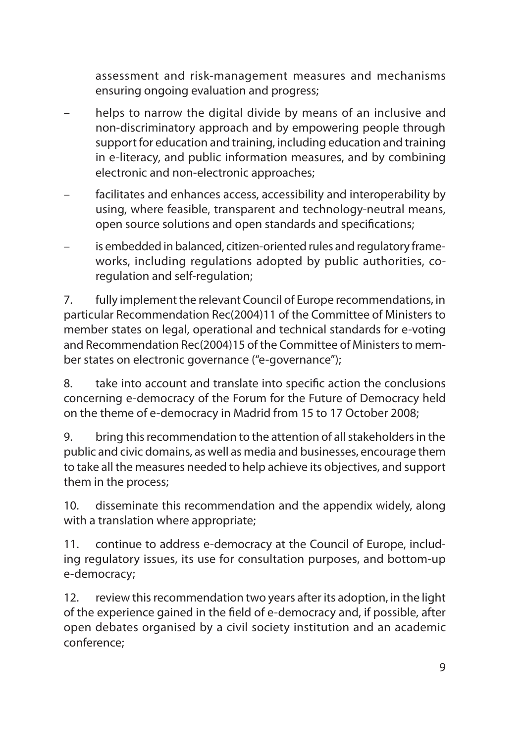assessment and risk-management measures and mechanisms ensuring ongoing evaluation and progress;

– helps to narrow the digital divide by means of an inclusive and non-discriminatory approach and by empowering people through support for education and training, including education and training in e-literacy, and public information measures, and by combining electronic and non-electronic approaches;

– facilitates and enhances access, accessibility and interoperability by using, where feasible, transparent and technology-neutral means, open source solutions and open standards and specifications;

– is embedded in balanced, citizen-oriented rules and regulatory frameworks, including regulations adopted by public authorities, co-regulation and self-regulation;

7. fully implement the relevant Council of Europe recommendations, in particular Recommendation Rec(2004)11 of the Committee of Ministers to member states on legal, operational and technical standards for e-voting and Recommendation Rec(2004)15 of the Committee of Ministers to member states on electronic governance ("e-governance");

8. take into account and translate into specific action the conclusions concerning e-democracy of the Forum for the Future of Democracy held on the theme of e-democracy in Madrid from 15 to 17 October 2008;

9. bring this recommendation to the attention of all stakeholders in the public and civic domains, as well as media and businesses, encourage them to take all the measures needed to help achieve its objectives, and support them in the process;

10. disseminate this recommendation and the appendix widely, along with a translation where appropriate;

11. continue to address e-democracy at the Council of Europe, including regulatory issues, its use for consultation purposes, and bottom-up e-democracy;

12. review this recommendation two years after its adoption, in the light of the experience gained in the field of e-democracy and, if possible, after open debates organised by a civil society institution and an academic conference;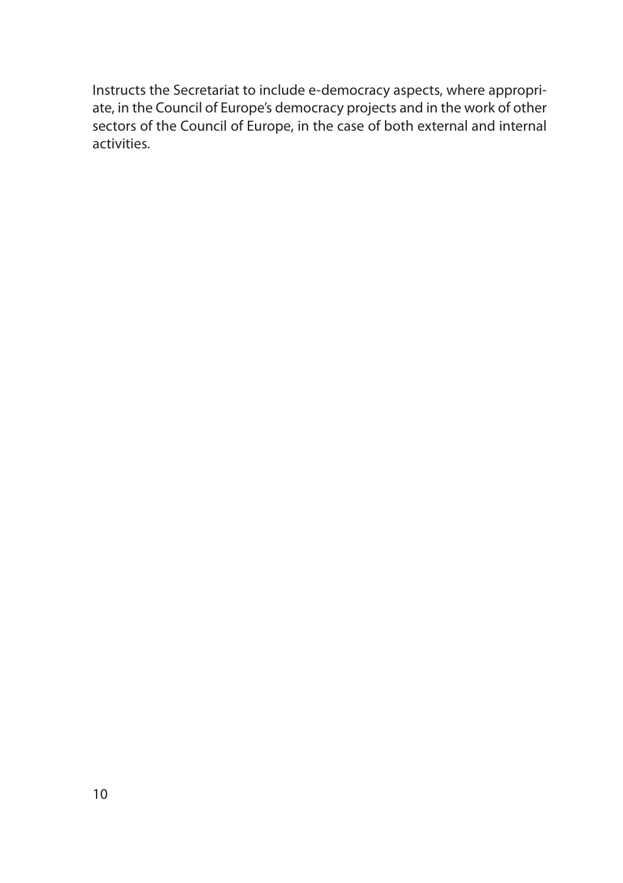Instructs the Secretariat to include e-democracy aspects, where appropriate, in the Council of Europe's democracy projects and in the work of other sectors of the Council of Europe, in the case of both external and internal activities.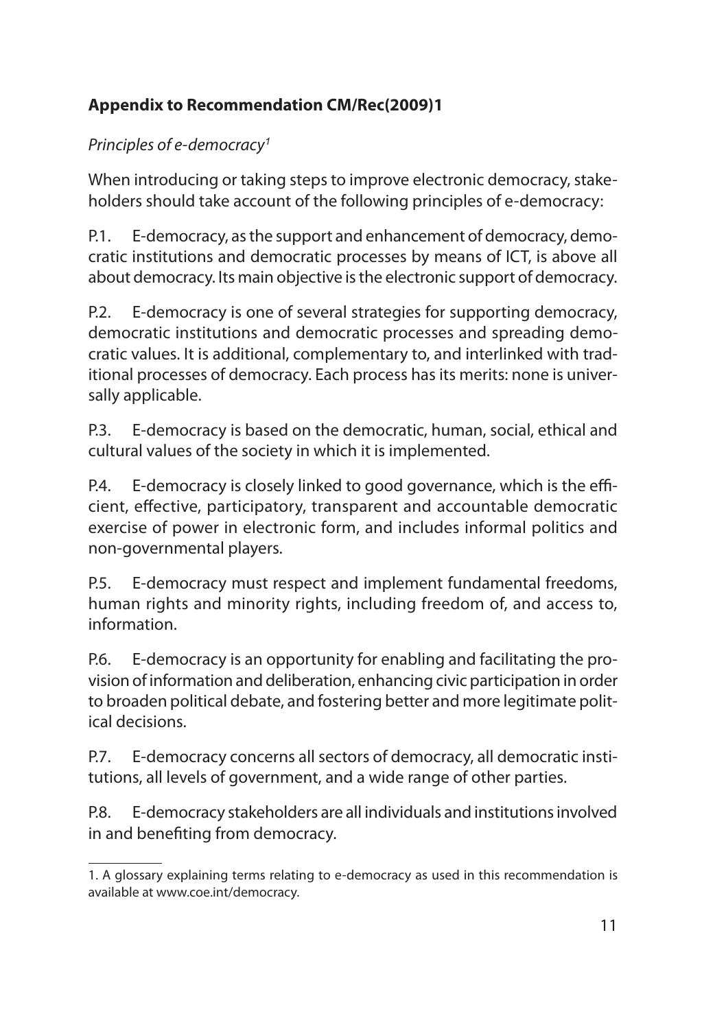## Appendix to Recommendation CM/Rec(2009)1

*Principles of e-democracy*[1]

When introducing or taking steps to improve electronic democracy, stakeholders should take account of the following principles of e-democracy:

P.1. E-democracy, as the support and enhancement of democracy, democratic institutions and democratic processes by means of ICT, is above all about democracy. Its main objective is the electronic support of democracy.

P.2. E-democracy is one of several strategies for supporting democracy, democratic institutions and democratic processes and spreading democratic values. It is additional, complementary to, and interlinked with traditional processes of democracy. Each process has its merits: none is universally applicable.

P.3. E-democracy is based on the democratic, human, social, ethical and cultural values of the society in which it is implemented.

P.4. E-democracy is closely linked to good governance, which is the efficient, effective, participatory, transparent and accountable democratic exercise of power in electronic form, and includes informal politics and non-governmental players.

P.5. E-democracy must respect and implement fundamental freedoms, human rights and minority rights, including freedom of, and access to, information.

P.6. E-democracy is an opportunity for enabling and facilitating the provision of information and deliberation, enhancing civic participation in order to broaden political debate, and fostering better and more legitimate political decisions.

P.7. E-democracy concerns all sectors of democracy, all democratic institutions, all levels of government, and a wide range of other parties.

P.8. E-democracy stakeholders are all individuals and institutions involved in and benefiting from democracy.

---

1. A glossary explaining terms relating to e-democracy as used in this recommendation is available at www.coe.int/democracy.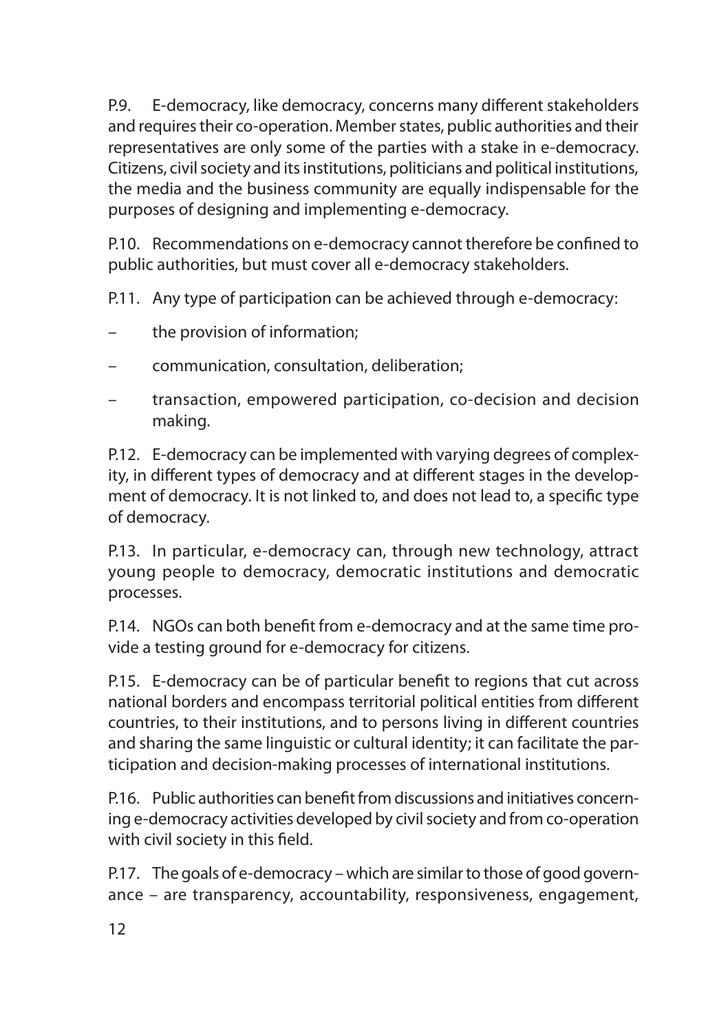P.9. E-democracy, like democracy, concerns many different stakeholders and requires their co-operation. Member states, public authorities and their representatives are only some of the parties with a stake in e-democracy. Citizens, civil society and its institutions, politicians and political institutions, the media and the business community are equally indispensable for the purposes of designing and implementing e-democracy.

P.10. Recommendations on e-democracy cannot therefore be confined to public authorities, but must cover all e-democracy stakeholders.

P.11. Any type of participation can be achieved through e-democracy:

- the provision of information;
- communication, consultation, deliberation;
- transaction, empowered participation, co-decision and decision making.

P.12. E-democracy can be implemented with varying degrees of complexity, in different types of democracy and at different stages in the development of democracy. It is not linked to, and does not lead to, a specific type of democracy.

P.13. In particular, e-democracy can, through new technology, attract young people to democracy, democratic institutions and democratic processes.

P.14. NGOs can both benefit from e-democracy and at the same time provide a testing ground for e-democracy for citizens.

P.15. E-democracy can be of particular benefit to regions that cut across national borders and encompass territorial political entities from different countries, to their institutions, and to persons living in different countries and sharing the same linguistic or cultural identity; it can facilitate the participation and decision-making processes of international institutions.

P.16. Public authorities can benefit from discussions and initiatives concerning e-democracy activities developed by civil society and from co-operation with civil society in this field.

P.17. The goals of e-democracy – which are similar to those of good governance – are transparency, accountability, responsiveness, engagement,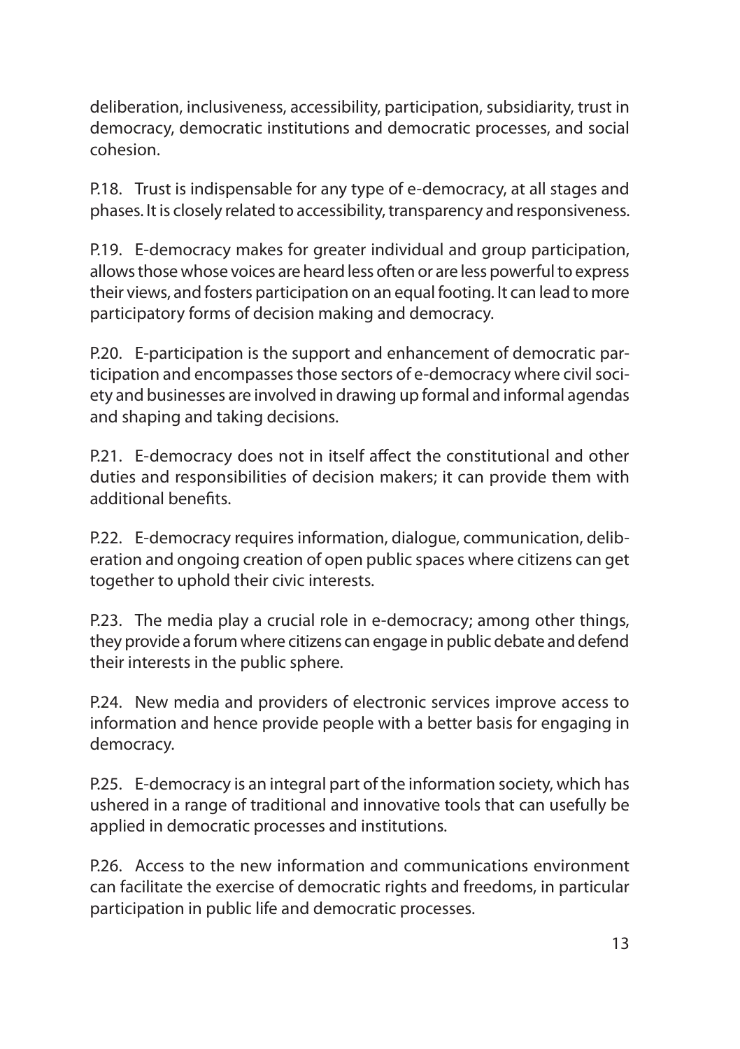deliberation, inclusiveness, accessibility, participation, subsidiarity, trust in democracy, democratic institutions and democratic processes, and social cohesion.

P.18. Trust is indispensable for any type of e-democracy, at all stages and phases. It is closely related to accessibility, transparency and responsiveness.

P.19. E-democracy makes for greater individual and group participation, allows those whose voices are heard less often or are less powerful to express their views, and fosters participation on an equal footing. It can lead to more participatory forms of decision making and democracy.

P.20. E-participation is the support and enhancement of democratic participation and encompasses those sectors of e-democracy where civil society and businesses are involved in drawing up formal and informal agendas and shaping and taking decisions.

P.21. E-democracy does not in itself affect the constitutional and other duties and responsibilities of decision makers; it can provide them with additional benefits.

P.22. E-democracy requires information, dialogue, communication, deliberation and ongoing creation of open public spaces where citizens can get together to uphold their civic interests.

P.23. The media play a crucial role in e-democracy; among other things, they provide a forum where citizens can engage in public debate and defend their interests in the public sphere.

P.24. New media and providers of electronic services improve access to information and hence provide people with a better basis for engaging in democracy.

P.25. E-democracy is an integral part of the information society, which has ushered in a range of traditional and innovative tools that can usefully be applied in democratic processes and institutions.

P.26. Access to the new information and communications environment can facilitate the exercise of democratic rights and freedoms, in particular participation in public life and democratic processes.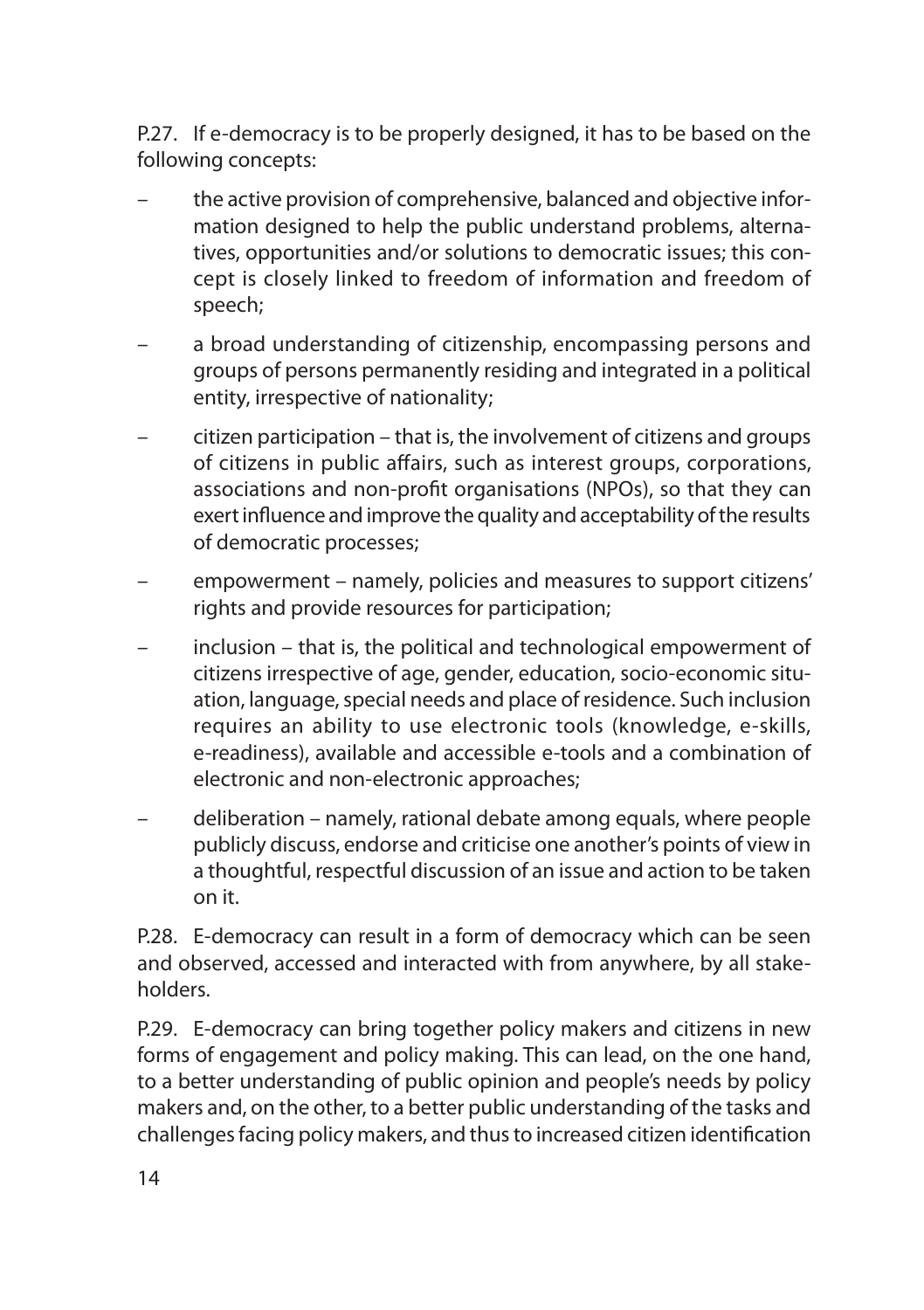P.27. If e-democracy is to be properly designed, it has to be based on the following concepts:

- the active provision of comprehensive, balanced and objective information designed to help the public understand problems, alternatives, opportunities and/or solutions to democratic issues; this concept is closely linked to freedom of information and freedom of speech;
- a broad understanding of citizenship, encompassing persons and groups of persons permanently residing and integrated in a political entity, irrespective of nationality;
- citizen participation – that is, the involvement of citizens and groups of citizens in public affairs, such as interest groups, corporations, associations and non-profit organisations (NPOs), so that they can exert influence and improve the quality and acceptability of the results of democratic processes;
- empowerment – namely, policies and measures to support citizens' rights and provide resources for participation;
- inclusion – that is, the political and technological empowerment of citizens irrespective of age, gender, education, socio-economic situation, language, special needs and place of residence. Such inclusion requires an ability to use electronic tools (knowledge, e-skills, e-readiness), available and accessible e-tools and a combination of electronic and non-electronic approaches;
- deliberation – namely, rational debate among equals, where people publicly discuss, endorse and criticise one another's points of view in a thoughtful, respectful discussion of an issue and action to be taken on it.

P.28. E-democracy can result in a form of democracy which can be seen and observed, accessed and interacted with from anywhere, by all stakeholders.

P.29. E-democracy can bring together policy makers and citizens in new forms of engagement and policy making. This can lead, on the one hand, to a better understanding of public opinion and people's needs by policy makers and, on the other, to a better public understanding of the tasks and challenges facing policy makers, and thus to increased citizen identification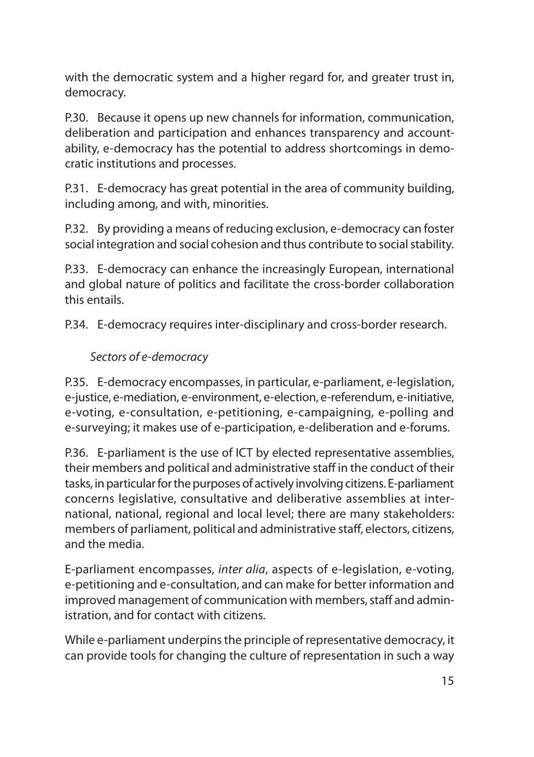with the democratic system and a higher regard for, and greater trust in, democracy.

P.30. Because it opens up new channels for information, communication, deliberation and participation and enhances transparency and accountability, e-democracy has the potential to address shortcomings in democratic institutions and processes.

P.31. E-democracy has great potential in the area of community building, including among, and with, minorities.

P.32. By providing a means of reducing exclusion, e-democracy can foster social integration and social cohesion and thus contribute to social stability.

P.33. E-democracy can enhance the increasingly European, international and global nature of politics and facilitate the cross-border collaboration this entails.

P.34. E-democracy requires inter-disciplinary and cross-border research.

*Sectors of e-democracy*

P.35. E-democracy encompasses, in particular, e-parliament, e-legislation, e-justice, e-mediation, e-environment, e-election, e-referendum, e-initiative, e-voting, e-consultation, e-petitioning, e-campaigning, e-polling and e-surveying; it makes use of e-participation, e-deliberation and e-forums.

P.36. E-parliament is the use of ICT by elected representative assemblies, their members and political and administrative staff in the conduct of their tasks, in particular for the purposes of actively involving citizens. E-parliament concerns legislative, consultative and deliberative assemblies at international, national, regional and local level; there are many stakeholders: members of parliament, political and administrative staff, electors, citizens, and the media.

E-parliament encompasses, *inter alia*, aspects of e-legislation, e-voting, e-petitioning and e-consultation, and can make for better information and improved management of communication with members, staff and administration, and for contact with citizens.

While e-parliament underpins the principle of representative democracy, it can provide tools for changing the culture of representation in such a way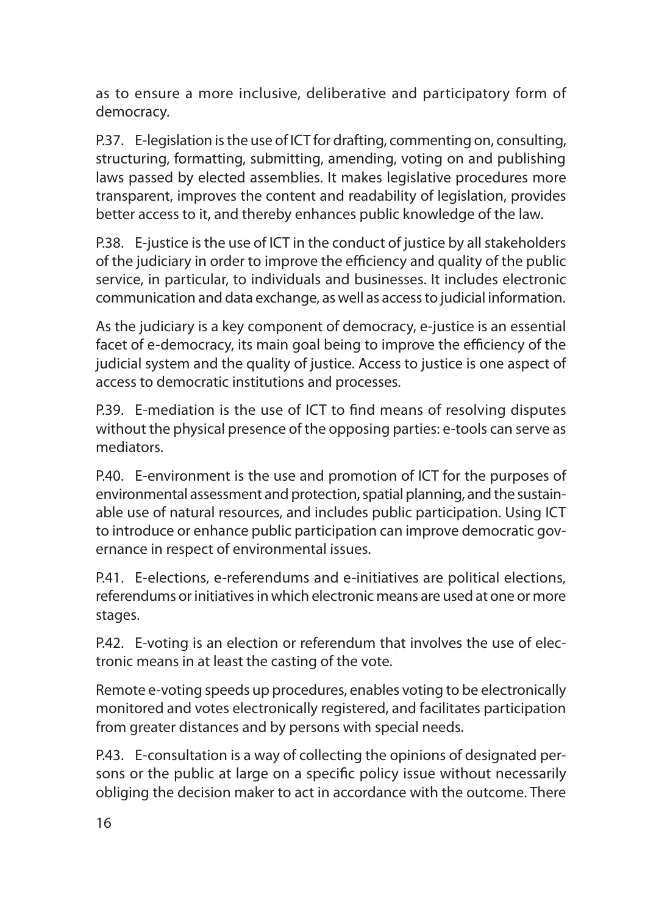as to ensure a more inclusive, deliberative and participatory form of democracy.

P.37. E-legislation is the use of ICT for drafting, commenting on, consulting, structuring, formatting, submitting, amending, voting on and publishing laws passed by elected assemblies. It makes legislative procedures more transparent, improves the content and readability of legislation, provides better access to it, and thereby enhances public knowledge of the law.

P.38. E-justice is the use of ICT in the conduct of justice by all stakeholders of the judiciary in order to improve the efficiency and quality of the public service, in particular, to individuals and businesses. It includes electronic communication and data exchange, as well as access to judicial information.

As the judiciary is a key component of democracy, e-justice is an essential facet of e-democracy, its main goal being to improve the efficiency of the judicial system and the quality of justice. Access to justice is one aspect of access to democratic institutions and processes.

P.39. E-mediation is the use of ICT to find means of resolving disputes without the physical presence of the opposing parties: e-tools can serve as mediators.

P.40. E-environment is the use and promotion of ICT for the purposes of environmental assessment and protection, spatial planning, and the sustainable use of natural resources, and includes public participation. Using ICT to introduce or enhance public participation can improve democratic governance in respect of environmental issues.

P.41. E-elections, e-referendums and e-initiatives are political elections, referendums or initiatives in which electronic means are used at one or more stages.

P.42. E-voting is an election or referendum that involves the use of electronic means in at least the casting of the vote.

Remote e-voting speeds up procedures, enables voting to be electronically monitored and votes electronically registered, and facilitates participation from greater distances and by persons with special needs.

P.43. E-consultation is a way of collecting the opinions of designated persons or the public at large on a specific policy issue without necessarily obliging the decision maker to act in accordance with the outcome. There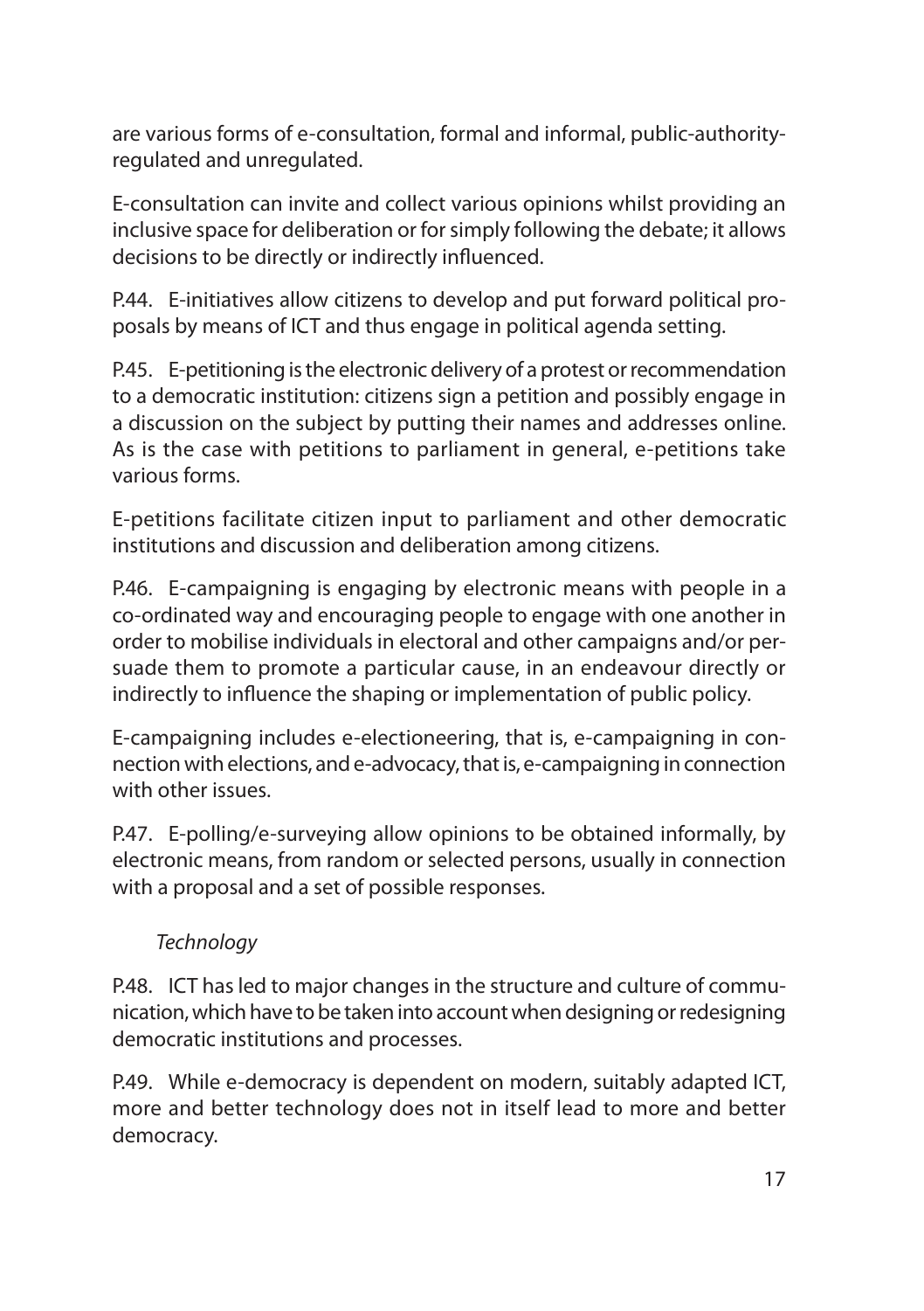are various forms of e-consultation, formal and informal, public-authority-regulated and unregulated.

E-consultation can invite and collect various opinions whilst providing an inclusive space for deliberation or for simply following the debate; it allows decisions to be directly or indirectly influenced.

P.44. E-initiatives allow citizens to develop and put forward political proposals by means of ICT and thus engage in political agenda setting.

P.45. E-petitioning is the electronic delivery of a protest or recommendation to a democratic institution: citizens sign a petition and possibly engage in a discussion on the subject by putting their names and addresses online. As is the case with petitions to parliament in general, e-petitions take various forms.

E-petitions facilitate citizen input to parliament and other democratic institutions and discussion and deliberation among citizens.

P.46. E-campaigning is engaging by electronic means with people in a co-ordinated way and encouraging people to engage with one another in order to mobilise individuals in electoral and other campaigns and/or persuade them to promote a particular cause, in an endeavour directly or indirectly to influence the shaping or implementation of public policy.

E-campaigning includes e-electioneering, that is, e-campaigning in connection with elections, and e-advocacy, that is, e-campaigning in connection with other issues.

P.47. E-polling/e-surveying allow opinions to be obtained informally, by electronic means, from random or selected persons, usually in connection with a proposal and a set of possible responses.

*Technology*

P.48. ICT has led to major changes in the structure and culture of communication, which have to be taken into account when designing or redesigning democratic institutions and processes.

P.49. While e-democracy is dependent on modern, suitably adapted ICT, more and better technology does not in itself lead to more and better democracy.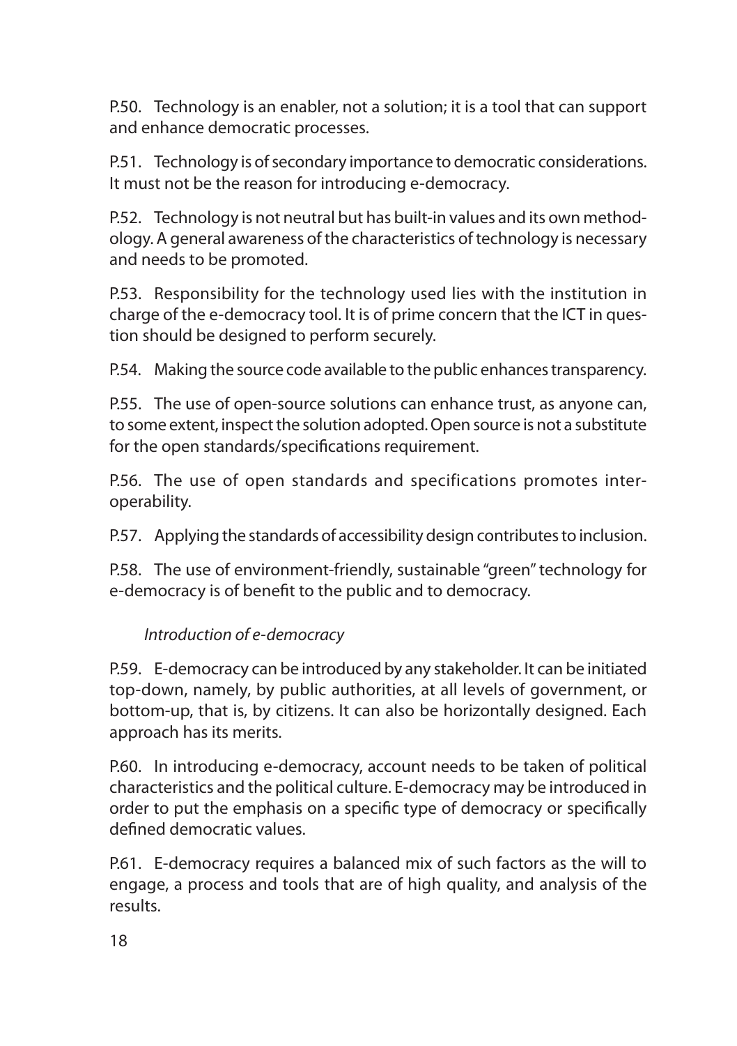P.50. Technology is an enabler, not a solution; it is a tool that can support and enhance democratic processes.

P.51. Technology is of secondary importance to democratic considerations. It must not be the reason for introducing e-democracy.

P.52. Technology is not neutral but has built-in values and its own methodology. A general awareness of the characteristics of technology is necessary and needs to be promoted.

P.53. Responsibility for the technology used lies with the institution in charge of the e-democracy tool. It is of prime concern that the ICT in question should be designed to perform securely.

P.54. Making the source code available to the public enhances transparency.

P.55. The use of open-source solutions can enhance trust, as anyone can, to some extent, inspect the solution adopted. Open source is not a substitute for the open standards/specifications requirement.

P.56. The use of open standards and specifications promotes interoperability.

P.57. Applying the standards of accessibility design contributes to inclusion.

P.58. The use of environment-friendly, sustainable "green" technology for e-democracy is of benefit to the public and to democracy.

*Introduction of e-democracy*

P.59. E-democracy can be introduced by any stakeholder. It can be initiated top-down, namely, by public authorities, at all levels of government, or bottom-up, that is, by citizens. It can also be horizontally designed. Each approach has its merits.

P.60. In introducing e-democracy, account needs to be taken of political characteristics and the political culture. E-democracy may be introduced in order to put the emphasis on a specific type of democracy or specifically defined democratic values.

P.61. E-democracy requires a balanced mix of such factors as the will to engage, a process and tools that are of high quality, and analysis of the results.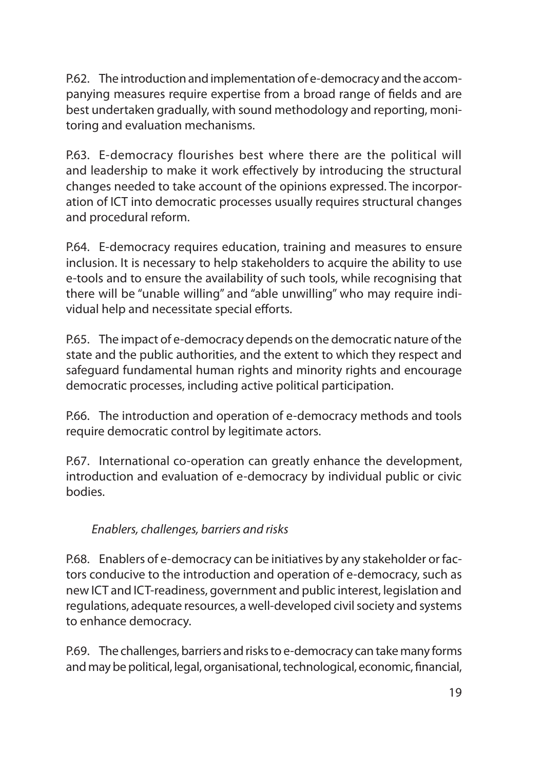P.62. The introduction and implementation of e-democracy and the accompanying measures require expertise from a broad range of fields and are best undertaken gradually, with sound methodology and reporting, monitoring and evaluation mechanisms.

P.63. E-democracy flourishes best where there are the political will and leadership to make it work effectively by introducing the structural changes needed to take account of the opinions expressed. The incorporation of ICT into democratic processes usually requires structural changes and procedural reform.

P.64. E-democracy requires education, training and measures to ensure inclusion. It is necessary to help stakeholders to acquire the ability to use e-tools and to ensure the availability of such tools, while recognising that there will be "unable willing" and "able unwilling" who may require individual help and necessitate special efforts.

P.65. The impact of e-democracy depends on the democratic nature of the state and the public authorities, and the extent to which they respect and safeguard fundamental human rights and minority rights and encourage democratic processes, including active political participation.

P.66. The introduction and operation of e-democracy methods and tools require democratic control by legitimate actors.

P.67. International co-operation can greatly enhance the development, introduction and evaluation of e-democracy by individual public or civic bodies.

*Enablers, challenges, barriers and risks*

P.68. Enablers of e-democracy can be initiatives by any stakeholder or factors conducive to the introduction and operation of e-democracy, such as new ICT and ICT-readiness, government and public interest, legislation and regulations, adequate resources, a well-developed civil society and systems to enhance democracy.

P.69. The challenges, barriers and risks to e-democracy can take many forms and may be political, legal, organisational, technological, economic, financial,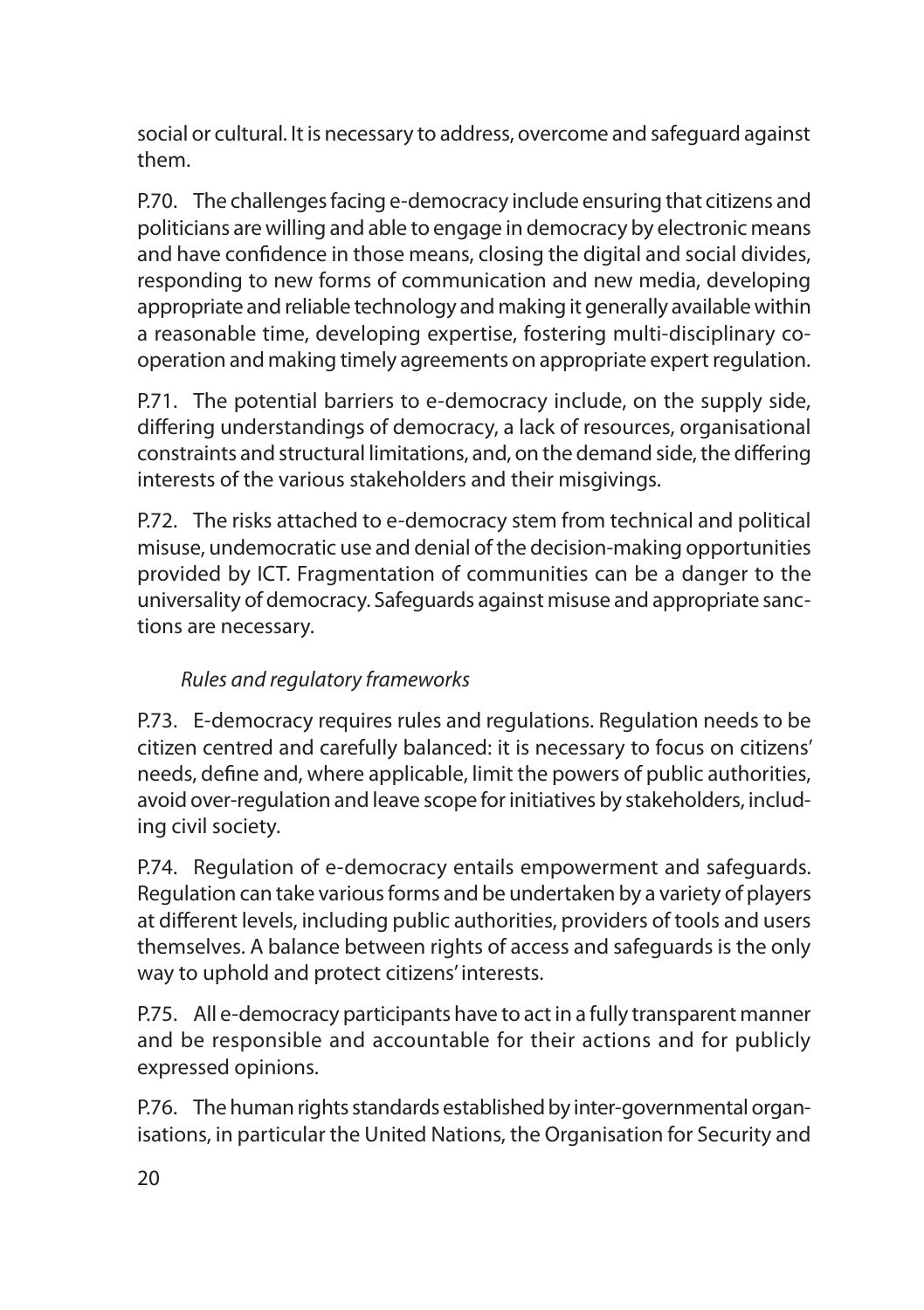social or cultural. It is necessary to address, overcome and safeguard against them.

P.70. The challenges facing e-democracy include ensuring that citizens and politicians are willing and able to engage in democracy by electronic means and have confidence in those means, closing the digital and social divides, responding to new forms of communication and new media, developing appropriate and reliable technology and making it generally available within a reasonable time, developing expertise, fostering multi-disciplinary co-operation and making timely agreements on appropriate expert regulation.

P.71. The potential barriers to e-democracy include, on the supply side, differing understandings of democracy, a lack of resources, organisational constraints and structural limitations, and, on the demand side, the differing interests of the various stakeholders and their misgivings.

P.72. The risks attached to e-democracy stem from technical and political misuse, undemocratic use and denial of the decision-making opportunities provided by ICT. Fragmentation of communities can be a danger to the universality of democracy. Safeguards against misuse and appropriate sanctions are necessary.

*Rules and regulatory frameworks*

P.73. E-democracy requires rules and regulations. Regulation needs to be citizen centred and carefully balanced: it is necessary to focus on citizens' needs, define and, where applicable, limit the powers of public authorities, avoid over-regulation and leave scope for initiatives by stakeholders, including civil society.

P.74. Regulation of e-democracy entails empowerment and safeguards. Regulation can take various forms and be undertaken by a variety of players at different levels, including public authorities, providers of tools and users themselves. A balance between rights of access and safeguards is the only way to uphold and protect citizens' interests.

P.75. All e-democracy participants have to act in a fully transparent manner and be responsible and accountable for their actions and for publicly expressed opinions.

P.76. The human rights standards established by inter-governmental organisations, in particular the United Nations, the Organisation for Security and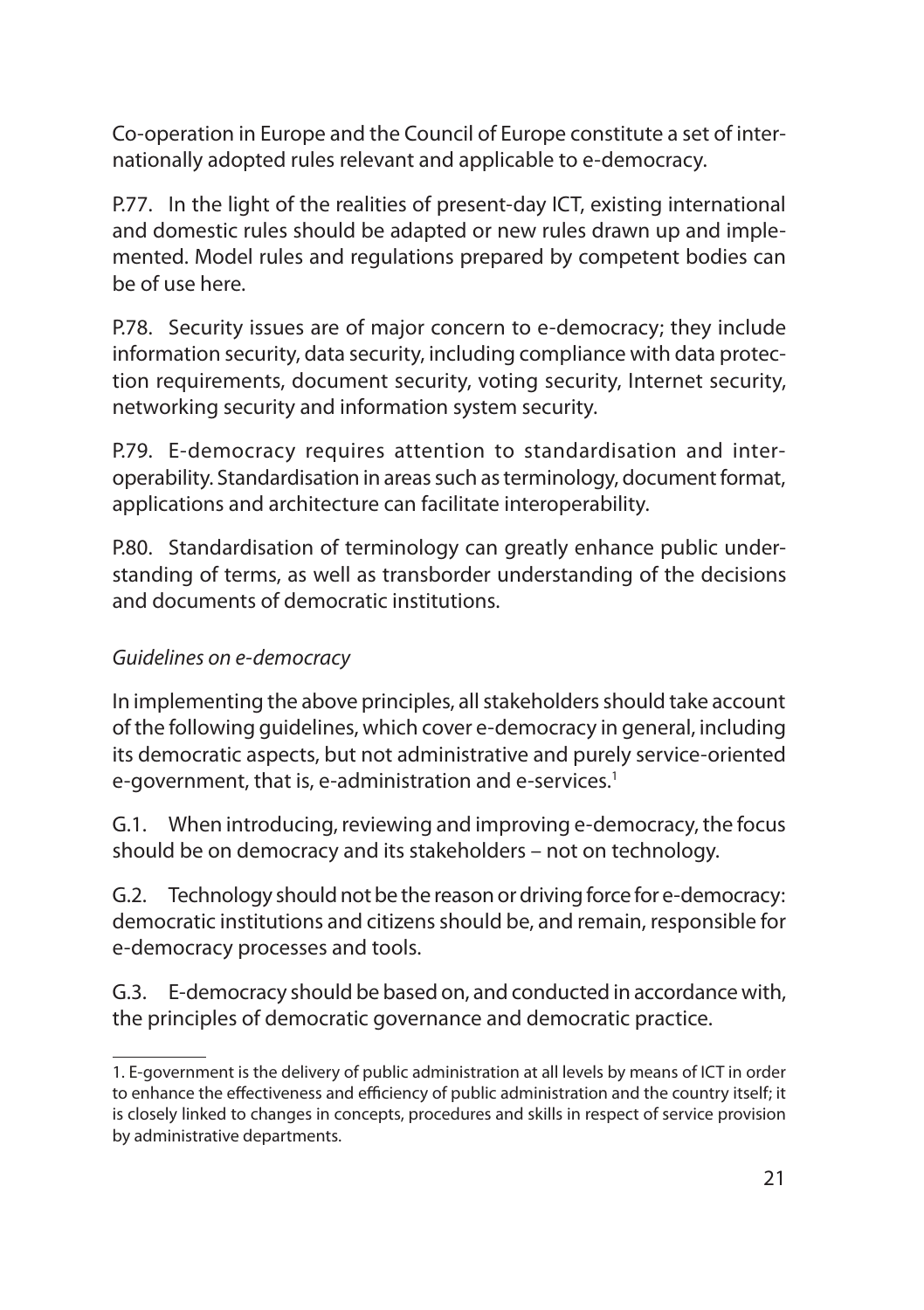Co-operation in Europe and the Council of Europe constitute a set of internationally adopted rules relevant and applicable to e-democracy.

P.77. In the light of the realities of present-day ICT, existing international and domestic rules should be adapted or new rules drawn up and implemented. Model rules and regulations prepared by competent bodies can be of use here.

P.78. Security issues are of major concern to e-democracy; they include information security, data security, including compliance with data protection requirements, document security, voting security, Internet security, networking security and information system security.

P.79. E-democracy requires attention to standardisation and interoperability. Standardisation in areas such as terminology, document format, applications and architecture can facilitate interoperability.

P.80. Standardisation of terminology can greatly enhance public understanding of terms, as well as transborder understanding of the decisions and documents of democratic institutions.

*Guidelines on e-democracy*

In implementing the above principles, all stakeholders should take account of the following guidelines, which cover e-democracy in general, including its democratic aspects, but not administrative and purely service-oriented e-government, that is, e-administration and e-services.[1]

G.1. When introducing, reviewing and improving e-democracy, the focus should be on democracy and its stakeholders – not on technology.

G.2. Technology should not be the reason or driving force for e-democracy: democratic institutions and citizens should be, and remain, responsible for e-democracy processes and tools.

G.3. E-democracy should be based on, and conducted in accordance with, the principles of democratic governance and democratic practice.

1. E-government is the delivery of public administration at all levels by means of ICT in order to enhance the effectiveness and efficiency of public administration and the country itself; it is closely linked to changes in concepts, procedures and skills in respect of service provision by administrative departments.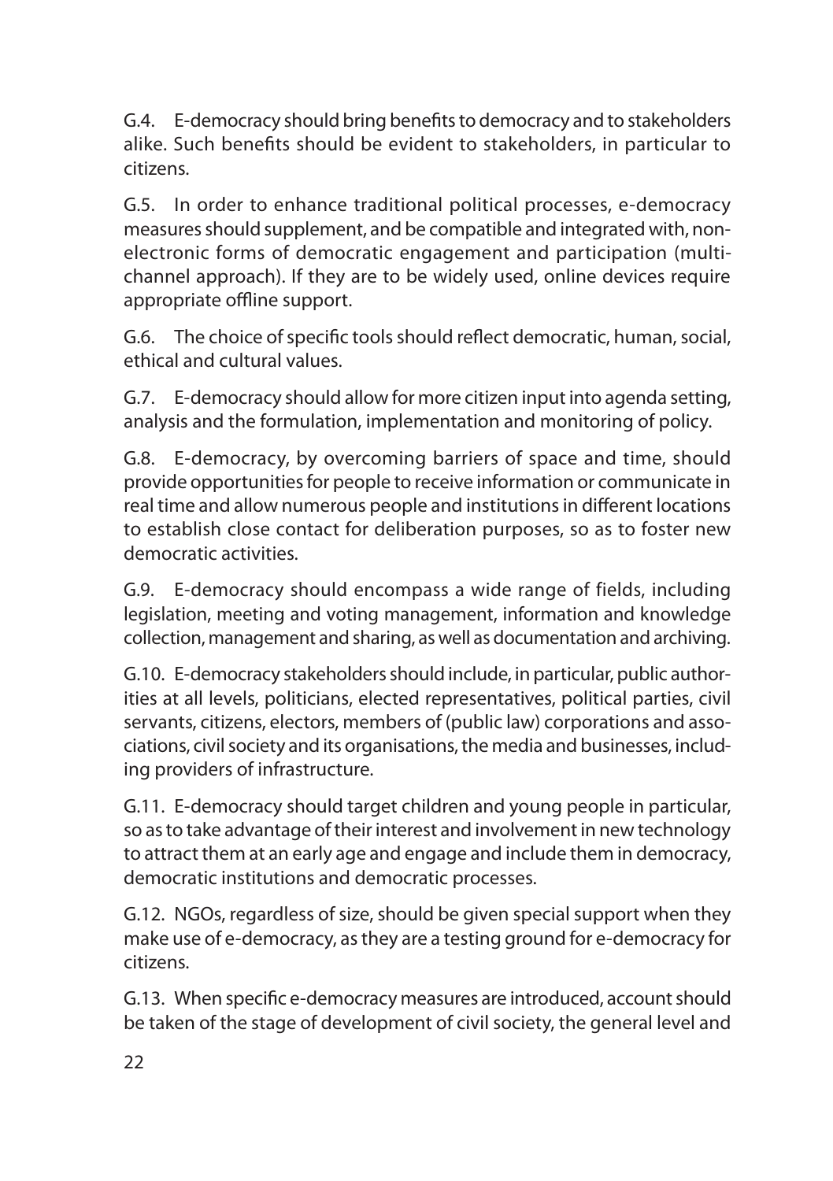G.4. E-democracy should bring benefits to democracy and to stakeholders alike. Such benefits should be evident to stakeholders, in particular to citizens.

G.5. In order to enhance traditional political processes, e-democracy measures should supplement, and be compatible and integrated with, non-electronic forms of democratic engagement and participation (multi-channel approach). If they are to be widely used, online devices require appropriate offline support.

G.6. The choice of specific tools should reflect democratic, human, social, ethical and cultural values.

G.7. E-democracy should allow for more citizen input into agenda setting, analysis and the formulation, implementation and monitoring of policy.

G.8. E-democracy, by overcoming barriers of space and time, should provide opportunities for people to receive information or communicate in real time and allow numerous people and institutions in different locations to establish close contact for deliberation purposes, so as to foster new democratic activities.

G.9. E-democracy should encompass a wide range of fields, including legislation, meeting and voting management, information and knowledge collection, management and sharing, as well as documentation and archiving.

G.10. E-democracy stakeholders should include, in particular, public authorities at all levels, politicians, elected representatives, political parties, civil servants, citizens, electors, members of (public law) corporations and associations, civil society and its organisations, the media and businesses, including providers of infrastructure.

G.11. E-democracy should target children and young people in particular, so as to take advantage of their interest and involvement in new technology to attract them at an early age and engage and include them in democracy, democratic institutions and democratic processes.

G.12. NGOs, regardless of size, should be given special support when they make use of e-democracy, as they are a testing ground for e-democracy for citizens.

G.13. When specific e-democracy measures are introduced, account should be taken of the stage of development of civil society, the general level and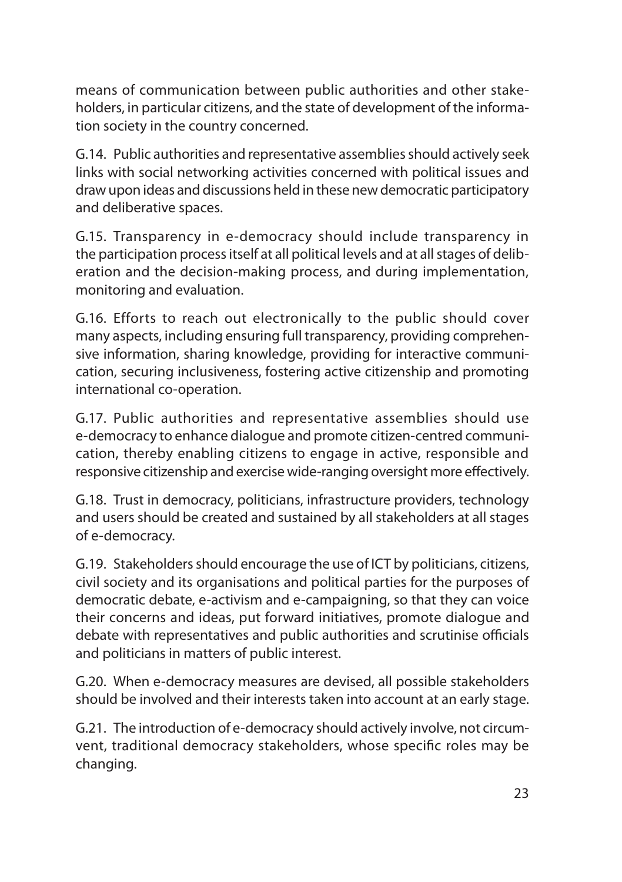means of communication between public authorities and other stakeholders, in particular citizens, and the state of development of the information society in the country concerned.

G.14. Public authorities and representative assemblies should actively seek links with social networking activities concerned with political issues and draw upon ideas and discussions held in these new democratic participatory and deliberative spaces.

G.15. Transparency in e-democracy should include transparency in the participation process itself at all political levels and at all stages of deliberation and the decision-making process, and during implementation, monitoring and evaluation.

G.16. Efforts to reach out electronically to the public should cover many aspects, including ensuring full transparency, providing comprehensive information, sharing knowledge, providing for interactive communication, securing inclusiveness, fostering active citizenship and promoting international co-operation.

G.17. Public authorities and representative assemblies should use e-democracy to enhance dialogue and promote citizen-centred communication, thereby enabling citizens to engage in active, responsible and responsive citizenship and exercise wide-ranging oversight more effectively.

G.18. Trust in democracy, politicians, infrastructure providers, technology and users should be created and sustained by all stakeholders at all stages of e-democracy.

G.19. Stakeholders should encourage the use of ICT by politicians, citizens, civil society and its organisations and political parties for the purposes of democratic debate, e-activism and e-campaigning, so that they can voice their concerns and ideas, put forward initiatives, promote dialogue and debate with representatives and public authorities and scrutinise officials and politicians in matters of public interest.

G.20. When e-democracy measures are devised, all possible stakeholders should be involved and their interests taken into account at an early stage.

G.21. The introduction of e-democracy should actively involve, not circumvent, traditional democracy stakeholders, whose specific roles may be changing.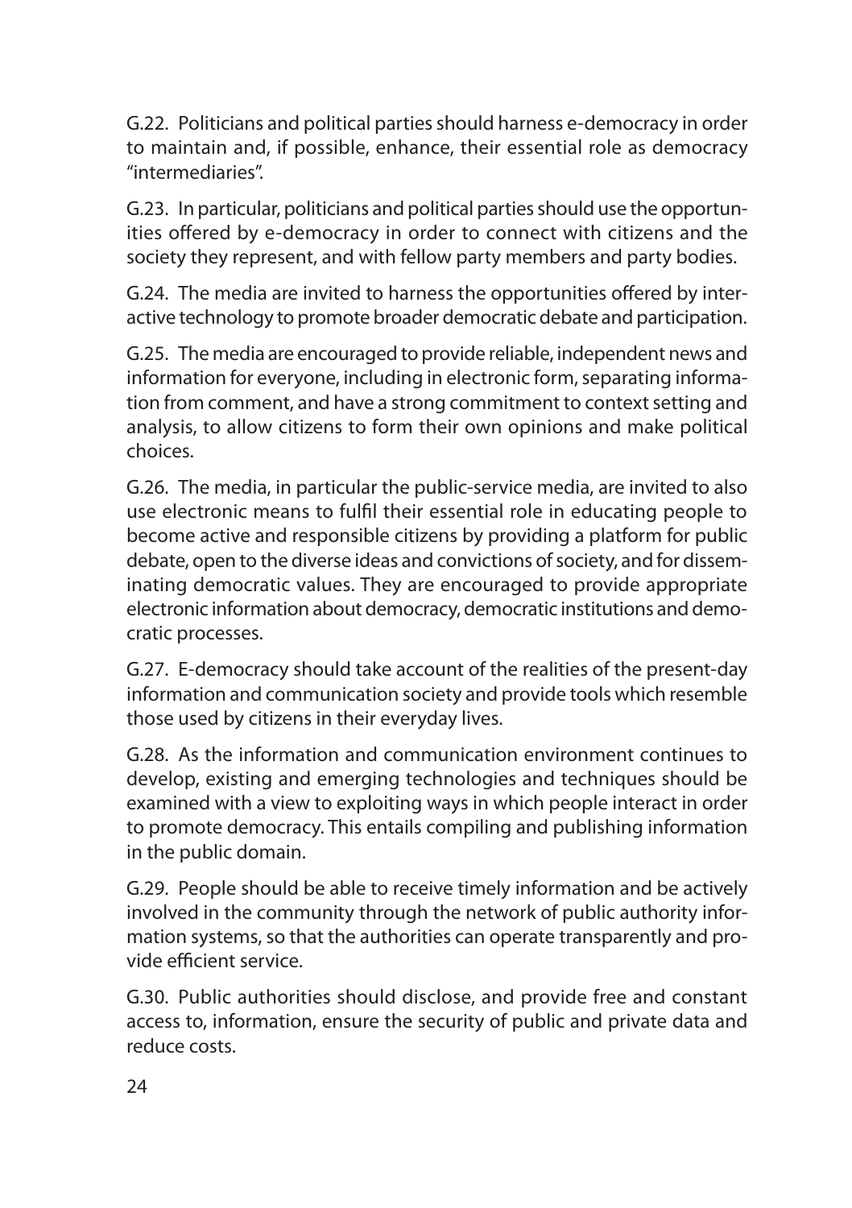G.22. Politicians and political parties should harness e-democracy in order to maintain and, if possible, enhance, their essential role as democracy "intermediaries".

G.23. In particular, politicians and political parties should use the opportunities offered by e-democracy in order to connect with citizens and the society they represent, and with fellow party members and party bodies.

G.24. The media are invited to harness the opportunities offered by interactive technology to promote broader democratic debate and participation.

G.25. The media are encouraged to provide reliable, independent news and information for everyone, including in electronic form, separating information from comment, and have a strong commitment to context setting and analysis, to allow citizens to form their own opinions and make political choices.

G.26. The media, in particular the public-service media, are invited to also use electronic means to fulfil their essential role in educating people to become active and responsible citizens by providing a platform for public debate, open to the diverse ideas and convictions of society, and for disseminating democratic values. They are encouraged to provide appropriate electronic information about democracy, democratic institutions and democratic processes.

G.27. E-democracy should take account of the realities of the present-day information and communication society and provide tools which resemble those used by citizens in their everyday lives.

G.28. As the information and communication environment continues to develop, existing and emerging technologies and techniques should be examined with a view to exploiting ways in which people interact in order to promote democracy. This entails compiling and publishing information in the public domain.

G.29. People should be able to receive timely information and be actively involved in the community through the network of public authority information systems, so that the authorities can operate transparently and provide efficient service.

G.30. Public authorities should disclose, and provide free and constant access to, information, ensure the security of public and private data and reduce costs.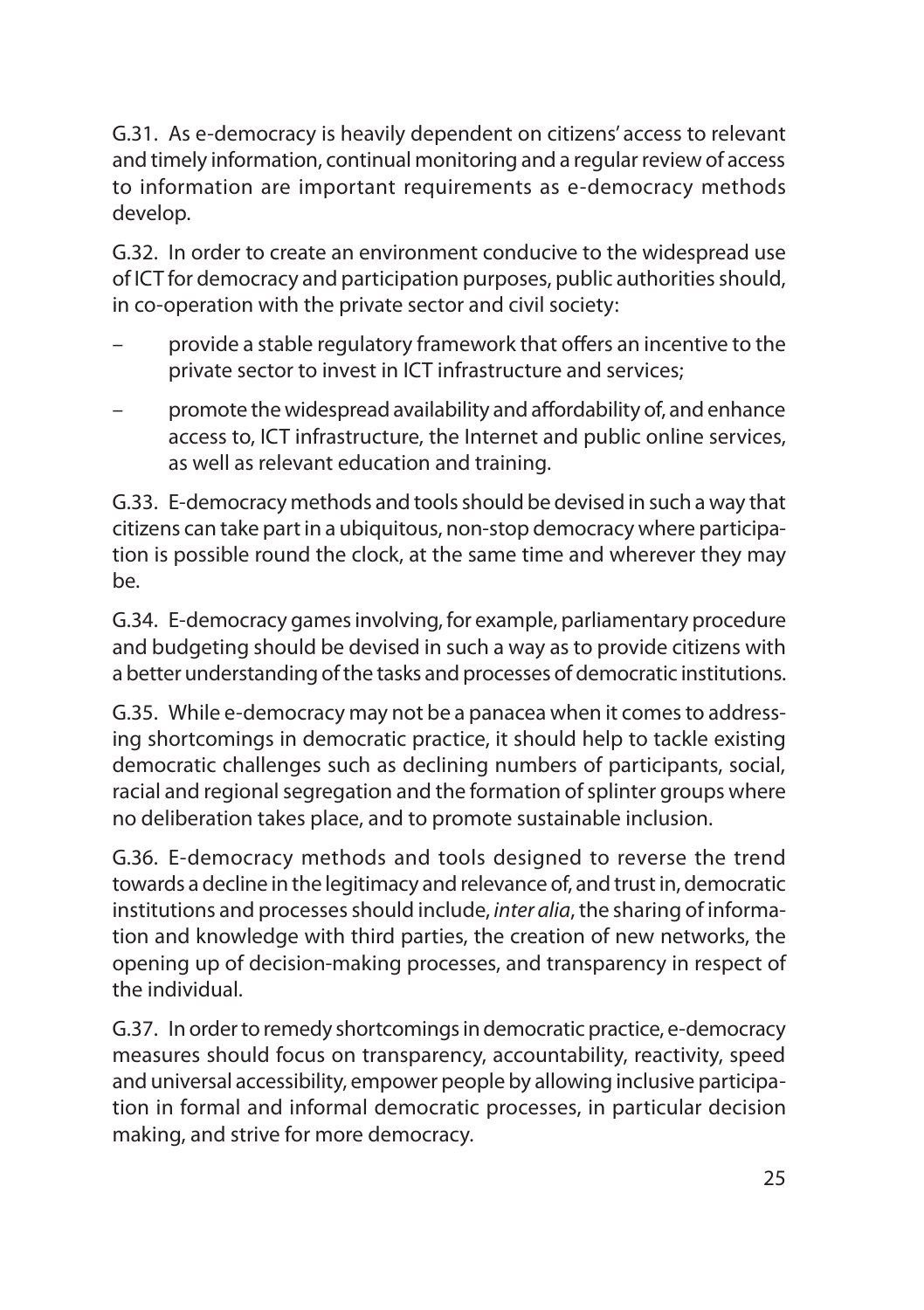G.31. As e-democracy is heavily dependent on citizens' access to relevant and timely information, continual monitoring and a regular review of access to information are important requirements as e-democracy methods develop.

G.32. In order to create an environment conducive to the widespread use of ICT for democracy and participation purposes, public authorities should, in co-operation with the private sector and civil society:

- provide a stable regulatory framework that offers an incentive to the private sector to invest in ICT infrastructure and services;
- promote the widespread availability and affordability of, and enhance access to, ICT infrastructure, the Internet and public online services, as well as relevant education and training.

G.33. E-democracy methods and tools should be devised in such a way that citizens can take part in a ubiquitous, non-stop democracy where participation is possible round the clock, at the same time and wherever they may be.

G.34. E-democracy games involving, for example, parliamentary procedure and budgeting should be devised in such a way as to provide citizens with a better understanding of the tasks and processes of democratic institutions.

G.35. While e-democracy may not be a panacea when it comes to addressing shortcomings in democratic practice, it should help to tackle existing democratic challenges such as declining numbers of participants, social, racial and regional segregation and the formation of splinter groups where no deliberation takes place, and to promote sustainable inclusion.

G.36. E-democracy methods and tools designed to reverse the trend towards a decline in the legitimacy and relevance of, and trust in, democratic institutions and processes should include, *inter alia*, the sharing of information and knowledge with third parties, the creation of new networks, the opening up of decision-making processes, and transparency in respect of the individual.

G.37. In order to remedy shortcomings in democratic practice, e-democracy measures should focus on transparency, accountability, reactivity, speed and universal accessibility, empower people by allowing inclusive participation in formal and informal democratic processes, in particular decision making, and strive for more democracy.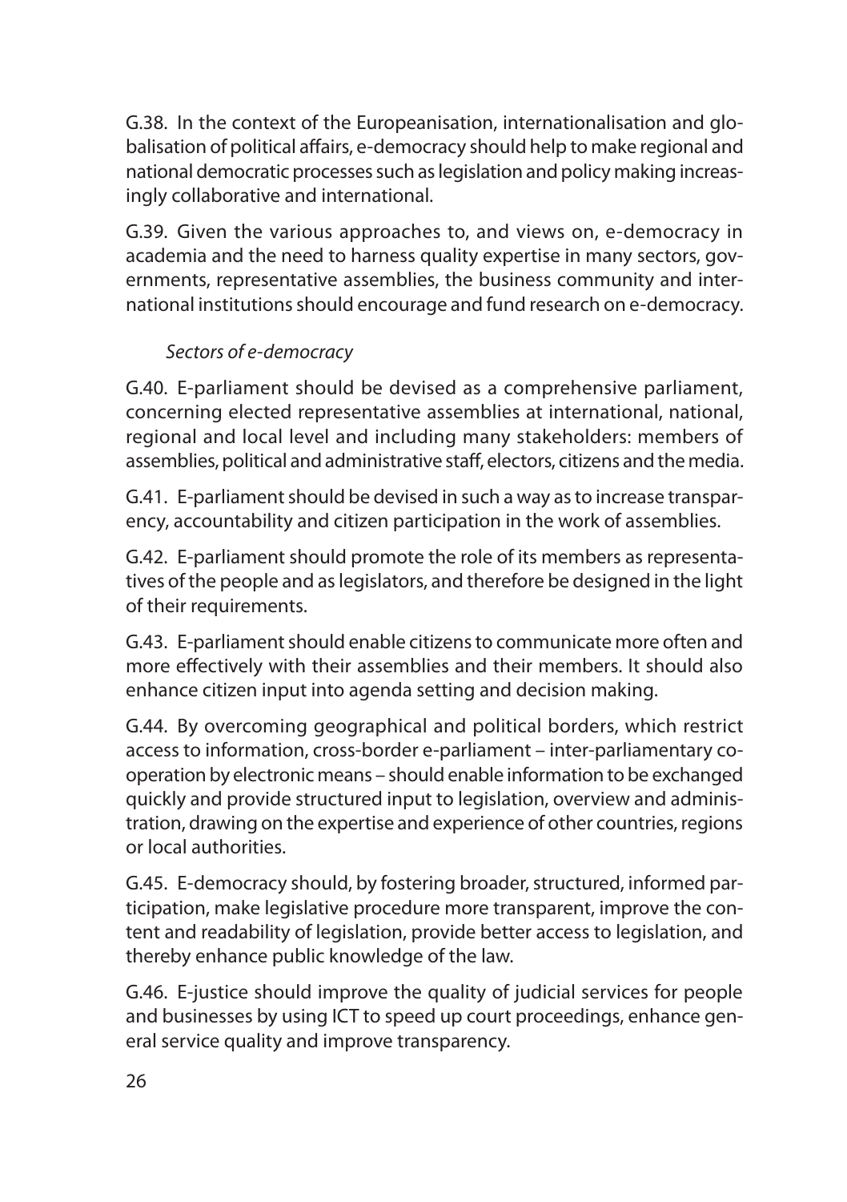G.38. In the context of the Europeanisation, internationalisation and globalisation of political affairs, e-democracy should help to make regional and national democratic processes such as legislation and policy making increasingly collaborative and international.

G.39. Given the various approaches to, and views on, e-democracy in academia and the need to harness quality expertise in many sectors, governments, representative assemblies, the business community and international institutions should encourage and fund research on e-democracy.

*Sectors of e-democracy*

G.40. E-parliament should be devised as a comprehensive parliament, concerning elected representative assemblies at international, national, regional and local level and including many stakeholders: members of assemblies, political and administrative staff, electors, citizens and the media.

G.41. E-parliament should be devised in such a way as to increase transparency, accountability and citizen participation in the work of assemblies.

G.42. E-parliament should promote the role of its members as representatives of the people and as legislators, and therefore be designed in the light of their requirements.

G.43. E-parliament should enable citizens to communicate more often and more effectively with their assemblies and their members. It should also enhance citizen input into agenda setting and decision making.

G.44. By overcoming geographical and political borders, which restrict access to information, cross-border e-parliament – inter-parliamentary co-operation by electronic means – should enable information to be exchanged quickly and provide structured input to legislation, overview and administration, drawing on the expertise and experience of other countries, regions or local authorities.

G.45. E-democracy should, by fostering broader, structured, informed participation, make legislative procedure more transparent, improve the content and readability of legislation, provide better access to legislation, and thereby enhance public knowledge of the law.

G.46. E-justice should improve the quality of judicial services for people and businesses by using ICT to speed up court proceedings, enhance general service quality and improve transparency.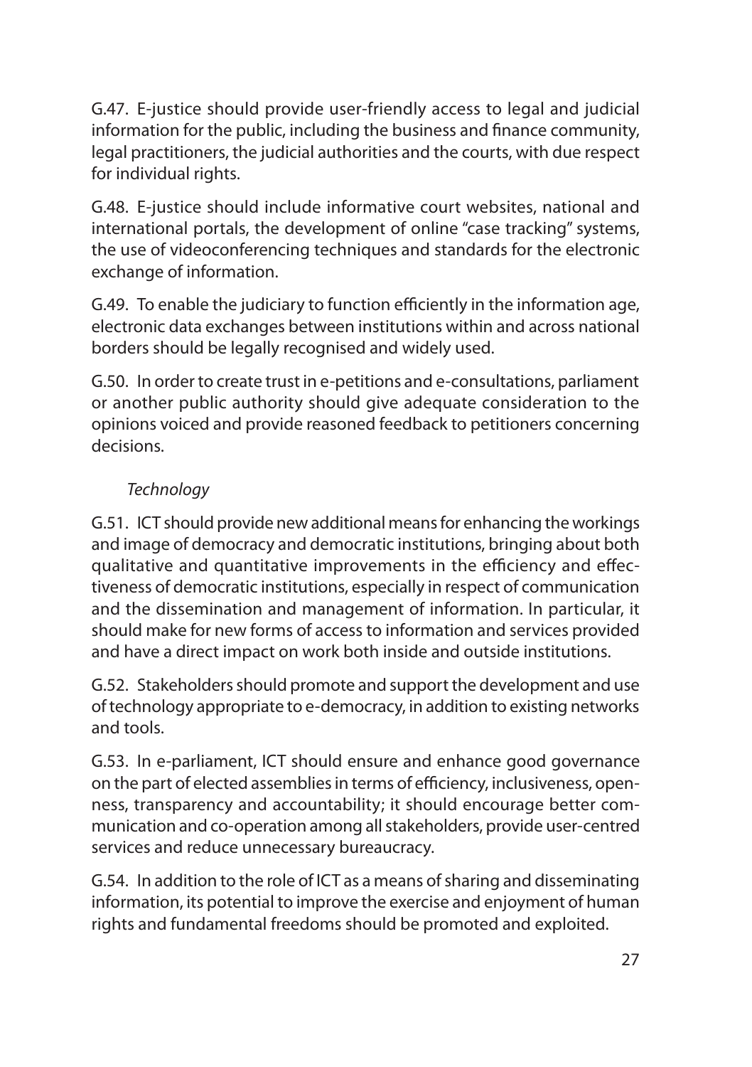G.47. E-justice should provide user-friendly access to legal and judicial information for the public, including the business and finance community, legal practitioners, the judicial authorities and the courts, with due respect for individual rights.

G.48. E-justice should include informative court websites, national and international portals, the development of online "case tracking" systems, the use of videoconferencing techniques and standards for the electronic exchange of information.

G.49. To enable the judiciary to function efficiently in the information age, electronic data exchanges between institutions within and across national borders should be legally recognised and widely used.

G.50. In order to create trust in e-petitions and e-consultations, parliament or another public authority should give adequate consideration to the opinions voiced and provide reasoned feedback to petitioners concerning decisions.

*Technology*

G.51. ICT should provide new additional means for enhancing the workings and image of democracy and democratic institutions, bringing about both qualitative and quantitative improvements in the efficiency and effectiveness of democratic institutions, especially in respect of communication and the dissemination and management of information. In particular, it should make for new forms of access to information and services provided and have a direct impact on work both inside and outside institutions.

G.52. Stakeholders should promote and support the development and use of technology appropriate to e-democracy, in addition to existing networks and tools.

G.53. In e-parliament, ICT should ensure and enhance good governance on the part of elected assemblies in terms of efficiency, inclusiveness, openness, transparency and accountability; it should encourage better communication and co-operation among all stakeholders, provide user-centred services and reduce unnecessary bureaucracy.

G.54. In addition to the role of ICT as a means of sharing and disseminating information, its potential to improve the exercise and enjoyment of human rights and fundamental freedoms should be promoted and exploited.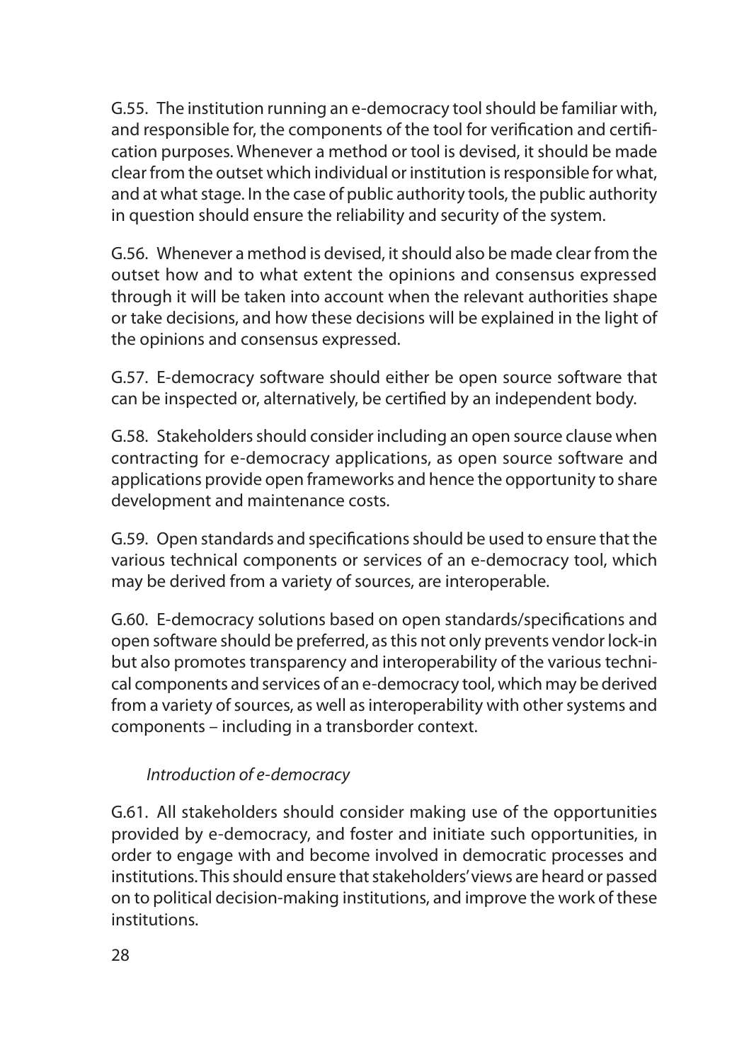G.55. The institution running an e-democracy tool should be familiar with, and responsible for, the components of the tool for verification and certification purposes. Whenever a method or tool is devised, it should be made clear from the outset which individual or institution is responsible for what, and at what stage. In the case of public authority tools, the public authority in question should ensure the reliability and security of the system.

G.56. Whenever a method is devised, it should also be made clear from the outset how and to what extent the opinions and consensus expressed through it will be taken into account when the relevant authorities shape or take decisions, and how these decisions will be explained in the light of the opinions and consensus expressed.

G.57. E-democracy software should either be open source software that can be inspected or, alternatively, be certified by an independent body.

G.58. Stakeholders should consider including an open source clause when contracting for e-democracy applications, as open source software and applications provide open frameworks and hence the opportunity to share development and maintenance costs.

G.59. Open standards and specifications should be used to ensure that the various technical components or services of an e-democracy tool, which may be derived from a variety of sources, are interoperable.

G.60. E-democracy solutions based on open standards/specifications and open software should be preferred, as this not only prevents vendor lock-in but also promotes transparency and interoperability of the various technical components and services of an e-democracy tool, which may be derived from a variety of sources, as well as interoperability with other systems and components – including in a transborder context.

*Introduction of e-democracy*

G.61. All stakeholders should consider making use of the opportunities provided by e-democracy, and foster and initiate such opportunities, in order to engage with and become involved in democratic processes and institutions. This should ensure that stakeholders' views are heard or passed on to political decision-making institutions, and improve the work of these institutions.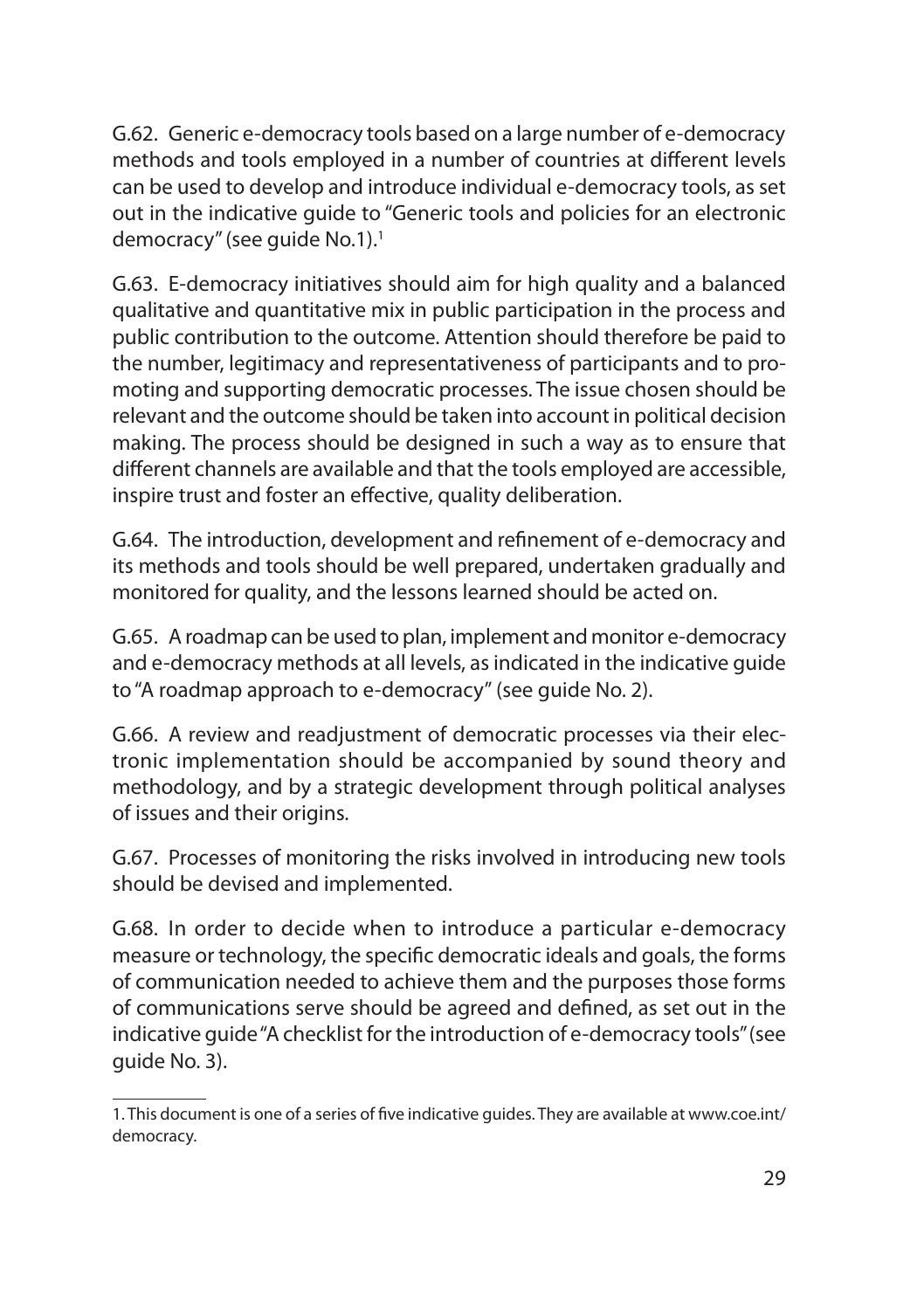G.62. Generic e-democracy tools based on a large number of e-democracy methods and tools employed in a number of countries at different levels can be used to develop and introduce individual e-democracy tools, as set out in the indicative guide to "Generic tools and policies for an electronic democracy" (see guide No.1).[1]

G.63. E-democracy initiatives should aim for high quality and a balanced qualitative and quantitative mix in public participation in the process and public contribution to the outcome. Attention should therefore be paid to the number, legitimacy and representativeness of participants and to promoting and supporting democratic processes. The issue chosen should be relevant and the outcome should be taken into account in political decision making. The process should be designed in such a way as to ensure that different channels are available and that the tools employed are accessible, inspire trust and foster an effective, quality deliberation.

G.64. The introduction, development and refinement of e-democracy and its methods and tools should be well prepared, undertaken gradually and monitored for quality, and the lessons learned should be acted on.

G.65. A roadmap can be used to plan, implement and monitor e-democracy and e-democracy methods at all levels, as indicated in the indicative guide to "A roadmap approach to e-democracy" (see guide No. 2).

G.66. A review and readjustment of democratic processes via their electronic implementation should be accompanied by sound theory and methodology, and by a strategic development through political analyses of issues and their origins.

G.67. Processes of monitoring the risks involved in introducing new tools should be devised and implemented.

G.68. In order to decide when to introduce a particular e-democracy measure or technology, the specific democratic ideals and goals, the forms of communication needed to achieve them and the purposes those forms of communications serve should be agreed and defined, as set out in the indicative guide "A checklist for the introduction of e-democracy tools" (see guide No. 3).

---

1. This document is one of a series of five indicative guides. They are available at www.coe.int/democracy.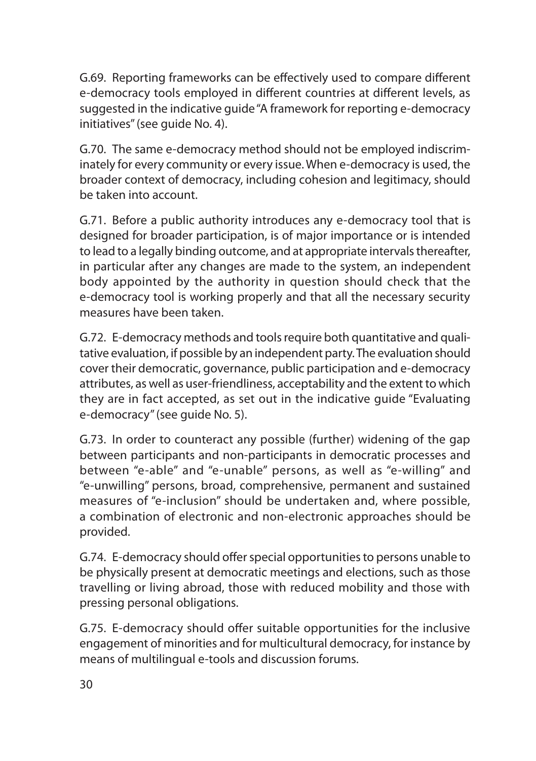G.69. Reporting frameworks can be effectively used to compare different e-democracy tools employed in different countries at different levels, as suggested in the indicative guide "A framework for reporting e-democracy initiatives" (see guide No. 4).

G.70. The same e-democracy method should not be employed indiscriminately for every community or every issue. When e-democracy is used, the broader context of democracy, including cohesion and legitimacy, should be taken into account.

G.71. Before a public authority introduces any e-democracy tool that is designed for broader participation, is of major importance or is intended to lead to a legally binding outcome, and at appropriate intervals thereafter, in particular after any changes are made to the system, an independent body appointed by the authority in question should check that the e-democracy tool is working properly and that all the necessary security measures have been taken.

G.72. E-democracy methods and tools require both quantitative and qualitative evaluation, if possible by an independent party. The evaluation should cover their democratic, governance, public participation and e-democracy attributes, as well as user-friendliness, acceptability and the extent to which they are in fact accepted, as set out in the indicative guide "Evaluating e-democracy" (see guide No. 5).

G.73. In order to counteract any possible (further) widening of the gap between participants and non-participants in democratic processes and between "e-able" and "e-unable" persons, as well as "e-willing" and "e-unwilling" persons, broad, comprehensive, permanent and sustained measures of "e-inclusion" should be undertaken and, where possible, a combination of electronic and non-electronic approaches should be provided.

G.74. E-democracy should offer special opportunities to persons unable to be physically present at democratic meetings and elections, such as those travelling or living abroad, those with reduced mobility and those with pressing personal obligations.

G.75. E-democracy should offer suitable opportunities for the inclusive engagement of minorities and for multicultural democracy, for instance by means of multilingual e-tools and discussion forums.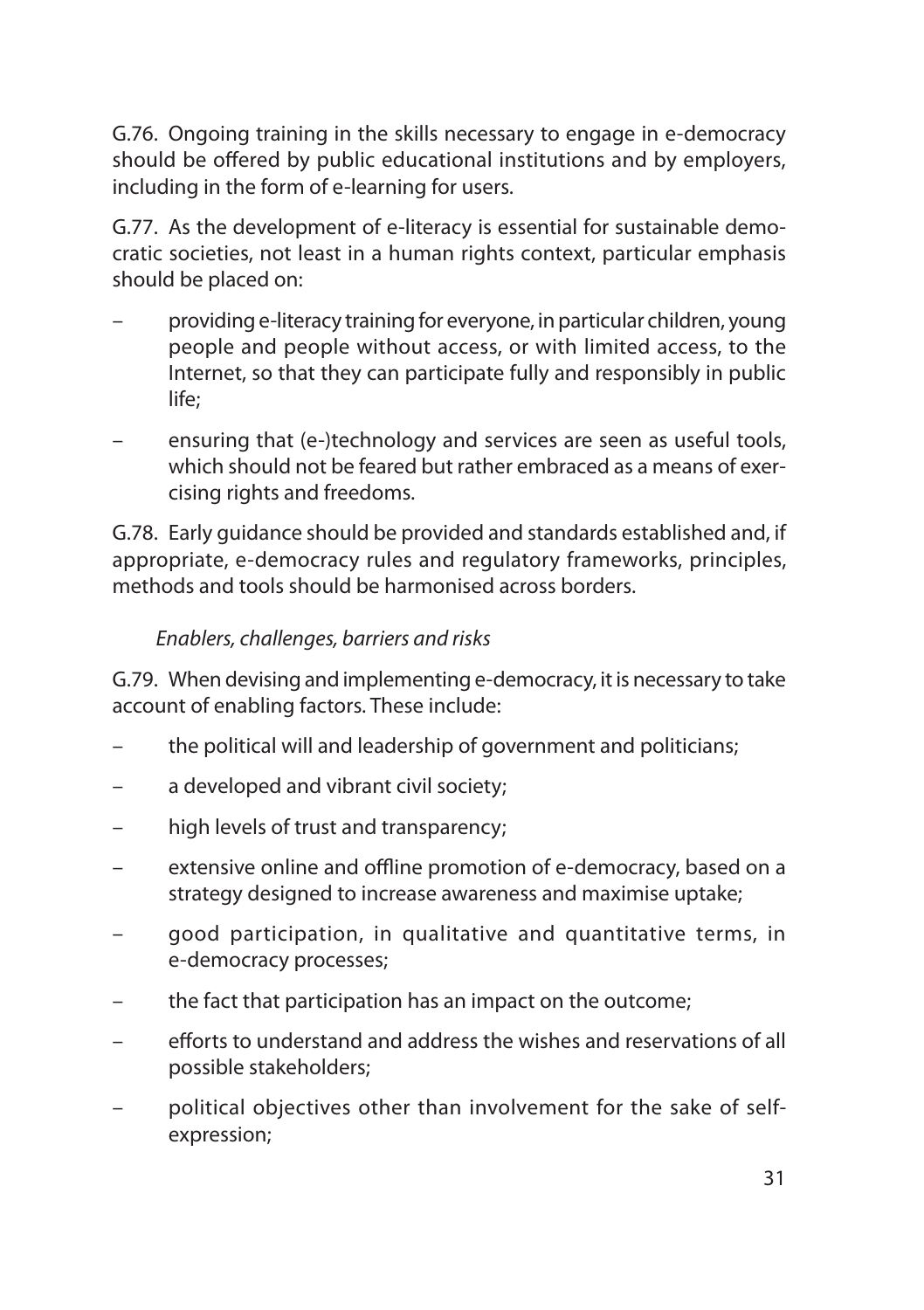G.76. Ongoing training in the skills necessary to engage in e-democracy should be offered by public educational institutions and by employers, including in the form of e-learning for users.

G.77. As the development of e-literacy is essential for sustainable democratic societies, not least in a human rights context, particular emphasis should be placed on:

– providing e-literacy training for everyone, in particular children, young people and people without access, or with limited access, to the Internet, so that they can participate fully and responsibly in public life;

– ensuring that (e-)technology and services are seen as useful tools, which should not be feared but rather embraced as a means of exercising rights and freedoms.

G.78. Early guidance should be provided and standards established and, if appropriate, e-democracy rules and regulatory frameworks, principles, methods and tools should be harmonised across borders.

*Enablers, challenges, barriers and risks*

G.79. When devising and implementing e-democracy, it is necessary to take account of enabling factors. These include:

– the political will and leadership of government and politicians;

– a developed and vibrant civil society;

– high levels of trust and transparency;

– extensive online and offline promotion of e-democracy, based on a strategy designed to increase awareness and maximise uptake;

– good participation, in qualitative and quantitative terms, in e-democracy processes;

– the fact that participation has an impact on the outcome;

– efforts to understand and address the wishes and reservations of all possible stakeholders;

– political objectives other than involvement for the sake of self-expression;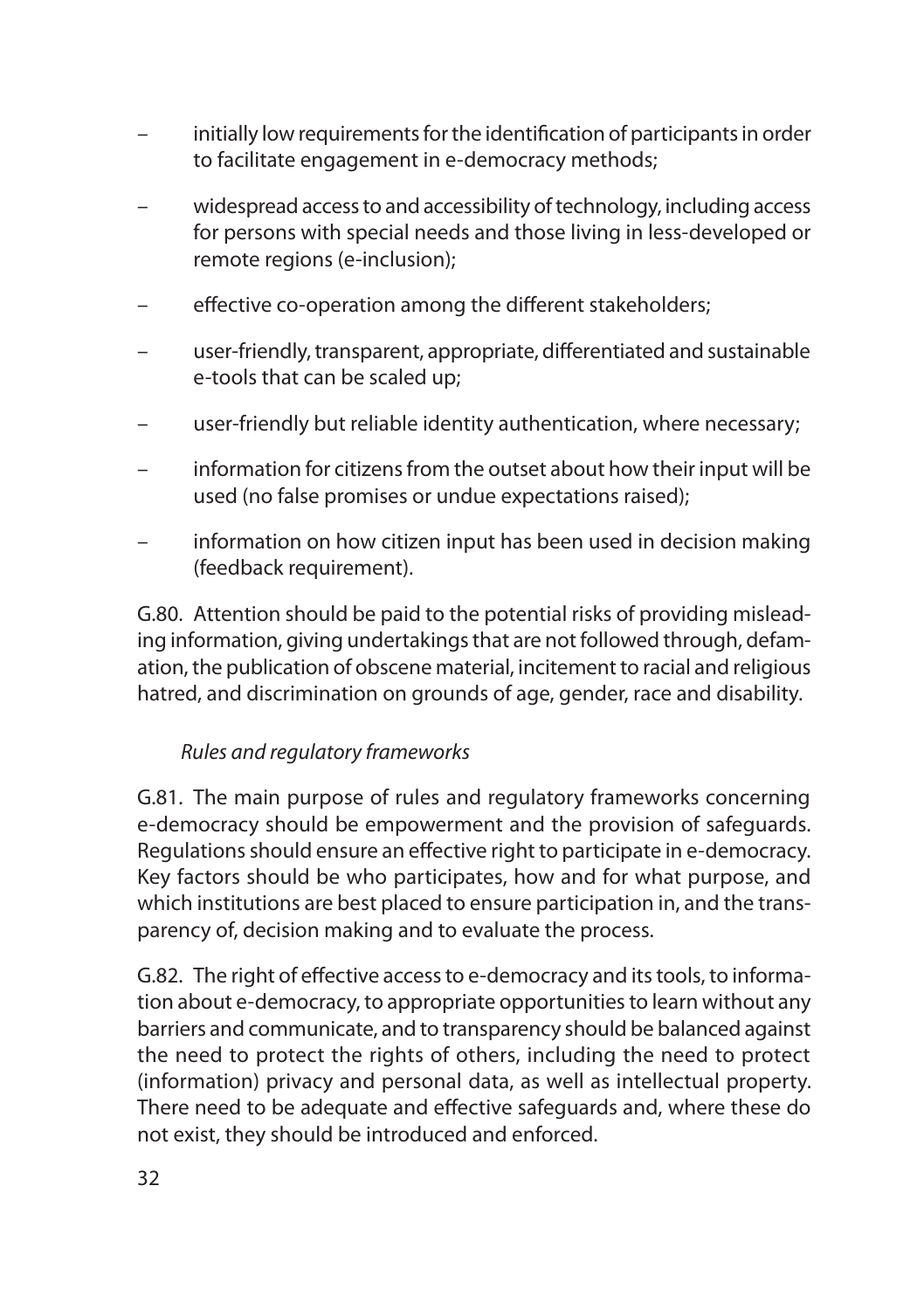- initially low requirements for the identification of participants in order to facilitate engagement in e-democracy methods;
- widespread access to and accessibility of technology, including access for persons with special needs and those living in less-developed or remote regions (e-inclusion);
- effective co-operation among the different stakeholders;
- user-friendly, transparent, appropriate, differentiated and sustainable e-tools that can be scaled up;
- user-friendly but reliable identity authentication, where necessary;
- information for citizens from the outset about how their input will be used (no false promises or undue expectations raised);
- information on how citizen input has been used in decision making (feedback requirement).

G.80. Attention should be paid to the potential risks of providing misleading information, giving undertakings that are not followed through, defamation, the publication of obscene material, incitement to racial and religious hatred, and discrimination on grounds of age, gender, race and disability.

*Rules and regulatory frameworks*

G.81. The main purpose of rules and regulatory frameworks concerning e-democracy should be empowerment and the provision of safeguards. Regulations should ensure an effective right to participate in e-democracy. Key factors should be who participates, how and for what purpose, and which institutions are best placed to ensure participation in, and the transparency of, decision making and to evaluate the process.

G.82. The right of effective access to e-democracy and its tools, to information about e-democracy, to appropriate opportunities to learn without any barriers and communicate, and to transparency should be balanced against the need to protect the rights of others, including the need to protect (information) privacy and personal data, as well as intellectual property. There need to be adequate and effective safeguards and, where these do not exist, they should be introduced and enforced.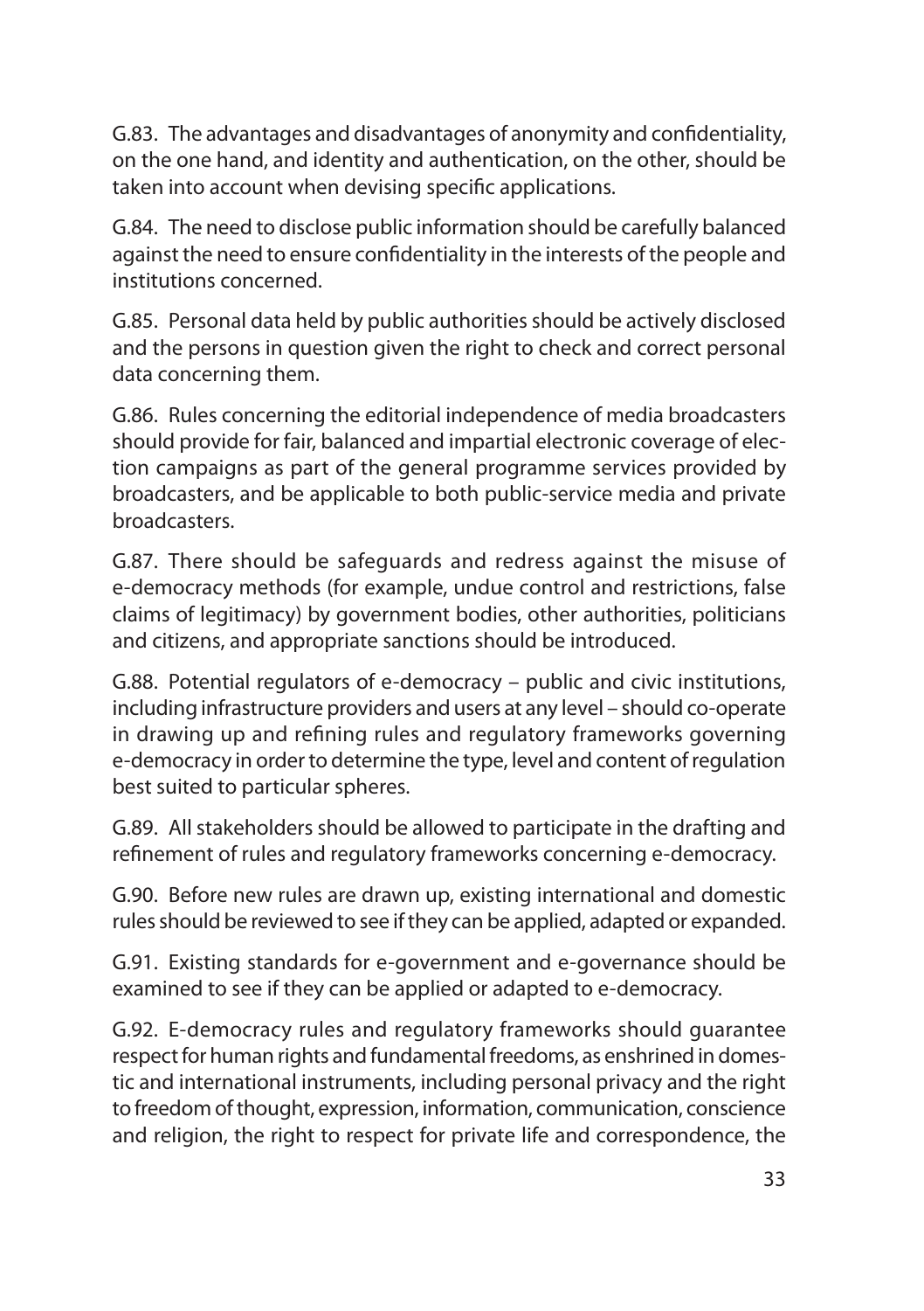G.83. The advantages and disadvantages of anonymity and confidentiality, on the one hand, and identity and authentication, on the other, should be taken into account when devising specific applications.

G.84. The need to disclose public information should be carefully balanced against the need to ensure confidentiality in the interests of the people and institutions concerned.

G.85. Personal data held by public authorities should be actively disclosed and the persons in question given the right to check and correct personal data concerning them.

G.86. Rules concerning the editorial independence of media broadcasters should provide for fair, balanced and impartial electronic coverage of election campaigns as part of the general programme services provided by broadcasters, and be applicable to both public-service media and private broadcasters.

G.87. There should be safeguards and redress against the misuse of e-democracy methods (for example, undue control and restrictions, false claims of legitimacy) by government bodies, other authorities, politicians and citizens, and appropriate sanctions should be introduced.

G.88. Potential regulators of e-democracy – public and civic institutions, including infrastructure providers and users at any level – should co-operate in drawing up and refining rules and regulatory frameworks governing e-democracy in order to determine the type, level and content of regulation best suited to particular spheres.

G.89. All stakeholders should be allowed to participate in the drafting and refinement of rules and regulatory frameworks concerning e-democracy.

G.90. Before new rules are drawn up, existing international and domestic rules should be reviewed to see if they can be applied, adapted or expanded.

G.91. Existing standards for e-government and e-governance should be examined to see if they can be applied or adapted to e-democracy.

G.92. E-democracy rules and regulatory frameworks should guarantee respect for human rights and fundamental freedoms, as enshrined in domestic and international instruments, including personal privacy and the right to freedom of thought, expression, information, communication, conscience and religion, the right to respect for private life and correspondence, the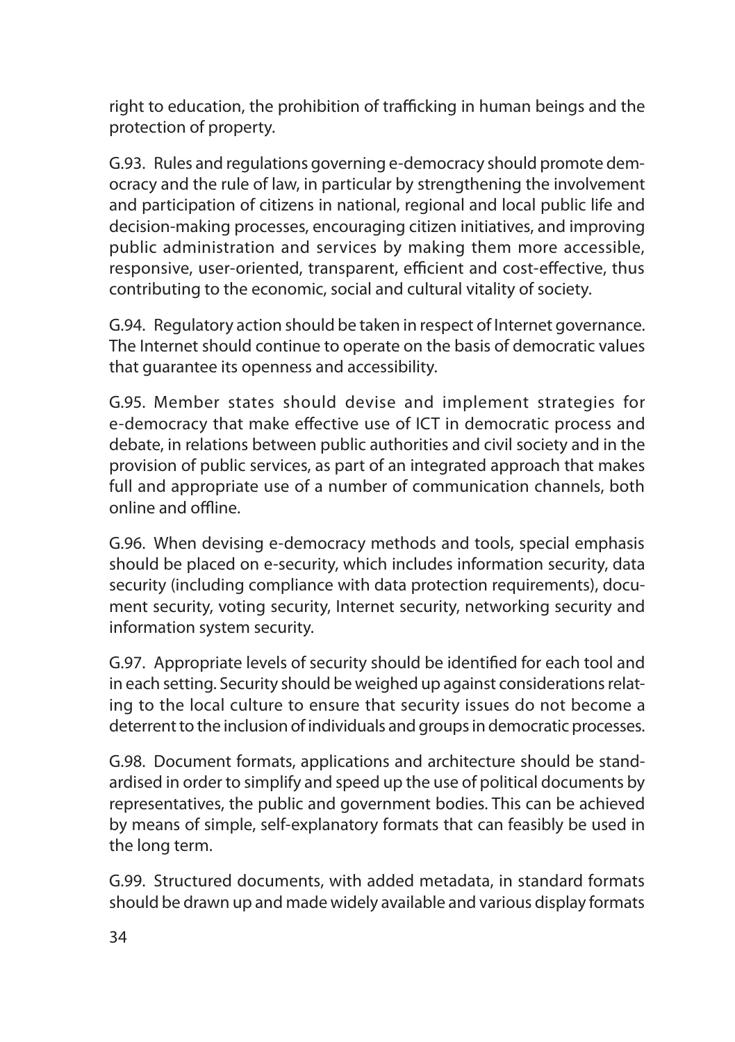right to education, the prohibition of trafficking in human beings and the protection of property.

G.93. Rules and regulations governing e-democracy should promote democracy and the rule of law, in particular by strengthening the involvement and participation of citizens in national, regional and local public life and decision-making processes, encouraging citizen initiatives, and improving public administration and services by making them more accessible, responsive, user-oriented, transparent, efficient and cost-effective, thus contributing to the economic, social and cultural vitality of society.

G.94. Regulatory action should be taken in respect of Internet governance. The Internet should continue to operate on the basis of democratic values that guarantee its openness and accessibility.

G.95. Member states should devise and implement strategies for e-democracy that make effective use of ICT in democratic process and debate, in relations between public authorities and civil society and in the provision of public services, as part of an integrated approach that makes full and appropriate use of a number of communication channels, both online and offline.

G.96. When devising e-democracy methods and tools, special emphasis should be placed on e-security, which includes information security, data security (including compliance with data protection requirements), document security, voting security, Internet security, networking security and information system security.

G.97. Appropriate levels of security should be identified for each tool and in each setting. Security should be weighed up against considerations relating to the local culture to ensure that security issues do not become a deterrent to the inclusion of individuals and groups in democratic processes.

G.98. Document formats, applications and architecture should be standardised in order to simplify and speed up the use of political documents by representatives, the public and government bodies. This can be achieved by means of simple, self-explanatory formats that can feasibly be used in the long term.

G.99. Structured documents, with added metadata, in standard formats should be drawn up and made widely available and various display formats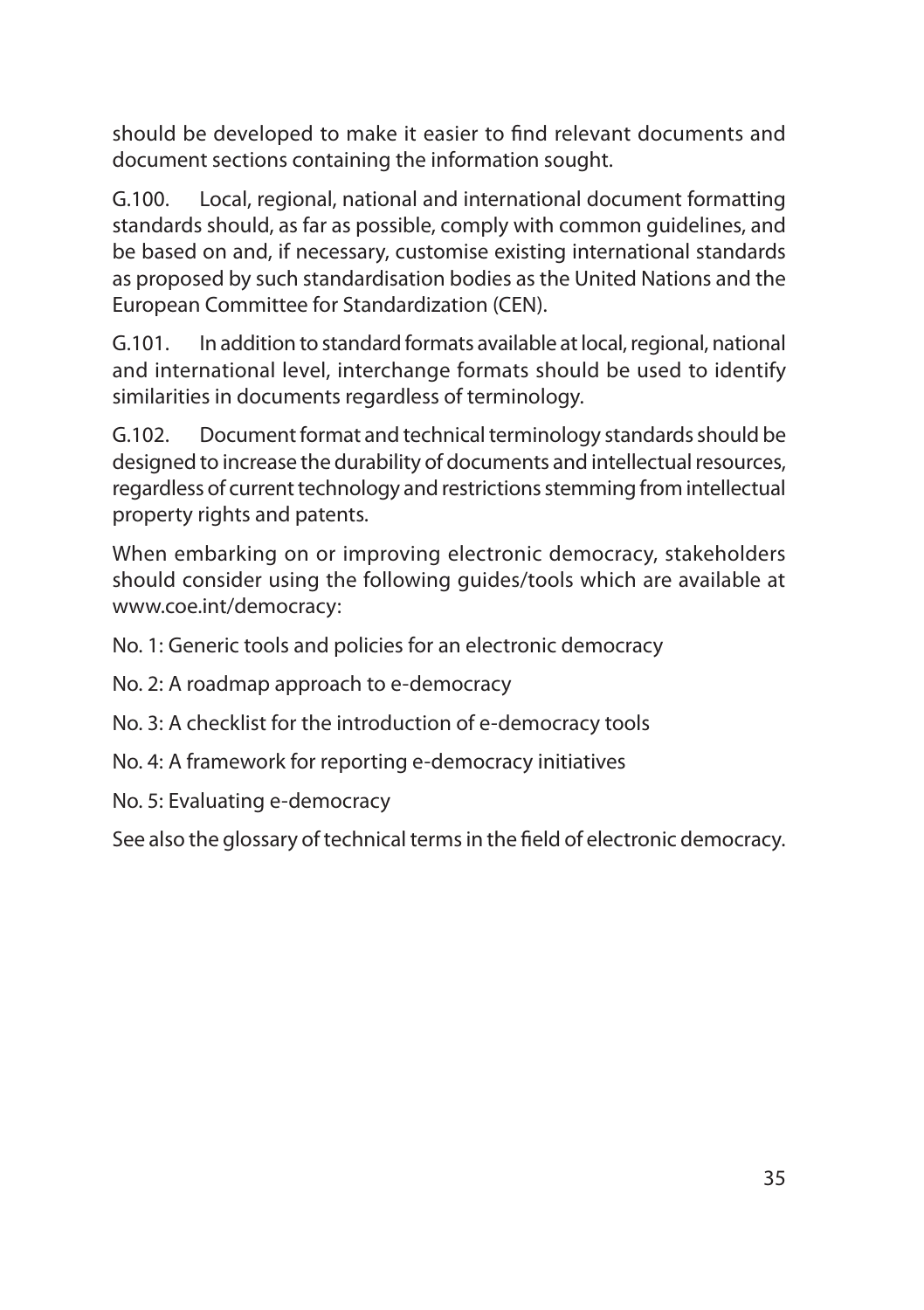should be developed to make it easier to find relevant documents and document sections containing the information sought.

G.100. Local, regional, national and international document formatting standards should, as far as possible, comply with common guidelines, and be based on and, if necessary, customise existing international standards as proposed by such standardisation bodies as the United Nations and the European Committee for Standardization (CEN).

G.101. In addition to standard formats available at local, regional, national and international level, interchange formats should be used to identify similarities in documents regardless of terminology.

G.102. Document format and technical terminology standards should be designed to increase the durability of documents and intellectual resources, regardless of current technology and restrictions stemming from intellectual property rights and patents.

When embarking on or improving electronic democracy, stakeholders should consider using the following guides/tools which are available at www.coe.int/democracy:

No. 1: Generic tools and policies for an electronic democracy

No. 2: A roadmap approach to e-democracy

No. 3: A checklist for the introduction of e-democracy tools

No. 4: A framework for reporting e-democracy initiatives

No. 5: Evaluating e-democracy

See also the glossary of technical terms in the field of electronic democracy.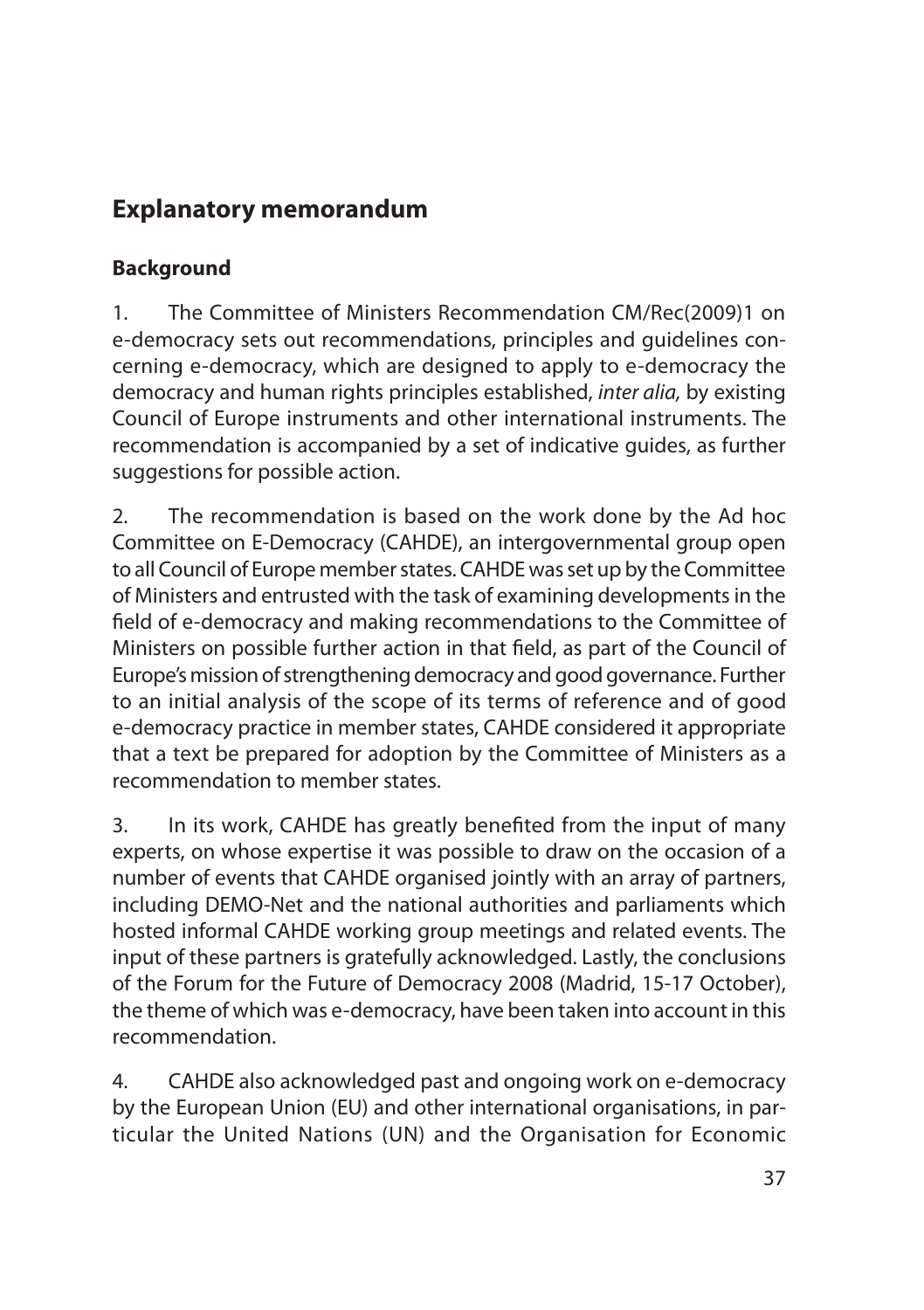## Explanatory memorandum

### Background

1. The Committee of Ministers Recommendation CM/Rec(2009)1 on e-democracy sets out recommendations, principles and guidelines concerning e-democracy, which are designed to apply to e-democracy the democracy and human rights principles established, *inter alia,* by existing Council of Europe instruments and other international instruments. The recommendation is accompanied by a set of indicative guides, as further suggestions for possible action.

2. The recommendation is based on the work done by the Ad hoc Committee on E-Democracy (CAHDE), an intergovernmental group open to all Council of Europe member states. CAHDE was set up by the Committee of Ministers and entrusted with the task of examining developments in the field of e-democracy and making recommendations to the Committee of Ministers on possible further action in that field, as part of the Council of Europe's mission of strengthening democracy and good governance. Further to an initial analysis of the scope of its terms of reference and of good e-democracy practice in member states, CAHDE considered it appropriate that a text be prepared for adoption by the Committee of Ministers as a recommendation to member states.

3. In its work, CAHDE has greatly benefited from the input of many experts, on whose expertise it was possible to draw on the occasion of a number of events that CAHDE organised jointly with an array of partners, including DEMO-Net and the national authorities and parliaments which hosted informal CAHDE working group meetings and related events. The input of these partners is gratefully acknowledged. Lastly, the conclusions of the Forum for the Future of Democracy 2008 (Madrid, 15-17 October), the theme of which was e-democracy, have been taken into account in this recommendation.

4. CAHDE also acknowledged past and ongoing work on e-democracy by the European Union (EU) and other international organisations, in particular the United Nations (UN) and the Organisation for Economic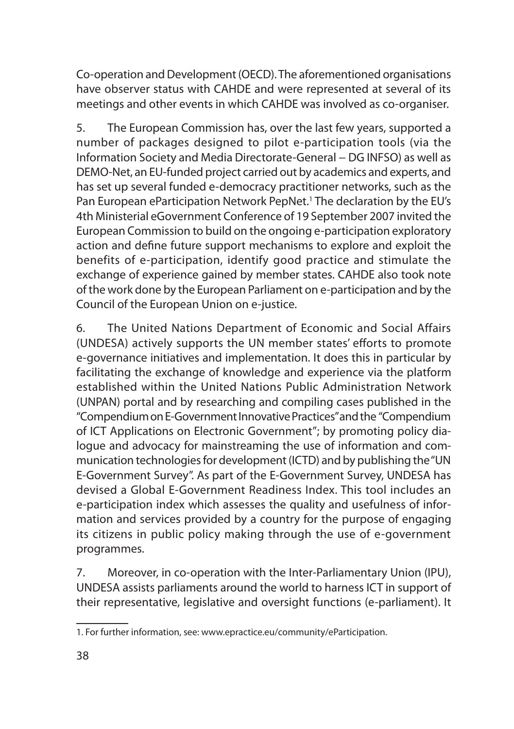Co-operation and Development (OECD). The aforementioned organisations have observer status with CAHDE and were represented at several of its meetings and other events in which CAHDE was involved as co-organiser.

5. The European Commission has, over the last few years, supported a number of packages designed to pilot e-participation tools (via the Information Society and Media Directorate-General – DG INFSO) as well as DEMO-Net, an EU-funded project carried out by academics and experts, and has set up several funded e-democracy practitioner networks, such as the Pan European eParticipation Network PepNet.[1] The declaration by the EU's 4th Ministerial eGovernment Conference of 19 September 2007 invited the European Commission to build on the ongoing e-participation exploratory action and define future support mechanisms to explore and exploit the benefits of e-participation, identify good practice and stimulate the exchange of experience gained by member states. CAHDE also took note of the work done by the European Parliament on e-participation and by the Council of the European Union on e-justice.

6. The United Nations Department of Economic and Social Affairs (UNDESA) actively supports the UN member states' efforts to promote e-governance initiatives and implementation. It does this in particular by facilitating the exchange of knowledge and experience via the platform established within the United Nations Public Administration Network (UNPAN) portal and by researching and compiling cases published in the "Compendium on E-Government Innovative Practices" and the "Compendium of ICT Applications on Electronic Government"; by promoting policy dialogue and advocacy for mainstreaming the use of information and communication technologies for development (ICTD) and by publishing the "UN E-Government Survey". As part of the E-Government Survey, UNDESA has devised a Global E-Government Readiness Index. This tool includes an e-participation index which assesses the quality and usefulness of information and services provided by a country for the purpose of engaging its citizens in public policy making through the use of e-government programmes.

7. Moreover, in co-operation with the Inter-Parliamentary Union (IPU), UNDESA assists parliaments around the world to harness ICT in support of their representative, legislative and oversight functions (e-parliament). It

---

1. For further information, see: www.epractice.eu/community/eParticipation.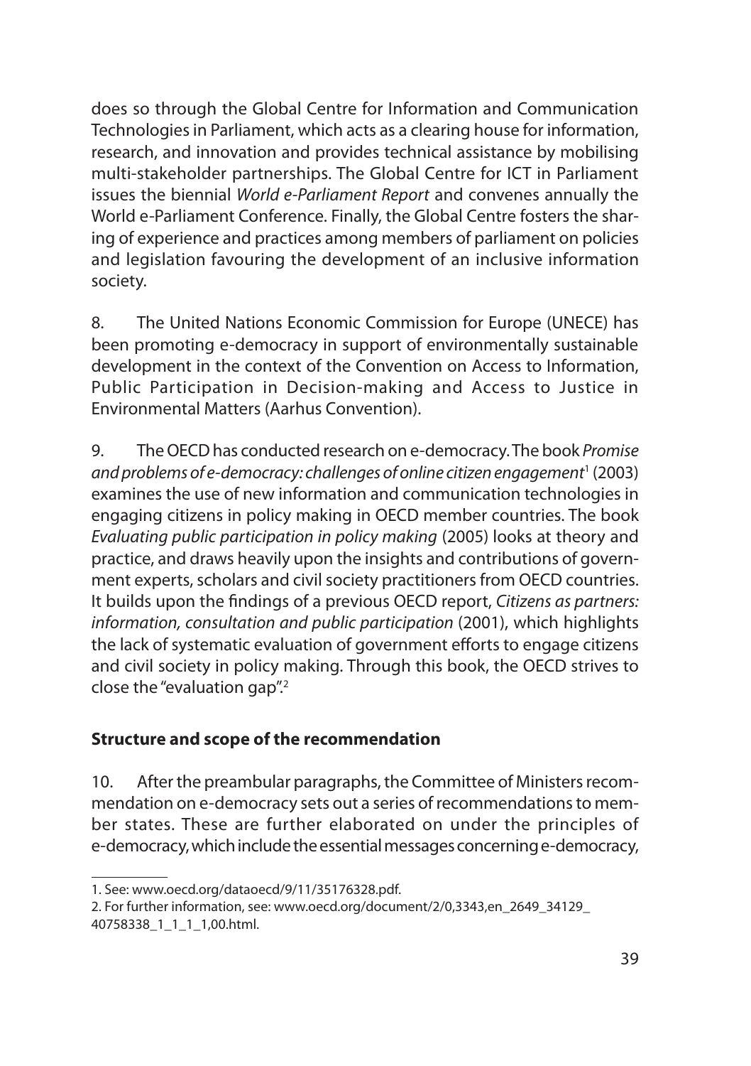does so through the Global Centre for Information and Communication Technologies in Parliament, which acts as a clearing house for information, research, and innovation and provides technical assistance by mobilising multi-stakeholder partnerships. The Global Centre for ICT in Parliament issues the biennial *World e-Parliament Report* and convenes annually the World e-Parliament Conference. Finally, the Global Centre fosters the sharing of experience and practices among members of parliament on policies and legislation favouring the development of an inclusive information society.

8. The United Nations Economic Commission for Europe (UNECE) has been promoting e-democracy in support of environmentally sustainable development in the context of the Convention on Access to Information, Public Participation in Decision-making and Access to Justice in Environmental Matters (Aarhus Convention).

9. The OECD has conducted research on e-democracy. The book *Promise and problems of e-democracy: challenges of online citizen engagement*[1] (2003) examines the use of new information and communication technologies in engaging citizens in policy making in OECD member countries. The book *Evaluating public participation in policy making* (2005) looks at theory and practice, and draws heavily upon the insights and contributions of government experts, scholars and civil society practitioners from OECD countries. It builds upon the findings of a previous OECD report, *Citizens as partners: information, consultation and public participation* (2001), which highlights the lack of systematic evaluation of government efforts to engage citizens and civil society in policy making. Through this book, the OECD strives to close the "evaluation gap".[2]

**Structure and scope of the recommendation**

10. After the preambular paragraphs, the Committee of Ministers recommendation on e-democracy sets out a series of recommendations to member states. These are further elaborated on under the principles of e-democracy, which include the essential messages concerning e-democracy,

1. See: www.oecd.org/dataoecd/9/11/35176328.pdf.

2. For further information, see: www.oecd.org/document/2/0,3343,en_2649_34129_40758338_1_1_1_1,00.html.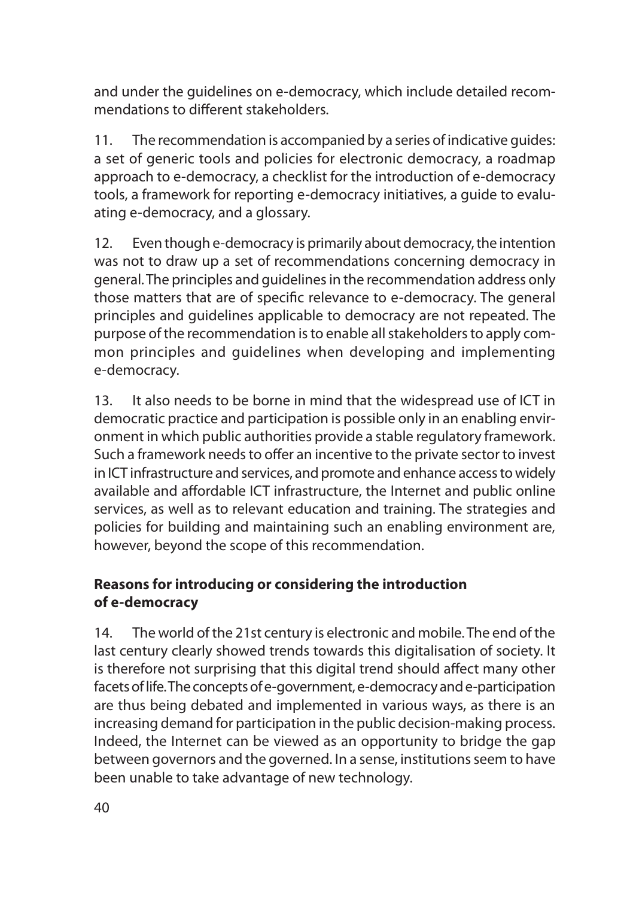and under the guidelines on e-democracy, which include detailed recommendations to different stakeholders.

11. The recommendation is accompanied by a series of indicative guides: a set of generic tools and policies for electronic democracy, a roadmap approach to e-democracy, a checklist for the introduction of e-democracy tools, a framework for reporting e-democracy initiatives, a guide to evaluating e-democracy, and a glossary.

12. Even though e-democracy is primarily about democracy, the intention was not to draw up a set of recommendations concerning democracy in general. The principles and guidelines in the recommendation address only those matters that are of specific relevance to e-democracy. The general principles and guidelines applicable to democracy are not repeated. The purpose of the recommendation is to enable all stakeholders to apply common principles and guidelines when developing and implementing e-democracy.

13. It also needs to be borne in mind that the widespread use of ICT in democratic practice and participation is possible only in an enabling environment in which public authorities provide a stable regulatory framework. Such a framework needs to offer an incentive to the private sector to invest in ICT infrastructure and services, and promote and enhance access to widely available and affordable ICT infrastructure, the Internet and public online services, as well as to relevant education and training. The strategies and policies for building and maintaining such an enabling environment are, however, beyond the scope of this recommendation.

### Reasons for introducing or considering the introduction of e-democracy

14. The world of the 21st century is electronic and mobile. The end of the last century clearly showed trends towards this digitalisation of society. It is therefore not surprising that this digital trend should affect many other facets of life. The concepts of e-government, e-democracy and e-participation are thus being debated and implemented in various ways, as there is an increasing demand for participation in the public decision-making process. Indeed, the Internet can be viewed as an opportunity to bridge the gap between governors and the governed. In a sense, institutions seem to have been unable to take advantage of new technology.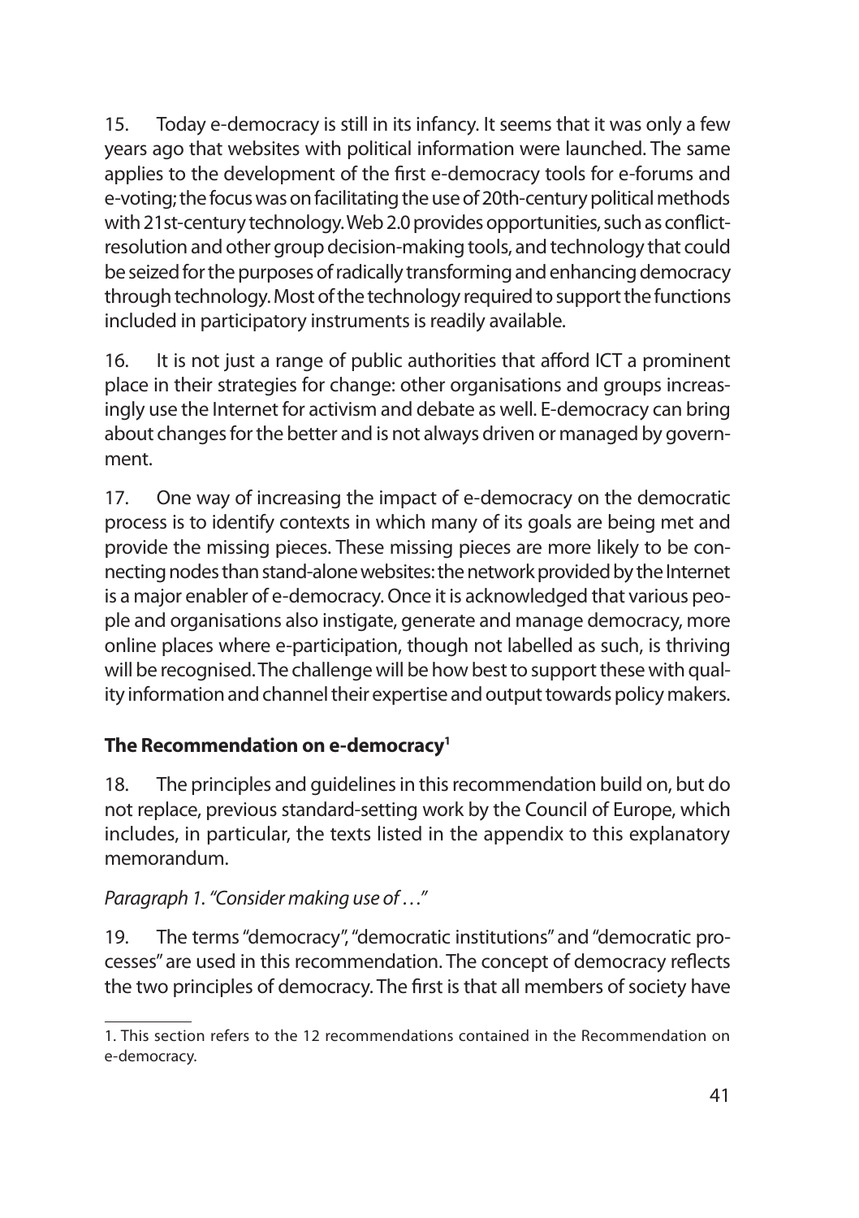15. Today e-democracy is still in its infancy. It seems that it was only a few years ago that websites with political information were launched. The same applies to the development of the first e-democracy tools for e-forums and e-voting; the focus was on facilitating the use of 20th-century political methods with 21st-century technology. Web 2.0 provides opportunities, such as conflict-resolution and other group decision-making tools, and technology that could be seized for the purposes of radically transforming and enhancing democracy through technology. Most of the technology required to support the functions included in participatory instruments is readily available.

16. It is not just a range of public authorities that afford ICT a prominent place in their strategies for change: other organisations and groups increasingly use the Internet for activism and debate as well. E-democracy can bring about changes for the better and is not always driven or managed by government.

17. One way of increasing the impact of e-democracy on the democratic process is to identify contexts in which many of its goals are being met and provide the missing pieces. These missing pieces are more likely to be connecting nodes than stand-alone websites: the network provided by the Internet is a major enabler of e-democracy. Once it is acknowledged that various people and organisations also instigate, generate and manage democracy, more online places where e-participation, though not labelled as such, is thriving will be recognised. The challenge will be how best to support these with quality information and channel their expertise and output towards policy makers.

### The Recommendation on e-democracy[1]

18. The principles and guidelines in this recommendation build on, but do not replace, previous standard-setting work by the Council of Europe, which includes, in particular, the texts listed in the appendix to this explanatory memorandum.

*Paragraph 1. "Consider making use of …"*

19. The terms "democracy", "democratic institutions" and "democratic processes" are used in this recommendation. The concept of democracy reflects the two principles of democracy. The first is that all members of society have

1. This section refers to the 12 recommendations contained in the Recommendation on e-democracy.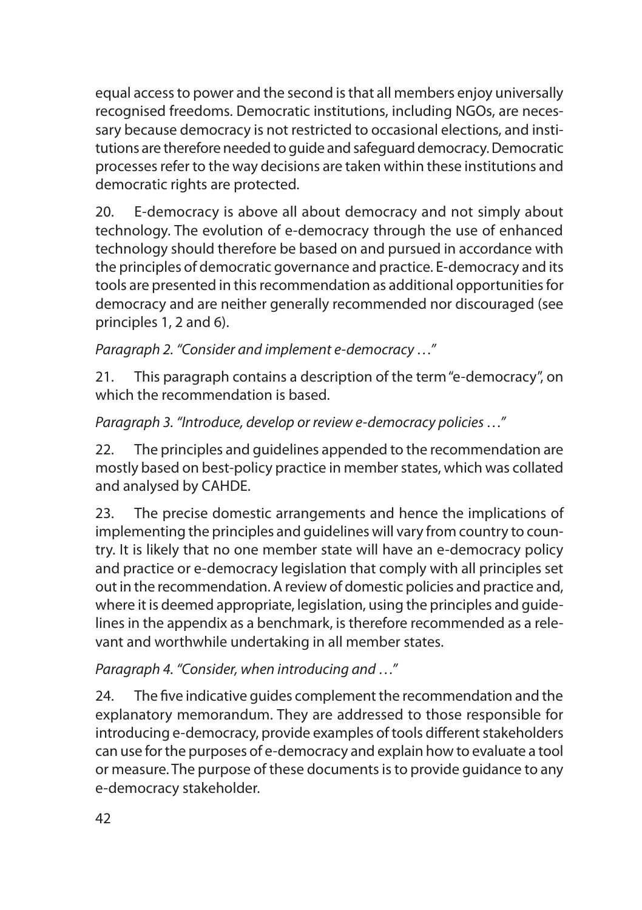equal access to power and the second is that all members enjoy universally recognised freedoms. Democratic institutions, including NGOs, are necessary because democracy is not restricted to occasional elections, and institutions are therefore needed to guide and safeguard democracy. Democratic processes refer to the way decisions are taken within these institutions and democratic rights are protected.

20. E-democracy is above all about democracy and not simply about technology. The evolution of e-democracy through the use of enhanced technology should therefore be based on and pursued in accordance with the principles of democratic governance and practice. E-democracy and its tools are presented in this recommendation as additional opportunities for democracy and are neither generally recommended nor discouraged (see principles 1, 2 and 6).

*Paragraph 2. "Consider and implement e-democracy …"*

21. This paragraph contains a description of the term "e-democracy", on which the recommendation is based.

*Paragraph 3. "Introduce, develop or review e-democracy policies …"*

22. The principles and guidelines appended to the recommendation are mostly based on best-policy practice in member states, which was collated and analysed by CAHDE.

23. The precise domestic arrangements and hence the implications of implementing the principles and guidelines will vary from country to country. It is likely that no one member state will have an e-democracy policy and practice or e-democracy legislation that comply with all principles set out in the recommendation. A review of domestic policies and practice and, where it is deemed appropriate, legislation, using the principles and guidelines in the appendix as a benchmark, is therefore recommended as a relevant and worthwhile undertaking in all member states.

*Paragraph 4. "Consider, when introducing and …"*

24. The five indicative guides complement the recommendation and the explanatory memorandum. They are addressed to those responsible for introducing e-democracy, provide examples of tools different stakeholders can use for the purposes of e-democracy and explain how to evaluate a tool or measure. The purpose of these documents is to provide guidance to any e-democracy stakeholder.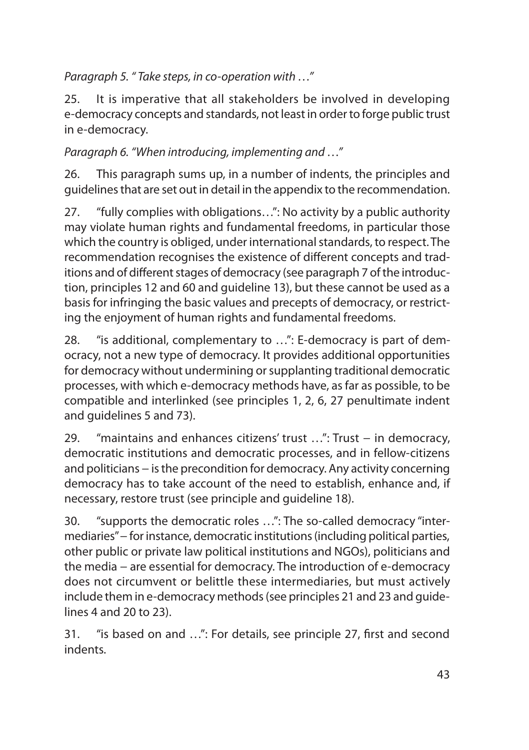*Paragraph 5. " Take steps, in co-operation with …"*

25. It is imperative that all stakeholders be involved in developing e-democracy concepts and standards, not least in order to forge public trust in e-democracy.

*Paragraph 6. "When introducing, implementing and …"*

26. This paragraph sums up, in a number of indents, the principles and guidelines that are set out in detail in the appendix to the recommendation.

27. "fully complies with obligations…": No activity by a public authority may violate human rights and fundamental freedoms, in particular those which the country is obliged, under international standards, to respect. The recommendation recognises the existence of different concepts and traditions and of different stages of democracy (see paragraph 7 of the introduction, principles 12 and 60 and guideline 13), but these cannot be used as a basis for infringing the basic values and precepts of democracy, or restricting the enjoyment of human rights and fundamental freedoms.

28. "is additional, complementary to …": E-democracy is part of democracy, not a new type of democracy. It provides additional opportunities for democracy without undermining or supplanting traditional democratic processes, with which e-democracy methods have, as far as possible, to be compatible and interlinked (see principles 1, 2, 6, 27 penultimate indent and guidelines 5 and 73).

29. "maintains and enhances citizens' trust …": Trust – in democracy, democratic institutions and democratic processes, and in fellow-citizens and politicians – is the precondition for democracy. Any activity concerning democracy has to take account of the need to establish, enhance and, if necessary, restore trust (see principle and guideline 18).

30. "supports the democratic roles …": The so-called democracy "intermediaries" – for instance, democratic institutions (including political parties, other public or private law political institutions and NGOs), politicians and the media – are essential for democracy. The introduction of e-democracy does not circumvent or belittle these intermediaries, but must actively include them in e-democracy methods (see principles 21 and 23 and guidelines 4 and 20 to 23).

31. "is based on and …": For details, see principle 27, first and second indents.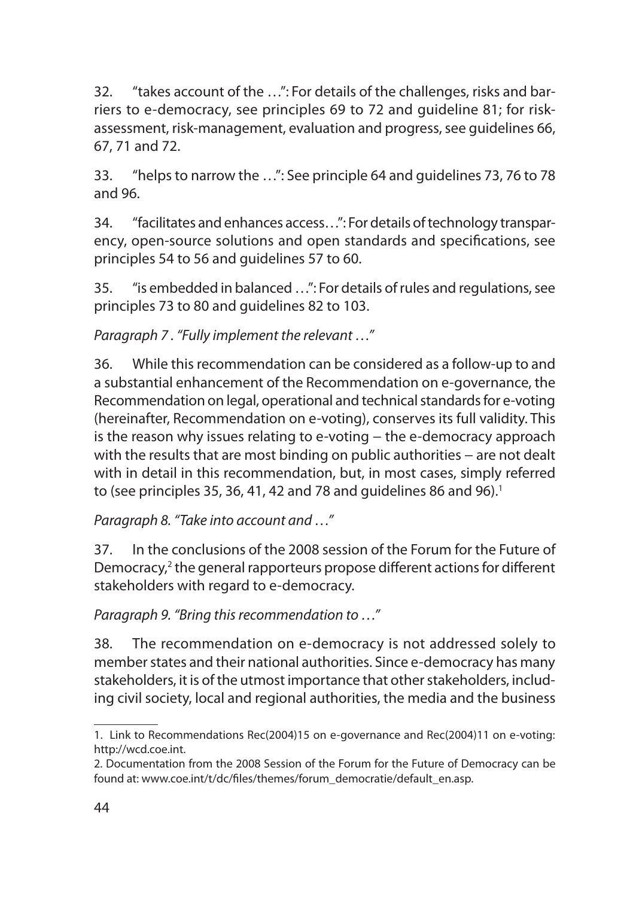32. "takes account of the …": For details of the challenges, risks and barriers to e-democracy, see principles 69 to 72 and guideline 81; for risk-assessment, risk-management, evaluation and progress, see guidelines 66, 67, 71 and 72.

33. "helps to narrow the …": See principle 64 and guidelines 73, 76 to 78 and 96.

34. "facilitates and enhances access…": For details of technology transparency, open-source solutions and open standards and specifications, see principles 54 to 56 and guidelines 57 to 60.

35. "is embedded in balanced …": For details of rules and regulations, see principles 73 to 80 and guidelines 82 to 103.

*Paragraph 7 . "Fully implement the relevant …"*

36. While this recommendation can be considered as a follow-up to and a substantial enhancement of the Recommendation on e-governance, the Recommendation on legal, operational and technical standards for e-voting (hereinafter, Recommendation on e-voting), conserves its full validity. This is the reason why issues relating to e-voting – the e-democracy approach with the results that are most binding on public authorities – are not dealt with in detail in this recommendation, but, in most cases, simply referred to (see principles 35, 36, 41, 42 and 78 and guidelines 86 and 96).[1]

*Paragraph 8. "Take into account and …"*

37. In the conclusions of the 2008 session of the Forum for the Future of Democracy,[2] the general rapporteurs propose different actions for different stakeholders with regard to e-democracy.

*Paragraph 9. "Bring this recommendation to …"*

38. The recommendation on e-democracy is not addressed solely to member states and their national authorities. Since e-democracy has many stakeholders, it is of the utmost importance that other stakeholders, including civil society, local and regional authorities, the media and the business

---

1. Link to Recommendations Rec(2004)15 on e-governance and Rec(2004)11 on e-voting: http://wcd.coe.int.

2. Documentation from the 2008 Session of the Forum for the Future of Democracy can be found at: www.coe.int/t/dc/files/themes/forum_democratie/default_en.asp.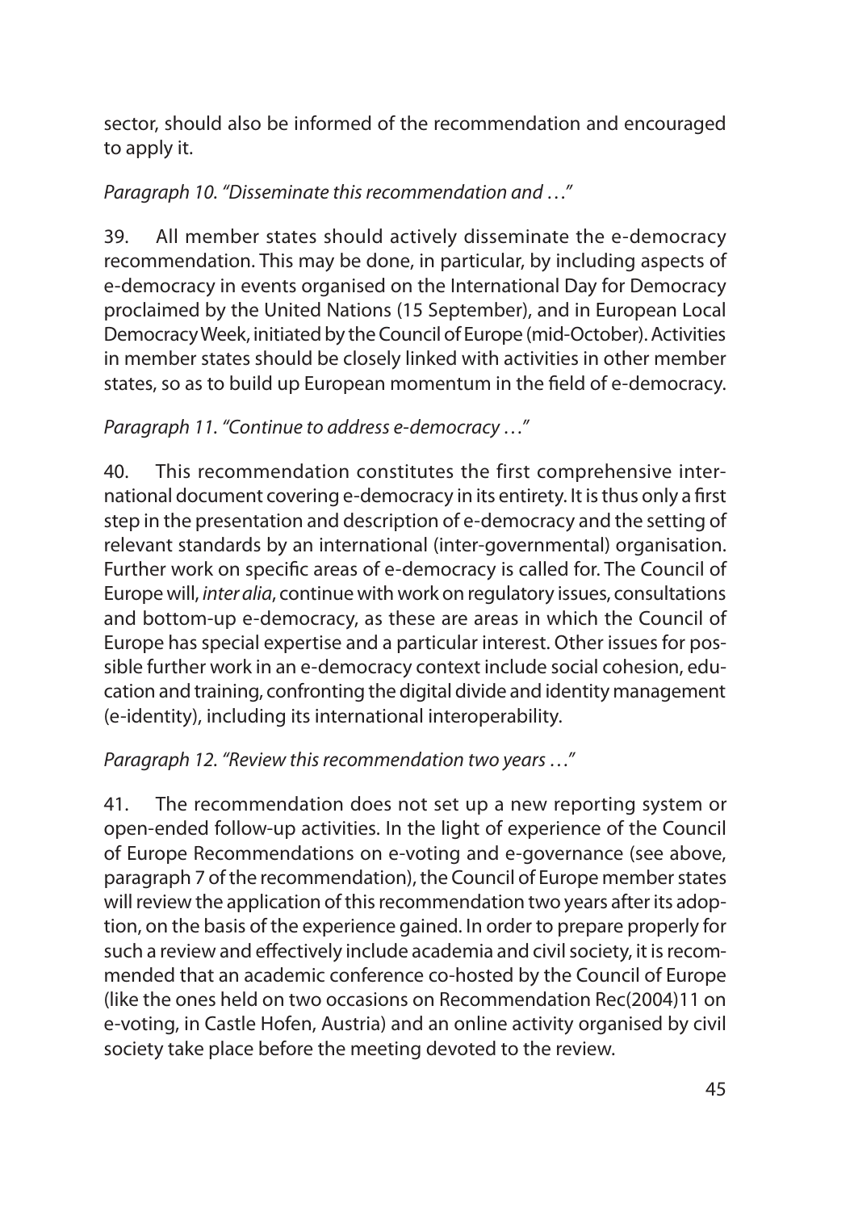sector, should also be informed of the recommendation and encouraged to apply it.

*Paragraph 10. "Disseminate this recommendation and …"*

39. All member states should actively disseminate the e-democracy recommendation. This may be done, in particular, by including aspects of e-democracy in events organised on the International Day for Democracy proclaimed by the United Nations (15 September), and in European Local Democracy Week, initiated by the Council of Europe (mid-October). Activities in member states should be closely linked with activities in other member states, so as to build up European momentum in the field of e-democracy.

*Paragraph 11. "Continue to address e-democracy …"*

40. This recommendation constitutes the first comprehensive international document covering e-democracy in its entirety. It is thus only a first step in the presentation and description of e-democracy and the setting of relevant standards by an international (inter-governmental) organisation. Further work on specific areas of e-democracy is called for. The Council of Europe will, *inter alia*, continue with work on regulatory issues, consultations and bottom-up e-democracy, as these are areas in which the Council of Europe has special expertise and a particular interest. Other issues for possible further work in an e-democracy context include social cohesion, education and training, confronting the digital divide and identity management (e-identity), including its international interoperability.

*Paragraph 12. "Review this recommendation two years …"*

41. The recommendation does not set up a new reporting system or open-ended follow-up activities. In the light of experience of the Council of Europe Recommendations on e-voting and e-governance (see above, paragraph 7 of the recommendation), the Council of Europe member states will review the application of this recommendation two years after its adoption, on the basis of the experience gained. In order to prepare properly for such a review and effectively include academia and civil society, it is recommended that an academic conference co-hosted by the Council of Europe (like the ones held on two occasions on Recommendation Rec(2004)11 on e-voting, in Castle Hofen, Austria) and an online activity organised by civil society take place before the meeting devoted to the review.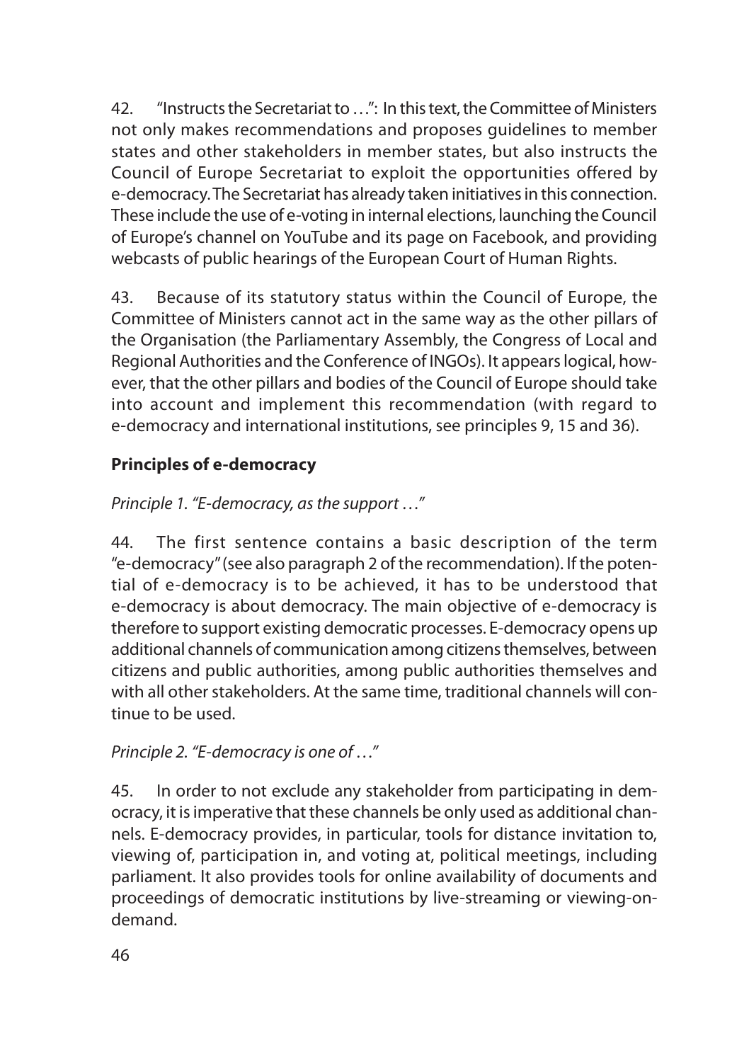42. "Instructs the Secretariat to …": In this text, the Committee of Ministers not only makes recommendations and proposes guidelines to member states and other stakeholders in member states, but also instructs the Council of Europe Secretariat to exploit the opportunities offered by e-democracy. The Secretariat has already taken initiatives in this connection. These include the use of e-voting in internal elections, launching the Council of Europe's channel on YouTube and its page on Facebook, and providing webcasts of public hearings of the European Court of Human Rights.

43. Because of its statutory status within the Council of Europe, the Committee of Ministers cannot act in the same way as the other pillars of the Organisation (the Parliamentary Assembly, the Congress of Local and Regional Authorities and the Conference of INGOs). It appears logical, however, that the other pillars and bodies of the Council of Europe should take into account and implement this recommendation (with regard to e-democracy and international institutions, see principles 9, 15 and 36).

## Principles of e-democracy

*Principle 1. "E-democracy, as the support …"*

44. The first sentence contains a basic description of the term "e-democracy" (see also paragraph 2 of the recommendation). If the potential of e-democracy is to be achieved, it has to be understood that e-democracy is about democracy. The main objective of e-democracy is therefore to support existing democratic processes. E-democracy opens up additional channels of communication among citizens themselves, between citizens and public authorities, among public authorities themselves and with all other stakeholders. At the same time, traditional channels will continue to be used.

*Principle 2. "E-democracy is one of …"*

45. In order to not exclude any stakeholder from participating in democracy, it is imperative that these channels be only used as additional channels. E-democracy provides, in particular, tools for distance invitation to, viewing of, participation in, and voting at, political meetings, including parliament. It also provides tools for online availability of documents and proceedings of democratic institutions by live-streaming or viewing-on-demand.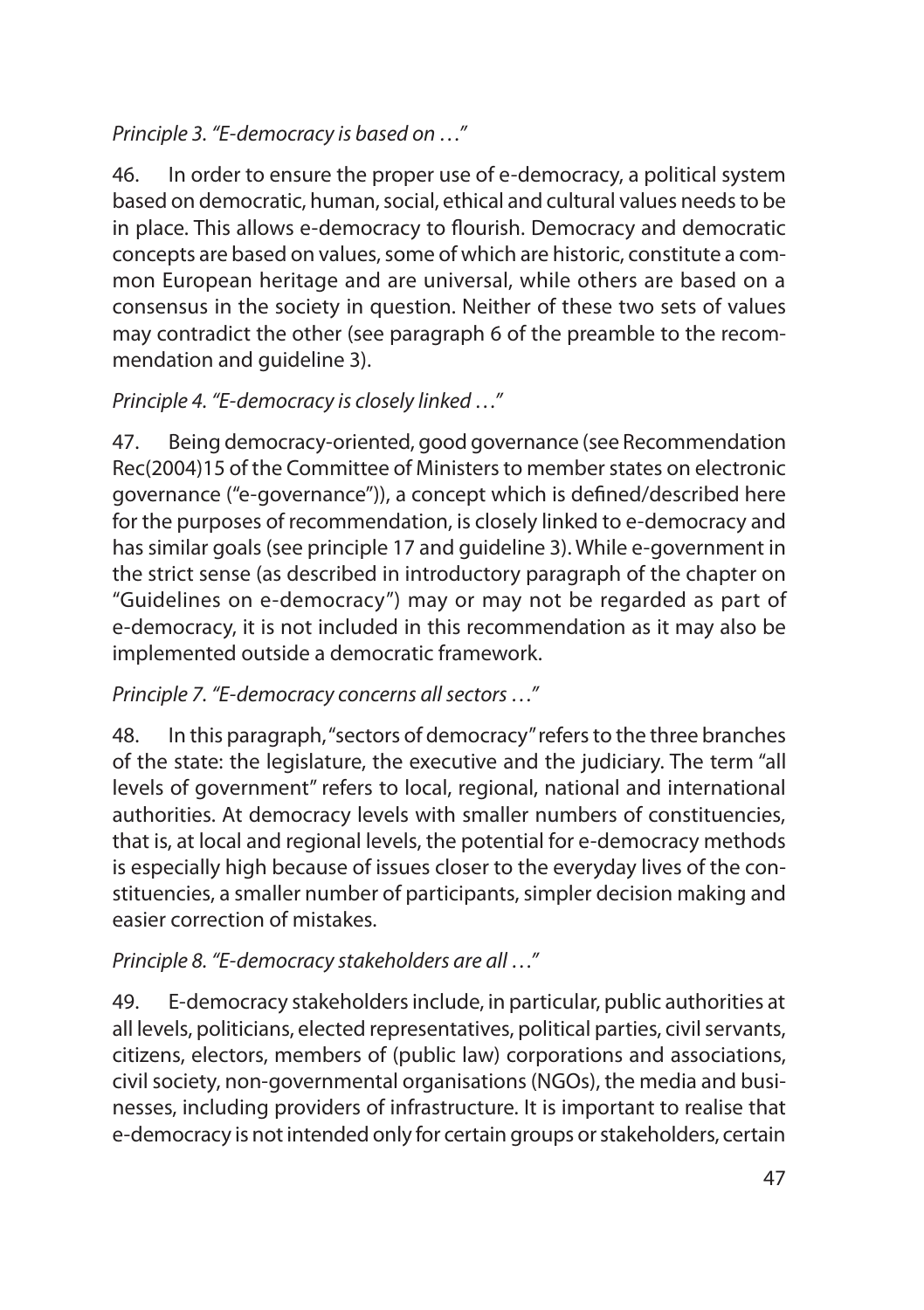*Principle 3. "E-democracy is based on …"*

46. In order to ensure the proper use of e-democracy, a political system based on democratic, human, social, ethical and cultural values needs to be in place. This allows e-democracy to flourish. Democracy and democratic concepts are based on values, some of which are historic, constitute a common European heritage and are universal, while others are based on a consensus in the society in question. Neither of these two sets of values may contradict the other (see paragraph 6 of the preamble to the recommendation and guideline 3).

*Principle 4. "E-democracy is closely linked …"*

47. Being democracy-oriented, good governance (see Recommendation Rec(2004)15 of the Committee of Ministers to member states on electronic governance ("e-governance")), a concept which is defined/described here for the purposes of recommendation, is closely linked to e-democracy and has similar goals (see principle 17 and guideline 3). While e-government in the strict sense (as described in introductory paragraph of the chapter on "Guidelines on e-democracy") may or may not be regarded as part of e-democracy, it is not included in this recommendation as it may also be implemented outside a democratic framework.

*Principle 7. "E-democracy concerns all sectors …"*

48. In this paragraph, "sectors of democracy" refers to the three branches of the state: the legislature, the executive and the judiciary. The term "all levels of government" refers to local, regional, national and international authorities. At democracy levels with smaller numbers of constituencies, that is, at local and regional levels, the potential for e-democracy methods is especially high because of issues closer to the everyday lives of the constituencies, a smaller number of participants, simpler decision making and easier correction of mistakes.

*Principle 8. "E-democracy stakeholders are all …"*

49. E-democracy stakeholders include, in particular, public authorities at all levels, politicians, elected representatives, political parties, civil servants, citizens, electors, members of (public law) corporations and associations, civil society, non-governmental organisations (NGOs), the media and businesses, including providers of infrastructure. It is important to realise that e-democracy is not intended only for certain groups or stakeholders, certain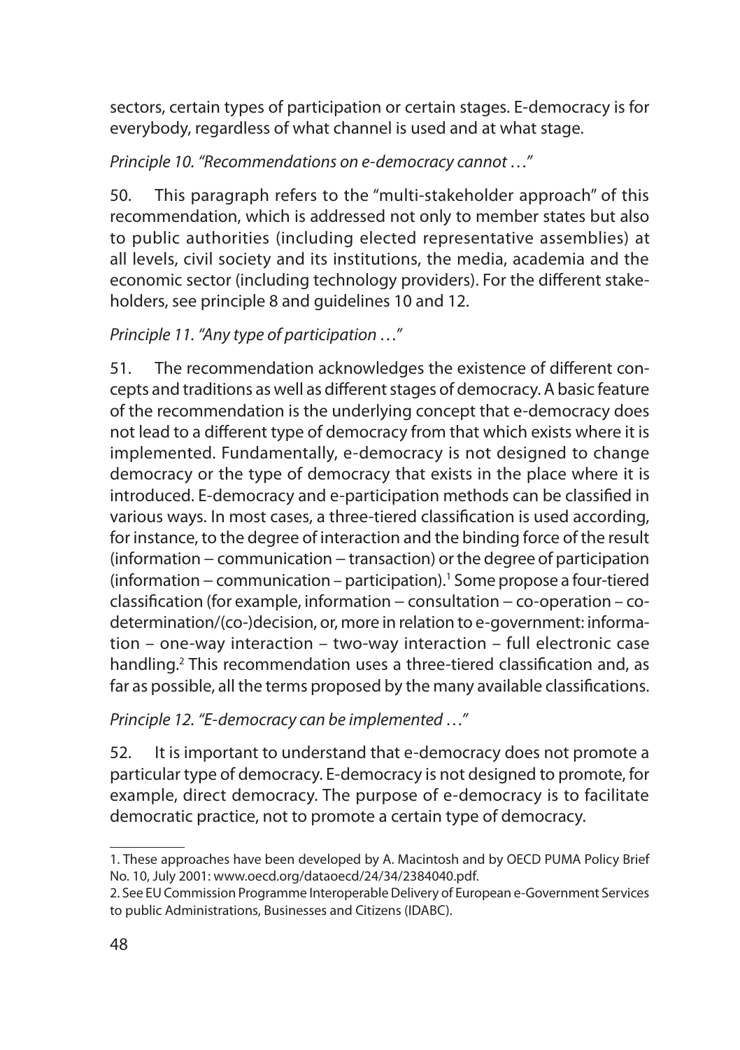sectors, certain types of participation or certain stages. E-democracy is for everybody, regardless of what channel is used and at what stage.

*Principle 10. "Recommendations on e-democracy cannot …"*

50. This paragraph refers to the "multi-stakeholder approach" of this recommendation, which is addressed not only to member states but also to public authorities (including elected representative assemblies) at all levels, civil society and its institutions, the media, academia and the economic sector (including technology providers). For the different stakeholders, see principle 8 and guidelines 10 and 12.

*Principle 11. "Any type of participation …"*

51. The recommendation acknowledges the existence of different concepts and traditions as well as different stages of democracy. A basic feature of the recommendation is the underlying concept that e-democracy does not lead to a different type of democracy from that which exists where it is implemented. Fundamentally, e-democracy is not designed to change democracy or the type of democracy that exists in the place where it is introduced. E-democracy and e-participation methods can be classified in various ways. In most cases, a three-tiered classification is used according, for instance, to the degree of interaction and the binding force of the result (information – communication – transaction) or the degree of participation (information – communication – participation).[1] Some propose a four-tiered classification (for example, information – consultation – co-operation – co-determination/(co-)decision, or, more in relation to e-government: information – one-way interaction – two-way interaction – full electronic case handling.[2] This recommendation uses a three-tiered classification and, as far as possible, all the terms proposed by the many available classifications.

*Principle 12. "E-democracy can be implemented …"*

52. It is important to understand that e-democracy does not promote a particular type of democracy. E-democracy is not designed to promote, for example, direct democracy. The purpose of e-democracy is to facilitate democratic practice, not to promote a certain type of democracy.

---

1. These approaches have been developed by A. Macintosh and by OECD PUMA Policy Brief No. 10, July 2001: www.oecd.org/dataoecd/24/34/2384040.pdf.

2. See EU Commission Programme Interoperable Delivery of European e-Government Services to public Administrations, Businesses and Citizens (IDABC).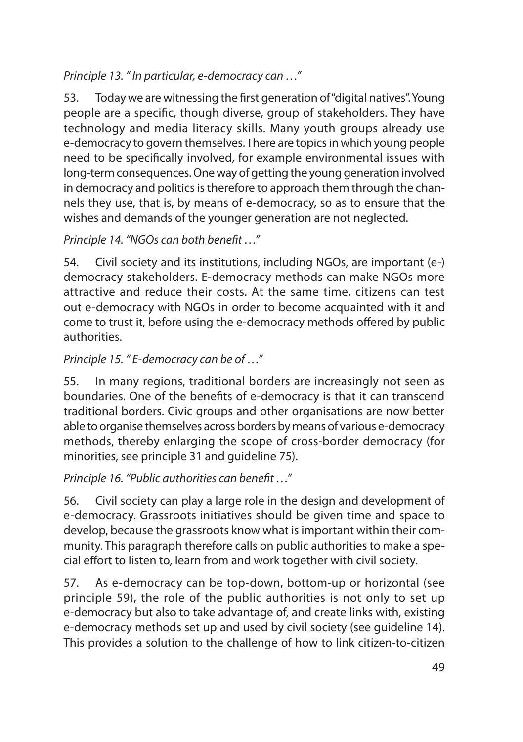*Principle 13. " In particular, e-democracy can …"*

53. Today we are witnessing the first generation of "digital natives". Young people are a specific, though diverse, group of stakeholders. They have technology and media literacy skills. Many youth groups already use e-democracy to govern themselves. There are topics in which young people need to be specifically involved, for example environmental issues with long-term consequences. One way of getting the young generation involved in democracy and politics is therefore to approach them through the channels they use, that is, by means of e-democracy, so as to ensure that the wishes and demands of the younger generation are not neglected.

*Principle 14. "NGOs can both benefit …"*

54. Civil society and its institutions, including NGOs, are important (e-) democracy stakeholders. E-democracy methods can make NGOs more attractive and reduce their costs. At the same time, citizens can test out e-democracy with NGOs in order to become acquainted with it and come to trust it, before using the e-democracy methods offered by public authorities.

*Principle 15. " E-democracy can be of …"*

55. In many regions, traditional borders are increasingly not seen as boundaries. One of the benefits of e-democracy is that it can transcend traditional borders. Civic groups and other organisations are now better able to organise themselves across borders by means of various e-democracy methods, thereby enlarging the scope of cross-border democracy (for minorities, see principle 31 and guideline 75).

*Principle 16. "Public authorities can benefit …"*

56. Civil society can play a large role in the design and development of e-democracy. Grassroots initiatives should be given time and space to develop, because the grassroots know what is important within their community. This paragraph therefore calls on public authorities to make a special effort to listen to, learn from and work together with civil society.

57. As e-democracy can be top-down, bottom-up or horizontal (see principle 59), the role of the public authorities is not only to set up e-democracy but also to take advantage of, and create links with, existing e-democracy methods set up and used by civil society (see guideline 14). This provides a solution to the challenge of how to link citizen-to-citizen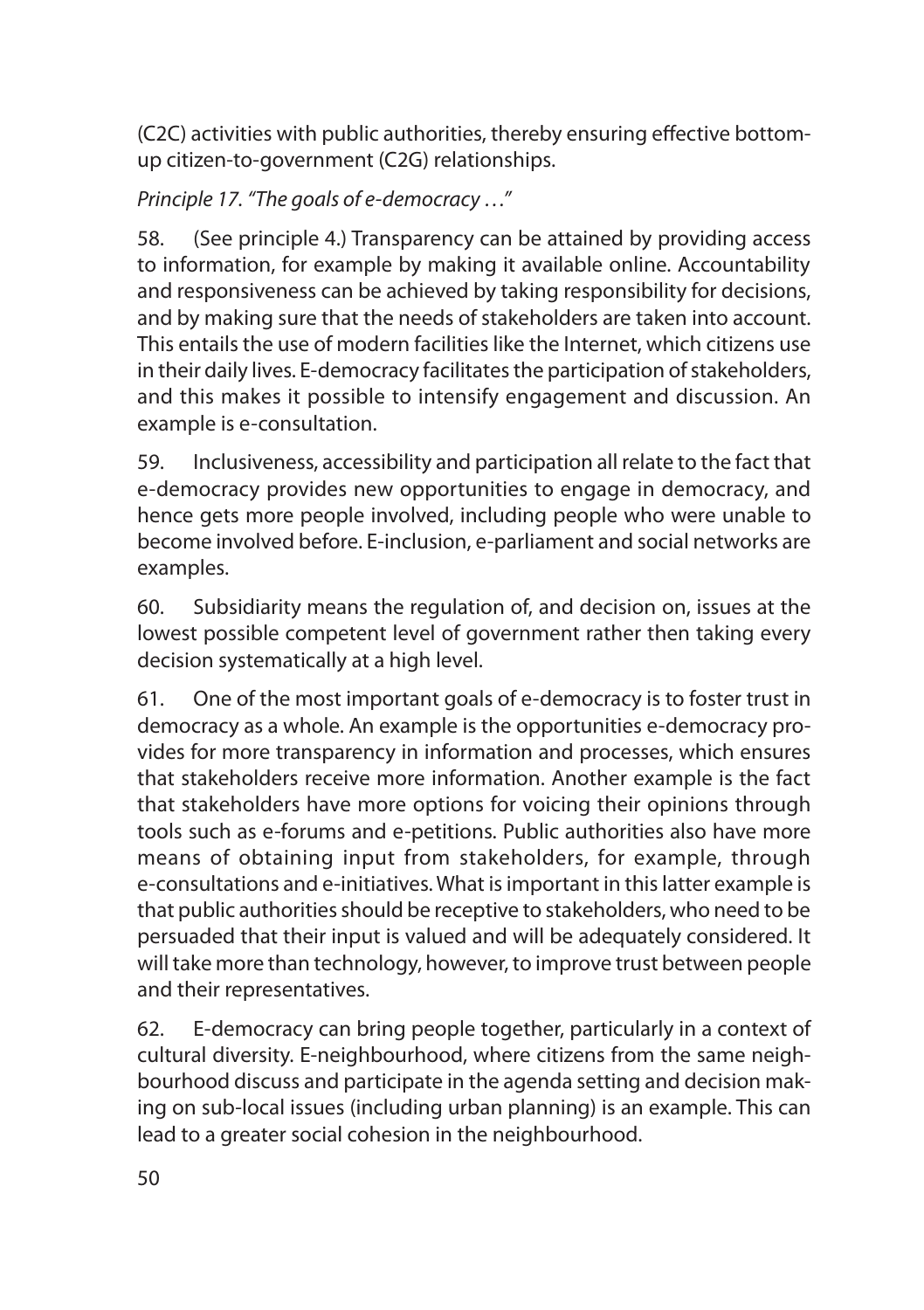(C2C) activities with public authorities, thereby ensuring effective bottom-up citizen-to-government (C2G) relationships.

*Principle 17. "The goals of e-democracy …"*

58. (See principle 4.) Transparency can be attained by providing access to information, for example by making it available online. Accountability and responsiveness can be achieved by taking responsibility for decisions, and by making sure that the needs of stakeholders are taken into account. This entails the use of modern facilities like the Internet, which citizens use in their daily lives. E-democracy facilitates the participation of stakeholders, and this makes it possible to intensify engagement and discussion. An example is e-consultation.

59. Inclusiveness, accessibility and participation all relate to the fact that e-democracy provides new opportunities to engage in democracy, and hence gets more people involved, including people who were unable to become involved before. E-inclusion, e-parliament and social networks are examples.

60. Subsidiarity means the regulation of, and decision on, issues at the lowest possible competent level of government rather then taking every decision systematically at a high level.

61. One of the most important goals of e-democracy is to foster trust in democracy as a whole. An example is the opportunities e-democracy provides for more transparency in information and processes, which ensures that stakeholders receive more information. Another example is the fact that stakeholders have more options for voicing their opinions through tools such as e-forums and e-petitions. Public authorities also have more means of obtaining input from stakeholders, for example, through e-consultations and e-initiatives. What is important in this latter example is that public authorities should be receptive to stakeholders, who need to be persuaded that their input is valued and will be adequately considered. It will take more than technology, however, to improve trust between people and their representatives.

62. E-democracy can bring people together, particularly in a context of cultural diversity. E-neighbourhood, where citizens from the same neighbourhood discuss and participate in the agenda setting and decision making on sub-local issues (including urban planning) is an example. This can lead to a greater social cohesion in the neighbourhood.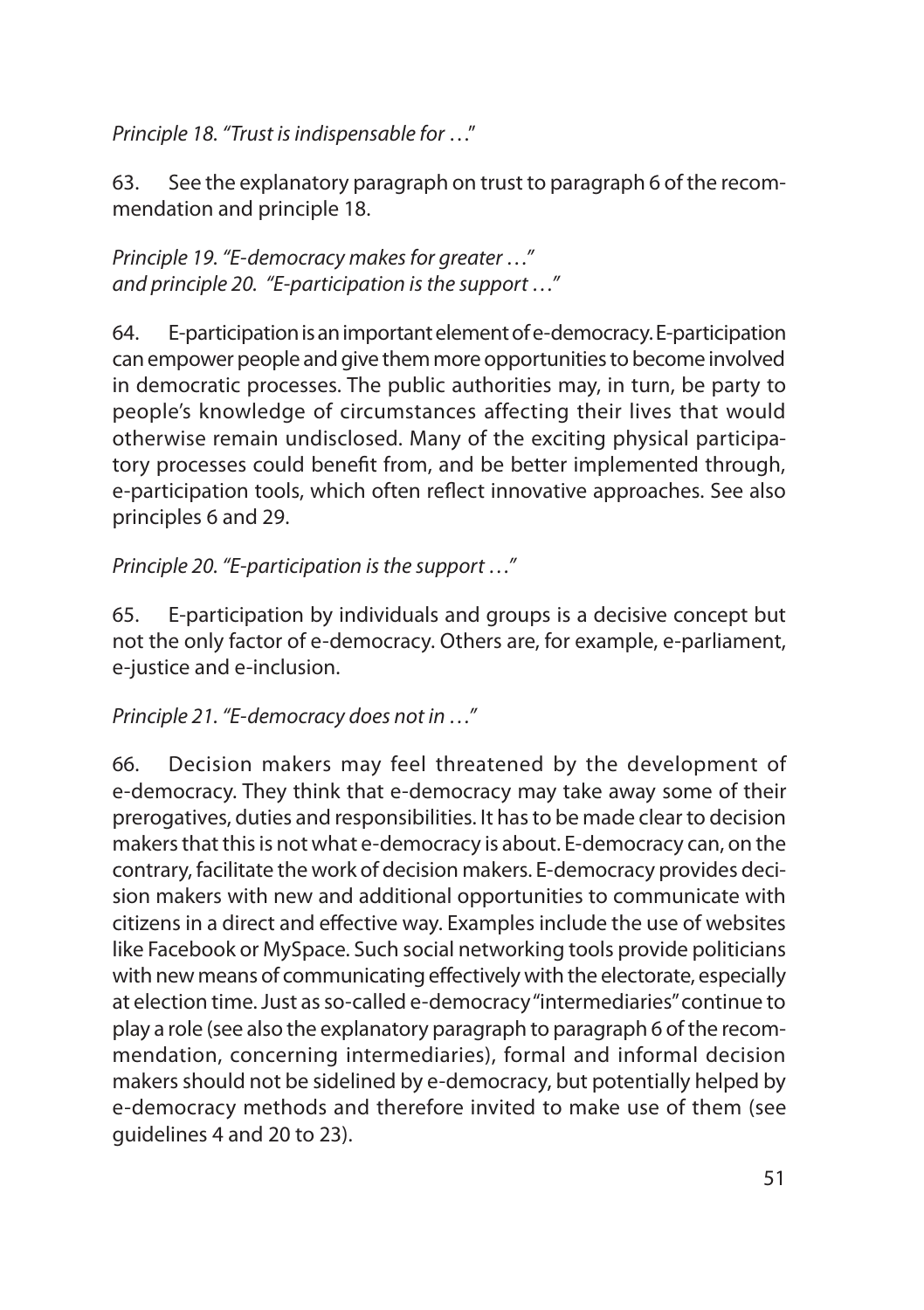*Principle 18. "Trust is indispensable for …"*

63. See the explanatory paragraph on trust to paragraph 6 of the recommendation and principle 18.

*Principle 19. "E-democracy makes for greater …"*
*and principle 20. "E-participation is the support …"*

64. E-participation is an important element of e-democracy. E-participation can empower people and give them more opportunities to become involved in democratic processes. The public authorities may, in turn, be party to people's knowledge of circumstances affecting their lives that would otherwise remain undisclosed. Many of the exciting physical participatory processes could benefit from, and be better implemented through, e-participation tools, which often reflect innovative approaches. See also principles 6 and 29.

*Principle 20. "E-participation is the support …"*

65. E-participation by individuals and groups is a decisive concept but not the only factor of e-democracy. Others are, for example, e-parliament, e-justice and e-inclusion.

*Principle 21. "E-democracy does not in …"*

66. Decision makers may feel threatened by the development of e-democracy. They think that e-democracy may take away some of their prerogatives, duties and responsibilities. It has to be made clear to decision makers that this is not what e-democracy is about. E-democracy can, on the contrary, facilitate the work of decision makers. E-democracy provides decision makers with new and additional opportunities to communicate with citizens in a direct and effective way. Examples include the use of websites like Facebook or MySpace. Such social networking tools provide politicians with new means of communicating effectively with the electorate, especially at election time. Just as so-called e-democracy "intermediaries" continue to play a role (see also the explanatory paragraph to paragraph 6 of the recommendation, concerning intermediaries), formal and informal decision makers should not be sidelined by e-democracy, but potentially helped by e-democracy methods and therefore invited to make use of them (see guidelines 4 and 20 to 23).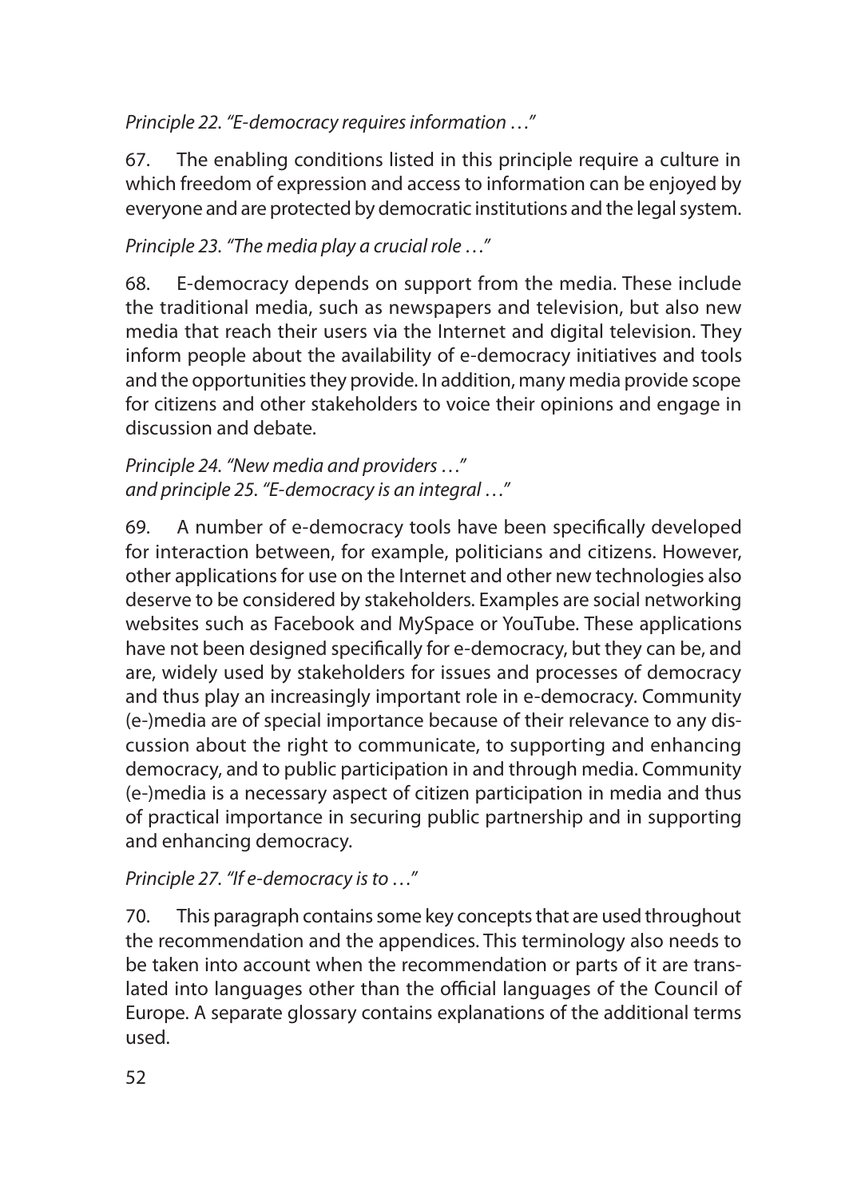*Principle 22. "E-democracy requires information …"*

67. The enabling conditions listed in this principle require a culture in which freedom of expression and access to information can be enjoyed by everyone and are protected by democratic institutions and the legal system.

*Principle 23. "The media play a crucial role …"*

68. E-democracy depends on support from the media. These include the traditional media, such as newspapers and television, but also new media that reach their users via the Internet and digital television. They inform people about the availability of e-democracy initiatives and tools and the opportunities they provide. In addition, many media provide scope for citizens and other stakeholders to voice their opinions and engage in discussion and debate.

*Principle 24. "New media and providers …"*
*and principle 25. "E-democracy is an integral …"*

69. A number of e-democracy tools have been specifically developed for interaction between, for example, politicians and citizens. However, other applications for use on the Internet and other new technologies also deserve to be considered by stakeholders. Examples are social networking websites such as Facebook and MySpace or YouTube. These applications have not been designed specifically for e-democracy, but they can be, and are, widely used by stakeholders for issues and processes of democracy and thus play an increasingly important role in e-democracy. Community (e-)media are of special importance because of their relevance to any discussion about the right to communicate, to supporting and enhancing democracy, and to public participation in and through media. Community (e-)media is a necessary aspect of citizen participation in media and thus of practical importance in securing public partnership and in supporting and enhancing democracy.

*Principle 27. "If e-democracy is to …"*

70. This paragraph contains some key concepts that are used throughout the recommendation and the appendices. This terminology also needs to be taken into account when the recommendation or parts of it are translated into languages other than the official languages of the Council of Europe. A separate glossary contains explanations of the additional terms used.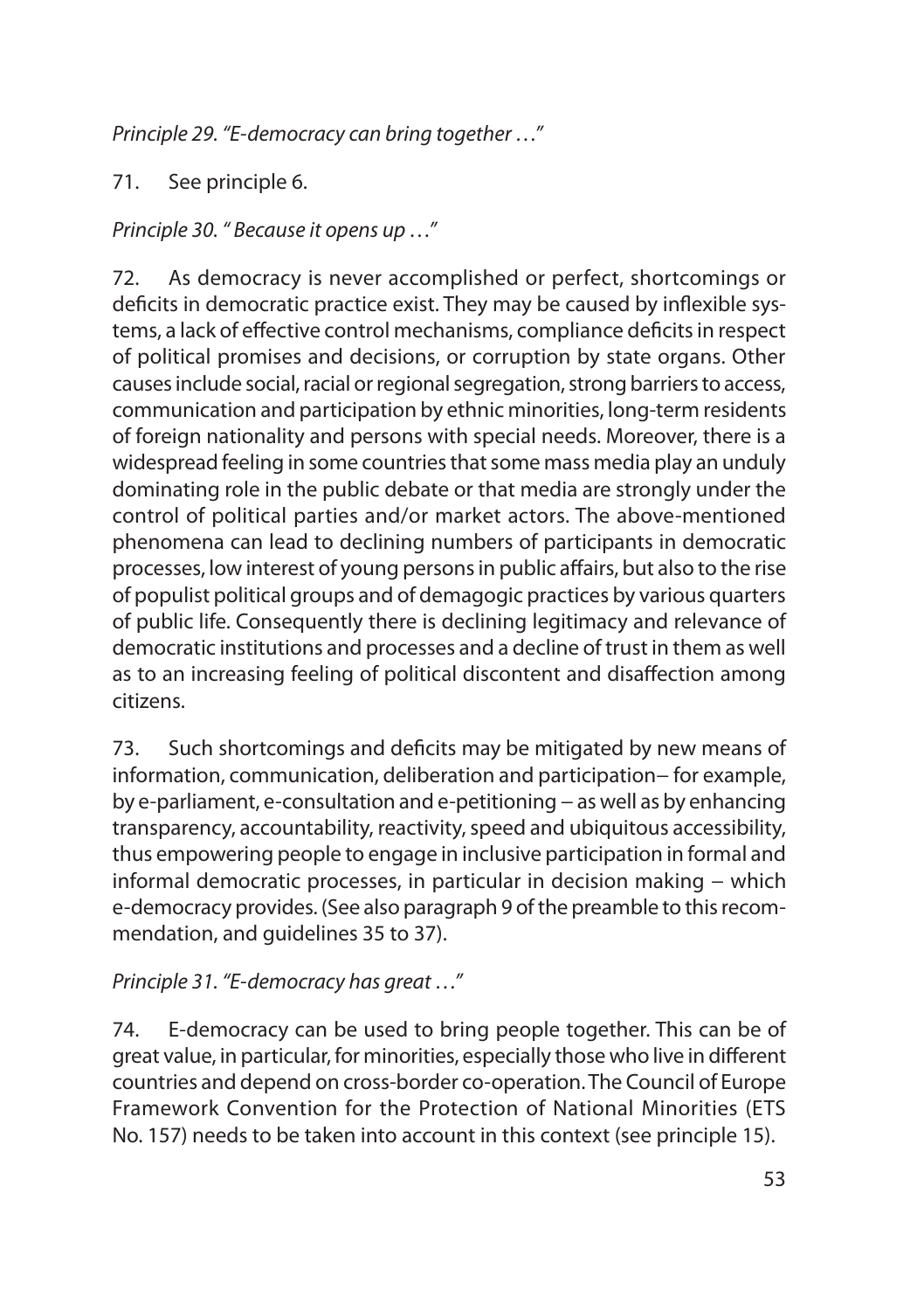*Principle 29. "E-democracy can bring together …"*

71. See principle 6.

*Principle 30. " Because it opens up …"*

72. As democracy is never accomplished or perfect, shortcomings or deficits in democratic practice exist. They may be caused by inflexible systems, a lack of effective control mechanisms, compliance deficits in respect of political promises and decisions, or corruption by state organs. Other causes include social, racial or regional segregation, strong barriers to access, communication and participation by ethnic minorities, long-term residents of foreign nationality and persons with special needs. Moreover, there is a widespread feeling in some countries that some mass media play an unduly dominating role in the public debate or that media are strongly under the control of political parties and/or market actors. The above-mentioned phenomena can lead to declining numbers of participants in democratic processes, low interest of young persons in public affairs, but also to the rise of populist political groups and of demagogic practices by various quarters of public life. Consequently there is declining legitimacy and relevance of democratic institutions and processes and a decline of trust in them as well as to an increasing feeling of political discontent and disaffection among citizens.

73. Such shortcomings and deficits may be mitigated by new means of information, communication, deliberation and participation– for example, by e-parliament, e-consultation and e-petitioning – as well as by enhancing transparency, accountability, reactivity, speed and ubiquitous accessibility, thus empowering people to engage in inclusive participation in formal and informal democratic processes, in particular in decision making – which e-democracy provides. (See also paragraph 9 of the preamble to this recommendation, and guidelines 35 to 37).

*Principle 31. "E-democracy has great …"*

74. E-democracy can be used to bring people together. This can be of great value, in particular, for minorities, especially those who live in different countries and depend on cross-border co-operation. The Council of Europe Framework Convention for the Protection of National Minorities (ETS No. 157) needs to be taken into account in this context (see principle 15).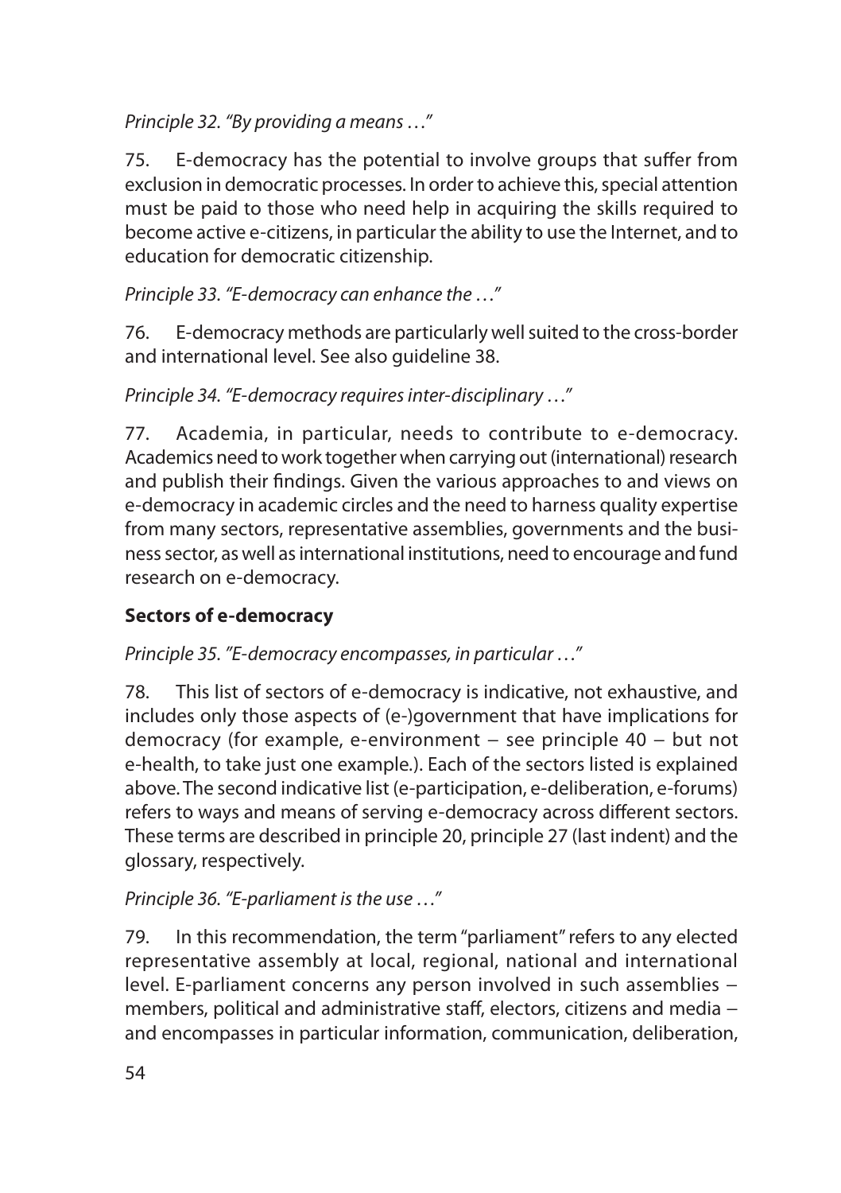*Principle 32. "By providing a means …"*

75. E-democracy has the potential to involve groups that suffer from exclusion in democratic processes. In order to achieve this, special attention must be paid to those who need help in acquiring the skills required to become active e-citizens, in particular the ability to use the Internet, and to education for democratic citizenship.

*Principle 33. "E-democracy can enhance the …"*

76. E-democracy methods are particularly well suited to the cross-border and international level. See also guideline 38.

*Principle 34. "E-democracy requires inter-disciplinary …"*

77. Academia, in particular, needs to contribute to e-democracy. Academics need to work together when carrying out (international) research and publish their findings. Given the various approaches to and views on e-democracy in academic circles and the need to harness quality expertise from many sectors, representative assemblies, governments and the business sector, as well as international institutions, need to encourage and fund research on e-democracy.

## Sectors of e-democracy

*Principle 35. "E-democracy encompasses, in particular …"*

78. This list of sectors of e-democracy is indicative, not exhaustive, and includes only those aspects of (e-)government that have implications for democracy (for example, e-environment – see principle 40 – but not e-health, to take just one example.). Each of the sectors listed is explained above. The second indicative list (e-participation, e-deliberation, e-forums) refers to ways and means of serving e-democracy across different sectors. These terms are described in principle 20, principle 27 (last indent) and the glossary, respectively.

*Principle 36. "E-parliament is the use …"*

79. In this recommendation, the term "parliament" refers to any elected representative assembly at local, regional, national and international level. E-parliament concerns any person involved in such assemblies – members, political and administrative staff, electors, citizens and media – and encompasses in particular information, communication, deliberation,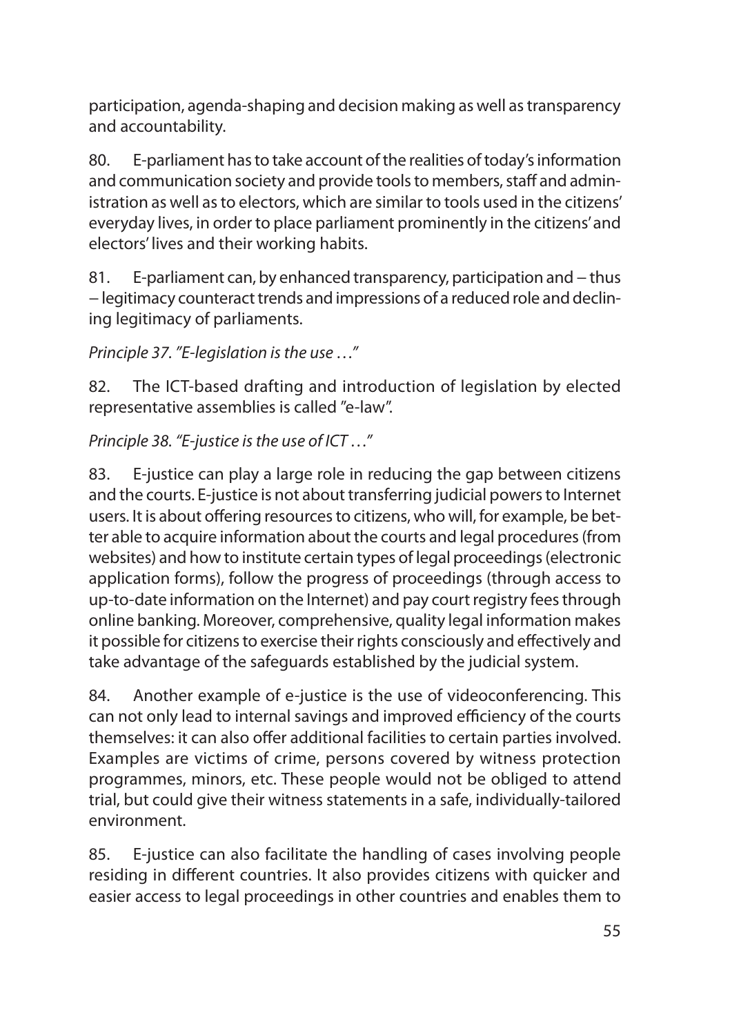participation, agenda-shaping and decision making as well as transparency and accountability.

80. E-parliament has to take account of the realities of today's information and communication society and provide tools to members, staff and administration as well as to electors, which are similar to tools used in the citizens' everyday lives, in order to place parliament prominently in the citizens' and electors' lives and their working habits.

81. E-parliament can, by enhanced transparency, participation and – thus – legitimacy counteract trends and impressions of a reduced role and declining legitimacy of parliaments.

*Principle 37. "E-legislation is the use …"*

82. The ICT-based drafting and introduction of legislation by elected representative assemblies is called "e-law".

*Principle 38. "E-justice is the use of ICT …"*

83. E-justice can play a large role in reducing the gap between citizens and the courts. E-justice is not about transferring judicial powers to Internet users. It is about offering resources to citizens, who will, for example, be better able to acquire information about the courts and legal procedures (from websites) and how to institute certain types of legal proceedings (electronic application forms), follow the progress of proceedings (through access to up-to-date information on the Internet) and pay court registry fees through online banking. Moreover, comprehensive, quality legal information makes it possible for citizens to exercise their rights consciously and effectively and take advantage of the safeguards established by the judicial system.

84. Another example of e-justice is the use of videoconferencing. This can not only lead to internal savings and improved efficiency of the courts themselves: it can also offer additional facilities to certain parties involved. Examples are victims of crime, persons covered by witness protection programmes, minors, etc. These people would not be obliged to attend trial, but could give their witness statements in a safe, individually-tailored environment.

85. E-justice can also facilitate the handling of cases involving people residing in different countries. It also provides citizens with quicker and easier access to legal proceedings in other countries and enables them to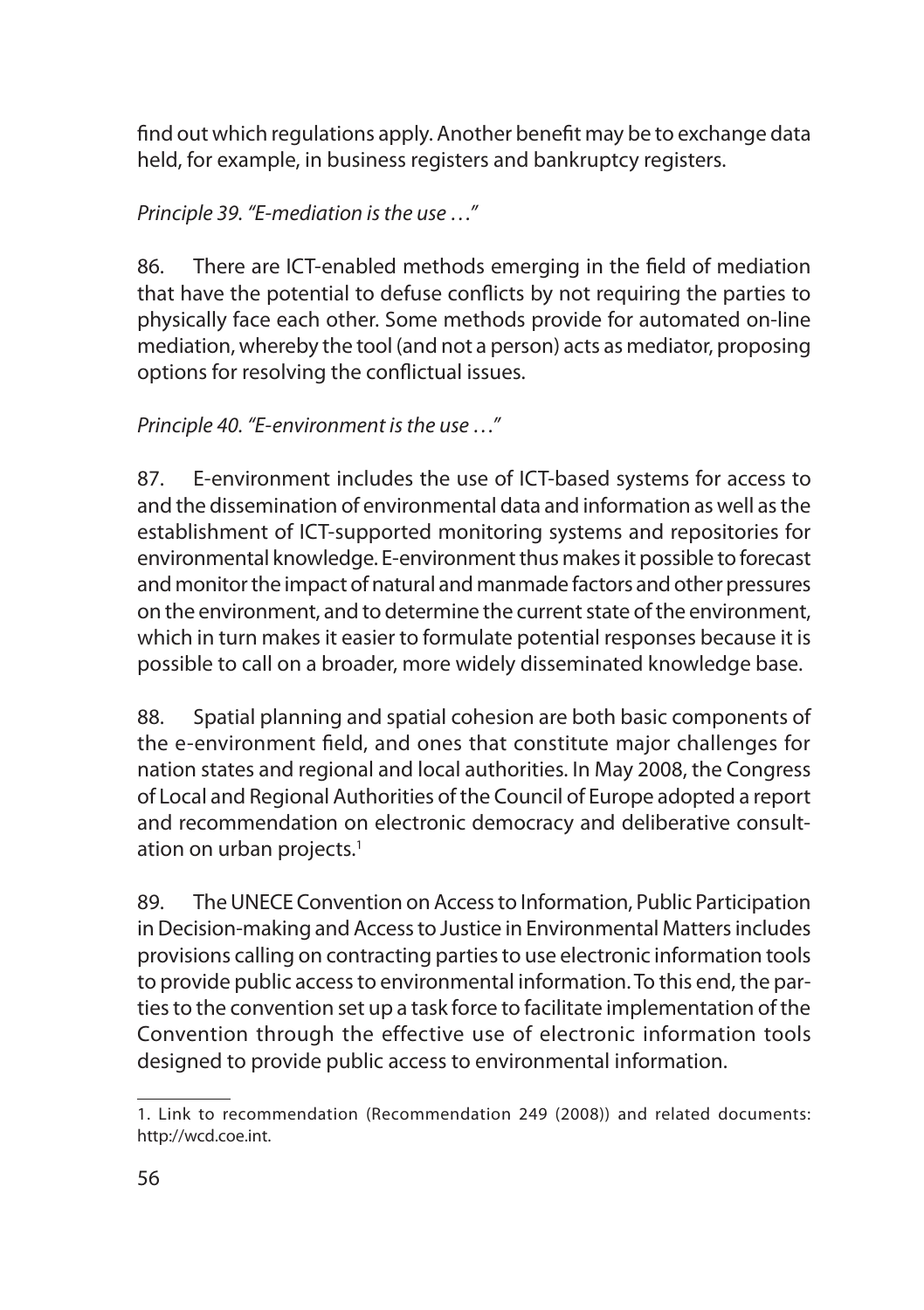find out which regulations apply. Another benefit may be to exchange data held, for example, in business registers and bankruptcy registers.

*Principle 39. "E-mediation is the use …"*

86. There are ICT-enabled methods emerging in the field of mediation that have the potential to defuse conflicts by not requiring the parties to physically face each other. Some methods provide for automated on-line mediation, whereby the tool (and not a person) acts as mediator, proposing options for resolving the conflictual issues.

*Principle 40. "E-environment is the use …"*

87. E-environment includes the use of ICT-based systems for access to and the dissemination of environmental data and information as well as the establishment of ICT-supported monitoring systems and repositories for environmental knowledge. E-environment thus makes it possible to forecast and monitor the impact of natural and manmade factors and other pressures on the environment, and to determine the current state of the environment, which in turn makes it easier to formulate potential responses because it is possible to call on a broader, more widely disseminated knowledge base.

88. Spatial planning and spatial cohesion are both basic components of the e-environment field, and ones that constitute major challenges for nation states and regional and local authorities. In May 2008, the Congress of Local and Regional Authorities of the Council of Europe adopted a report and recommendation on electronic democracy and deliberative consultation on urban projects.[1]

89. The UNECE Convention on Access to Information, Public Participation in Decision-making and Access to Justice in Environmental Matters includes provisions calling on contracting parties to use electronic information tools to provide public access to environmental information. To this end, the parties to the convention set up a task force to facilitate implementation of the Convention through the effective use of electronic information tools designed to provide public access to environmental information.

1. Link to recommendation (Recommendation 249 (2008)) and related documents: http://wcd.coe.int.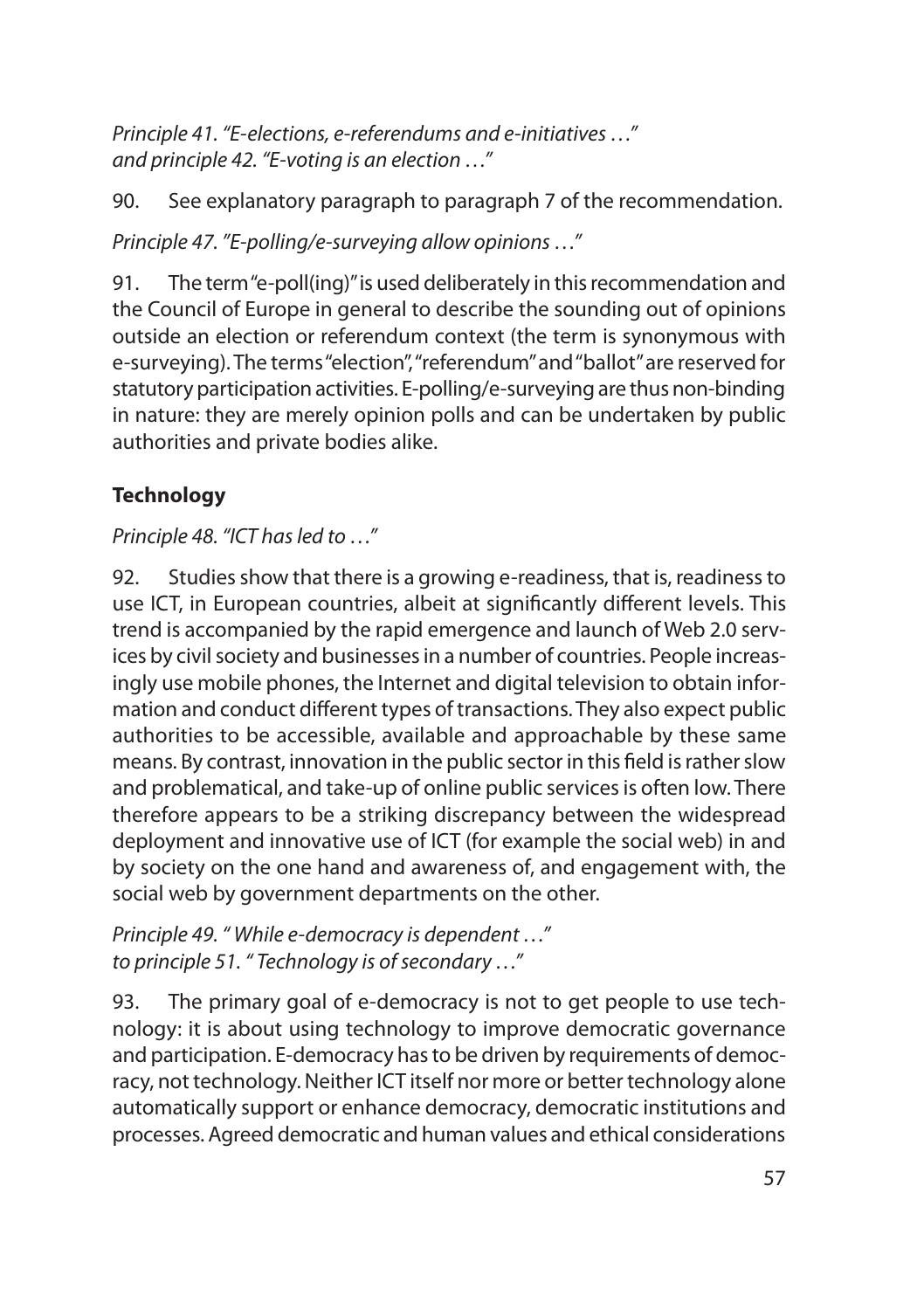*Principle 41. "E-elections, e-referendums and e-initiatives …"*
*and principle 42. "E-voting is an election …"*

90. See explanatory paragraph to paragraph 7 of the recommendation.

*Principle 47. "E-polling/e-surveying allow opinions …"*

91. The term "e-poll(ing)" is used deliberately in this recommendation and the Council of Europe in general to describe the sounding out of opinions outside an election or referendum context (the term is synonymous with e-surveying). The terms "election", "referendum" and "ballot" are reserved for statutory participation activities. E-polling/e-surveying are thus non-binding in nature: they are merely opinion polls and can be undertaken by public authorities and private bodies alike.

**Technology**

*Principle 48. "ICT has led to …"*

92. Studies show that there is a growing e-readiness, that is, readiness to use ICT, in European countries, albeit at significantly different levels. This trend is accompanied by the rapid emergence and launch of Web 2.0 services by civil society and businesses in a number of countries. People increasingly use mobile phones, the Internet and digital television to obtain information and conduct different types of transactions. They also expect public authorities to be accessible, available and approachable by these same means. By contrast, innovation in the public sector in this field is rather slow and problematical, and take-up of online public services is often low. There therefore appears to be a striking discrepancy between the widespread deployment and innovative use of ICT (for example the social web) in and by society on the one hand and awareness of, and engagement with, the social web by government departments on the other.

*Principle 49. " While e-democracy is dependent …"*
*to principle 51. " Technology is of secondary …"*

93. The primary goal of e-democracy is not to get people to use technology: it is about using technology to improve democratic governance and participation. E-democracy has to be driven by requirements of democracy, not technology. Neither ICT itself nor more or better technology alone automatically support or enhance democracy, democratic institutions and processes. Agreed democratic and human values and ethical considerations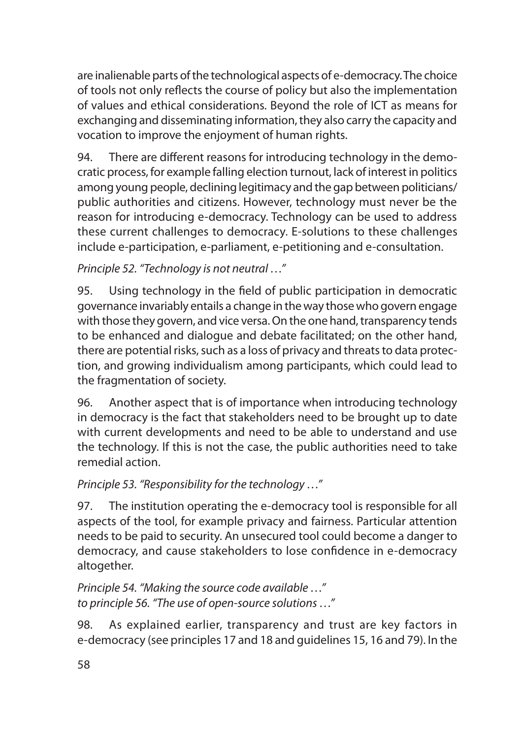are inalienable parts of the technological aspects of e-democracy. The choice of tools not only reflects the course of policy but also the implementation of values and ethical considerations. Beyond the role of ICT as means for exchanging and disseminating information, they also carry the capacity and vocation to improve the enjoyment of human rights.

94. There are different reasons for introducing technology in the democratic process, for example falling election turnout, lack of interest in politics among young people, declining legitimacy and the gap between politicians/public authorities and citizens. However, technology must never be the reason for introducing e-democracy. Technology can be used to address these current challenges to democracy. E-solutions to these challenges include e-participation, e-parliament, e-petitioning and e-consultation.

*Principle 52. "Technology is not neutral …"*

95. Using technology in the field of public participation in democratic governance invariably entails a change in the way those who govern engage with those they govern, and vice versa. On the one hand, transparency tends to be enhanced and dialogue and debate facilitated; on the other hand, there are potential risks, such as a loss of privacy and threats to data protection, and growing individualism among participants, which could lead to the fragmentation of society.

96. Another aspect that is of importance when introducing technology in democracy is the fact that stakeholders need to be brought up to date with current developments and need to be able to understand and use the technology. If this is not the case, the public authorities need to take remedial action.

*Principle 53. "Responsibility for the technology …"*

97. The institution operating the e-democracy tool is responsible for all aspects of the tool, for example privacy and fairness. Particular attention needs to be paid to security. An unsecured tool could become a danger to democracy, and cause stakeholders to lose confidence in e-democracy altogether.

*Principle 54. "Making the source code available …"*
*to principle 56. "The use of open-source solutions …"*

98. As explained earlier, transparency and trust are key factors in e-democracy (see principles 17 and 18 and guidelines 15, 16 and 79). In the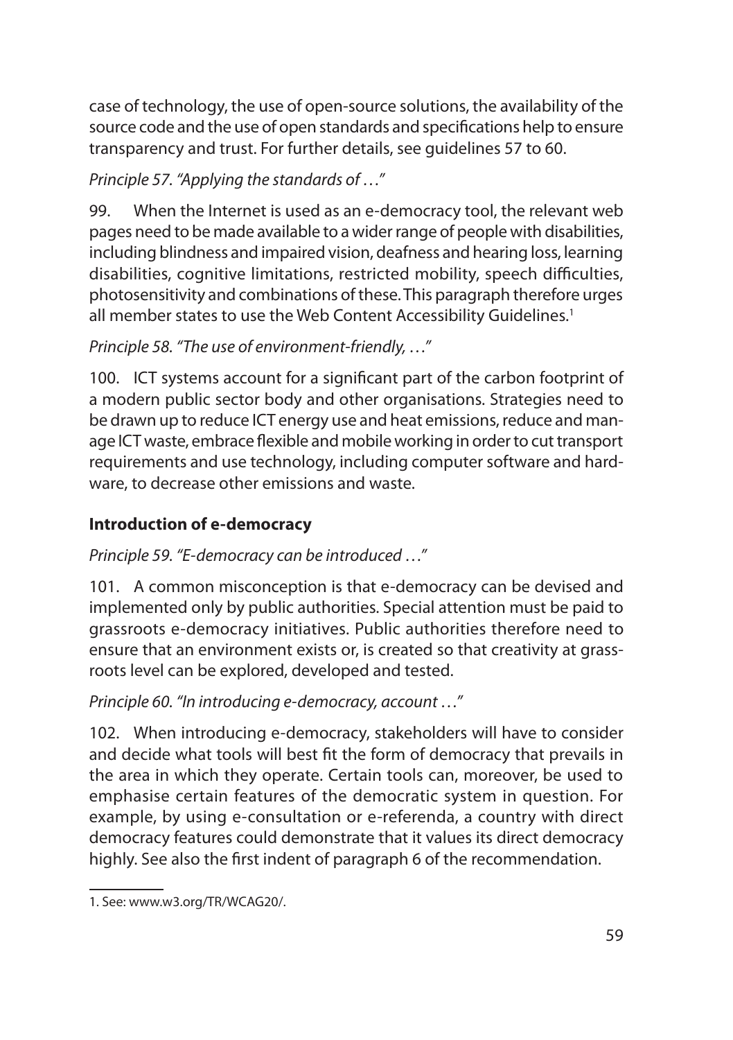case of technology, the use of open-source solutions, the availability of the source code and the use of open standards and specifications help to ensure transparency and trust. For further details, see guidelines 57 to 60.

*Principle 57. "Applying the standards of …"*

99. When the Internet is used as an e-democracy tool, the relevant web pages need to be made available to a wider range of people with disabilities, including blindness and impaired vision, deafness and hearing loss, learning disabilities, cognitive limitations, restricted mobility, speech difficulties, photosensitivity and combinations of these. This paragraph therefore urges all member states to use the Web Content Accessibility Guidelines.[1]

*Principle 58. "The use of environment-friendly, …"*

100. ICT systems account for a significant part of the carbon footprint of a modern public sector body and other organisations. Strategies need to be drawn up to reduce ICT energy use and heat emissions, reduce and manage ICT waste, embrace flexible and mobile working in order to cut transport requirements and use technology, including computer software and hardware, to decrease other emissions and waste.

### Introduction of e-democracy

*Principle 59. "E-democracy can be introduced …"*

101. A common misconception is that e-democracy can be devised and implemented only by public authorities. Special attention must be paid to grassroots e-democracy initiatives. Public authorities therefore need to ensure that an environment exists or, is created so that creativity at grassroots level can be explored, developed and tested.

*Principle 60. "In introducing e-democracy, account …"*

102. When introducing e-democracy, stakeholders will have to consider and decide what tools will best fit the form of democracy that prevails in the area in which they operate. Certain tools can, moreover, be used to emphasise certain features of the democratic system in question. For example, by using e-consultation or e-referenda, a country with direct democracy features could demonstrate that it values its direct democracy highly. See also the first indent of paragraph 6 of the recommendation.

1. See: www.w3.org/TR/WCAG20/.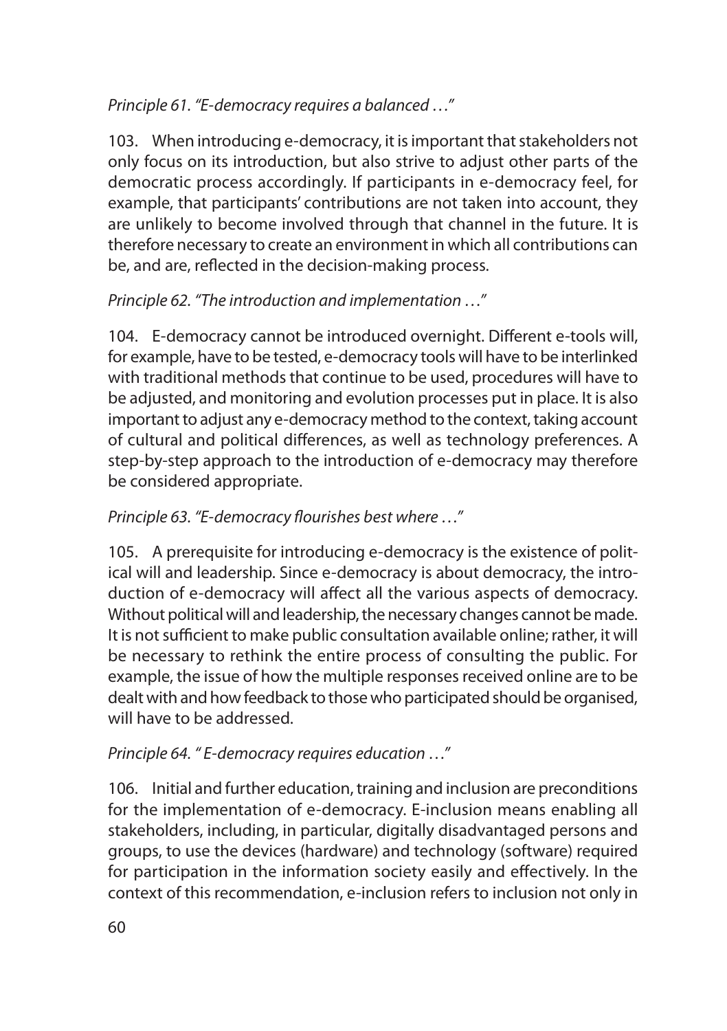*Principle 61. "E-democracy requires a balanced …"*

103. When introducing e-democracy, it is important that stakeholders not only focus on its introduction, but also strive to adjust other parts of the democratic process accordingly. If participants in e-democracy feel, for example, that participants' contributions are not taken into account, they are unlikely to become involved through that channel in the future. It is therefore necessary to create an environment in which all contributions can be, and are, reflected in the decision-making process.

*Principle 62. "The introduction and implementation …"*

104. E-democracy cannot be introduced overnight. Different e-tools will, for example, have to be tested, e-democracy tools will have to be interlinked with traditional methods that continue to be used, procedures will have to be adjusted, and monitoring and evolution processes put in place. It is also important to adjust any e-democracy method to the context, taking account of cultural and political differences, as well as technology preferences. A step-by-step approach to the introduction of e-democracy may therefore be considered appropriate.

*Principle 63. "E-democracy flourishes best where …"*

105. A prerequisite for introducing e-democracy is the existence of political will and leadership. Since e-democracy is about democracy, the introduction of e-democracy will affect all the various aspects of democracy. Without political will and leadership, the necessary changes cannot be made. It is not sufficient to make public consultation available online; rather, it will be necessary to rethink the entire process of consulting the public. For example, the issue of how the multiple responses received online are to be dealt with and how feedback to those who participated should be organised, will have to be addressed.

*Principle 64. " E-democracy requires education …"*

106. Initial and further education, training and inclusion are preconditions for the implementation of e-democracy. E-inclusion means enabling all stakeholders, including, in particular, digitally disadvantaged persons and groups, to use the devices (hardware) and technology (software) required for participation in the information society easily and effectively. In the context of this recommendation, e-inclusion refers to inclusion not only in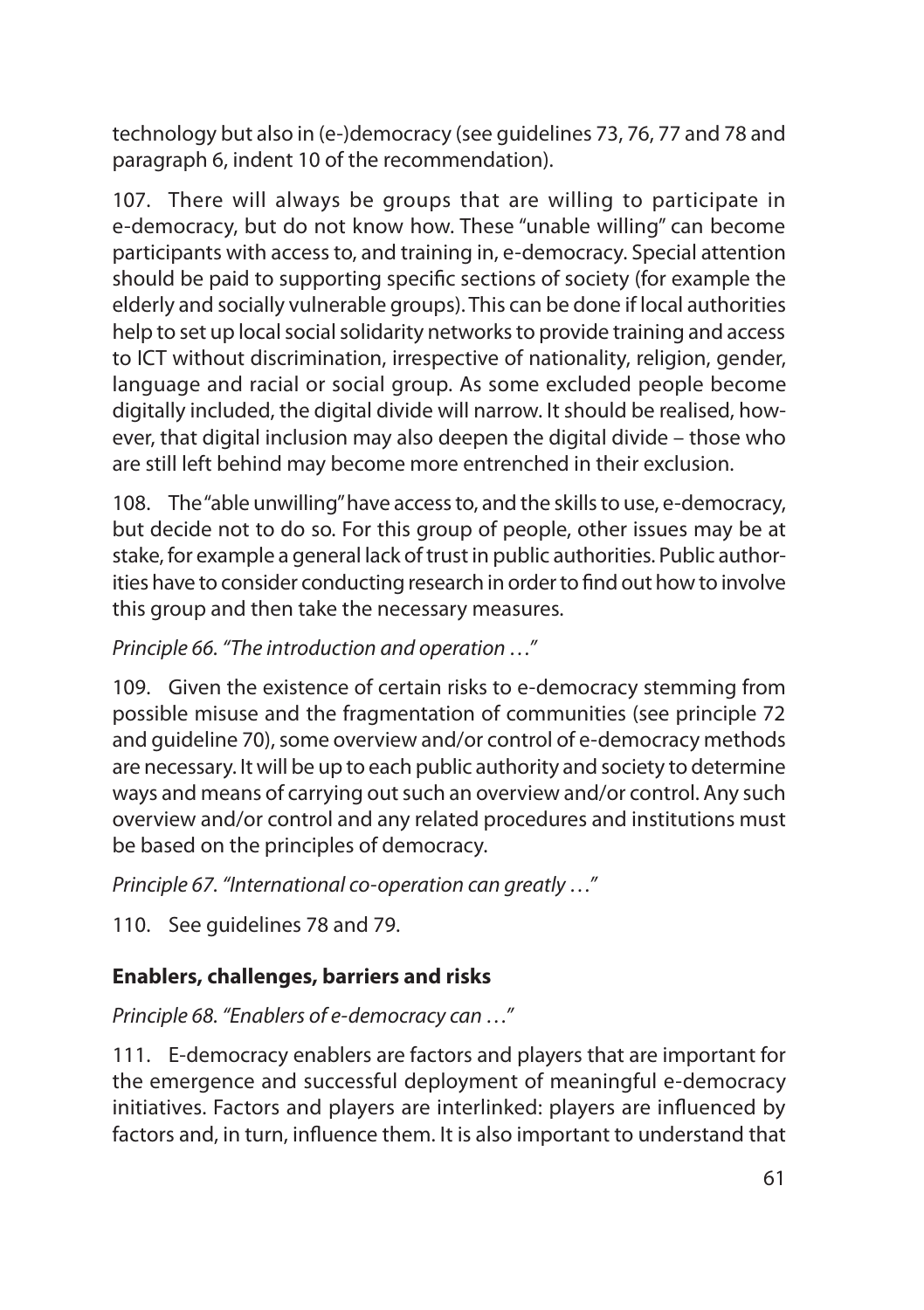technology but also in (e-)democracy (see guidelines 73, 76, 77 and 78 and paragraph 6, indent 10 of the recommendation).

107. There will always be groups that are willing to participate in e-democracy, but do not know how. These "unable willing" can become participants with access to, and training in, e-democracy. Special attention should be paid to supporting specific sections of society (for example the elderly and socially vulnerable groups). This can be done if local authorities help to set up local social solidarity networks to provide training and access to ICT without discrimination, irrespective of nationality, religion, gender, language and racial or social group. As some excluded people become digitally included, the digital divide will narrow. It should be realised, however, that digital inclusion may also deepen the digital divide – those who are still left behind may become more entrenched in their exclusion.

108. The "able unwilling" have access to, and the skills to use, e-democracy, but decide not to do so. For this group of people, other issues may be at stake, for example a general lack of trust in public authorities. Public authorities have to consider conducting research in order to find out how to involve this group and then take the necessary measures.

*Principle 66. "The introduction and operation …"*

109. Given the existence of certain risks to e-democracy stemming from possible misuse and the fragmentation of communities (see principle 72 and guideline 70), some overview and/or control of e-democracy methods are necessary. It will be up to each public authority and society to determine ways and means of carrying out such an overview and/or control. Any such overview and/or control and any related procedures and institutions must be based on the principles of democracy.

*Principle 67. "International co-operation can greatly …"*

110. See guidelines 78 and 79.

### Enablers, challenges, barriers and risks

*Principle 68. "Enablers of e-democracy can …"*

111. E-democracy enablers are factors and players that are important for the emergence and successful deployment of meaningful e-democracy initiatives. Factors and players are interlinked: players are influenced by factors and, in turn, influence them. It is also important to understand that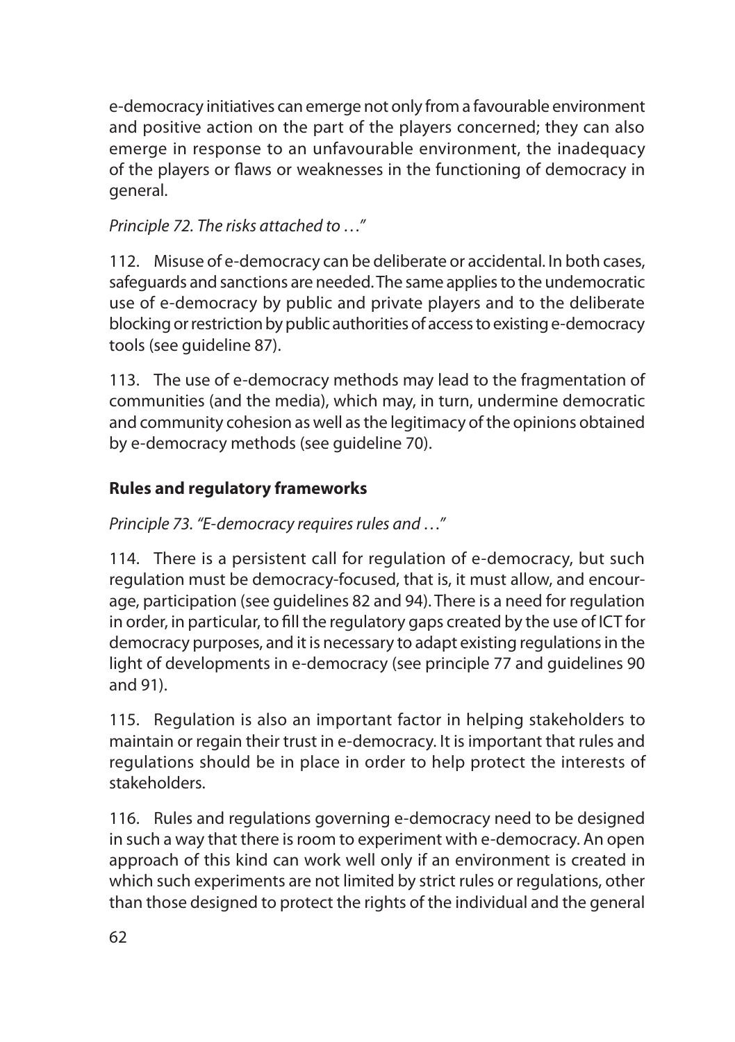e-democracy initiatives can emerge not only from a favourable environment and positive action on the part of the players concerned; they can also emerge in response to an unfavourable environment, the inadequacy of the players or flaws or weaknesses in the functioning of democracy in general.

*Principle 72. The risks attached to …"*

112. Misuse of e-democracy can be deliberate or accidental. In both cases, safeguards and sanctions are needed. The same applies to the undemocratic use of e-democracy by public and private players and to the deliberate blocking or restriction by public authorities of access to existing e-democracy tools (see guideline 87).

113. The use of e-democracy methods may lead to the fragmentation of communities (and the media), which may, in turn, undermine democratic and community cohesion as well as the legitimacy of the opinions obtained by e-democracy methods (see guideline 70).

**Rules and regulatory frameworks**

*Principle 73. "E-democracy requires rules and …"*

114. There is a persistent call for regulation of e-democracy, but such regulation must be democracy-focused, that is, it must allow, and encourage, participation (see guidelines 82 and 94). There is a need for regulation in order, in particular, to fill the regulatory gaps created by the use of ICT for democracy purposes, and it is necessary to adapt existing regulations in the light of developments in e-democracy (see principle 77 and guidelines 90 and 91).

115. Regulation is also an important factor in helping stakeholders to maintain or regain their trust in e-democracy. It is important that rules and regulations should be in place in order to help protect the interests of stakeholders.

116. Rules and regulations governing e-democracy need to be designed in such a way that there is room to experiment with e-democracy. An open approach of this kind can work well only if an environment is created in which such experiments are not limited by strict rules or regulations, other than those designed to protect the rights of the individual and the general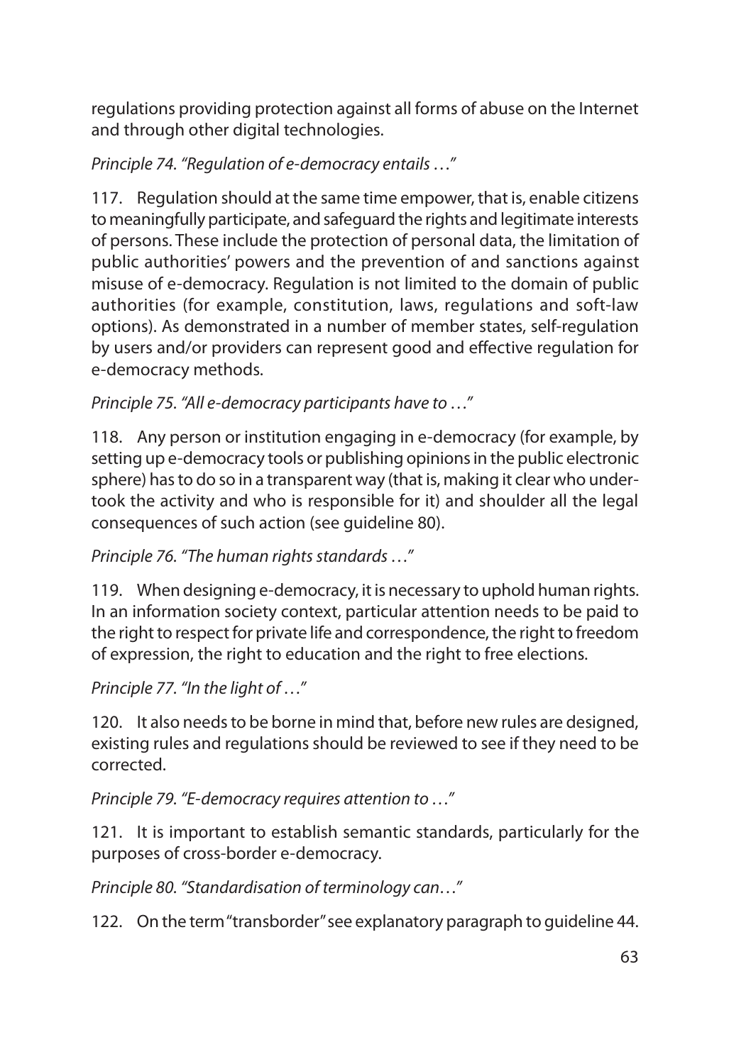regulations providing protection against all forms of abuse on the Internet and through other digital technologies.

*Principle 74. "Regulation of e-democracy entails …"*

117. Regulation should at the same time empower, that is, enable citizens to meaningfully participate, and safeguard the rights and legitimate interests of persons. These include the protection of personal data, the limitation of public authorities' powers and the prevention of and sanctions against misuse of e-democracy. Regulation is not limited to the domain of public authorities (for example, constitution, laws, regulations and soft-law options). As demonstrated in a number of member states, self-regulation by users and/or providers can represent good and effective regulation for e-democracy methods.

*Principle 75. "All e-democracy participants have to …"*

118. Any person or institution engaging in e-democracy (for example, by setting up e-democracy tools or publishing opinions in the public electronic sphere) has to do so in a transparent way (that is, making it clear who undertook the activity and who is responsible for it) and shoulder all the legal consequences of such action (see guideline 80).

*Principle 76. "The human rights standards …"*

119. When designing e-democracy, it is necessary to uphold human rights. In an information society context, particular attention needs to be paid to the right to respect for private life and correspondence, the right to freedom of expression, the right to education and the right to free elections.

*Principle 77. "In the light of …"*

120. It also needs to be borne in mind that, before new rules are designed, existing rules and regulations should be reviewed to see if they need to be corrected.

*Principle 79. "E-democracy requires attention to …"*

121. It is important to establish semantic standards, particularly for the purposes of cross-border e-democracy.

*Principle 80. "Standardisation of terminology can…"*

122. On the term "transborder" see explanatory paragraph to guideline 44.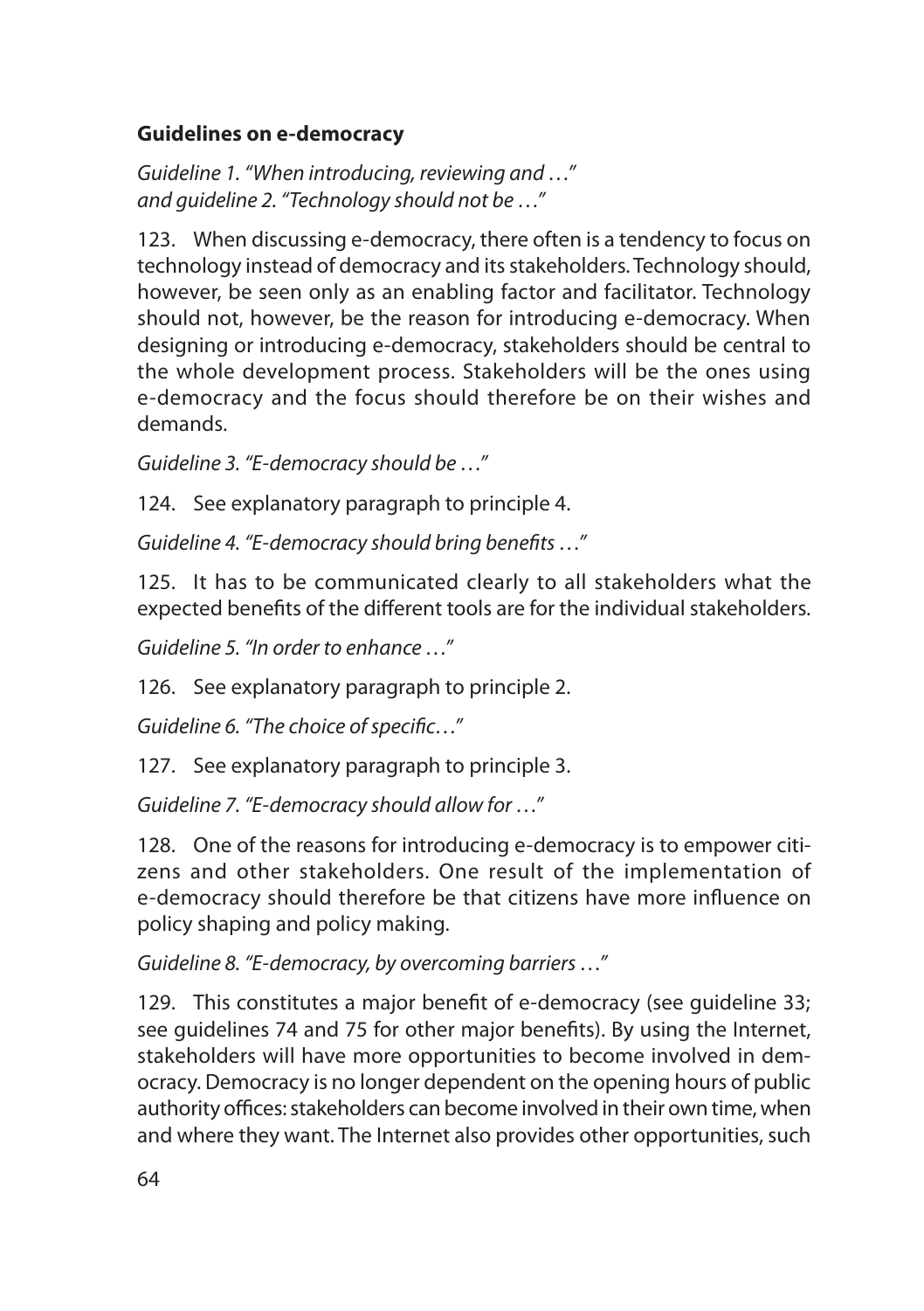**Guidelines on e-democracy**

*Guideline 1. "When introducing, reviewing and …"*
*and guideline 2. "Technology should not be …"*

123. When discussing e-democracy, there often is a tendency to focus on technology instead of democracy and its stakeholders. Technology should, however, be seen only as an enabling factor and facilitator. Technology should not, however, be the reason for introducing e-democracy. When designing or introducing e-democracy, stakeholders should be central to the whole development process. Stakeholders will be the ones using e-democracy and the focus should therefore be on their wishes and demands.

*Guideline 3. "E-democracy should be …"*

124. See explanatory paragraph to principle 4.

*Guideline 4. "E-democracy should bring benefits …"*

125. It has to be communicated clearly to all stakeholders what the expected benefits of the different tools are for the individual stakeholders.

*Guideline 5. "In order to enhance …"*

126. See explanatory paragraph to principle 2.

*Guideline 6. "The choice of specific…"*

127. See explanatory paragraph to principle 3.

*Guideline 7. "E-democracy should allow for …"*

128. One of the reasons for introducing e-democracy is to empower citizens and other stakeholders. One result of the implementation of e-democracy should therefore be that citizens have more influence on policy shaping and policy making.

*Guideline 8. "E-democracy, by overcoming barriers …"*

129. This constitutes a major benefit of e-democracy (see guideline 33; see guidelines 74 and 75 for other major benefits). By using the Internet, stakeholders will have more opportunities to become involved in democracy. Democracy is no longer dependent on the opening hours of public authority offices: stakeholders can become involved in their own time, when and where they want. The Internet also provides other opportunities, such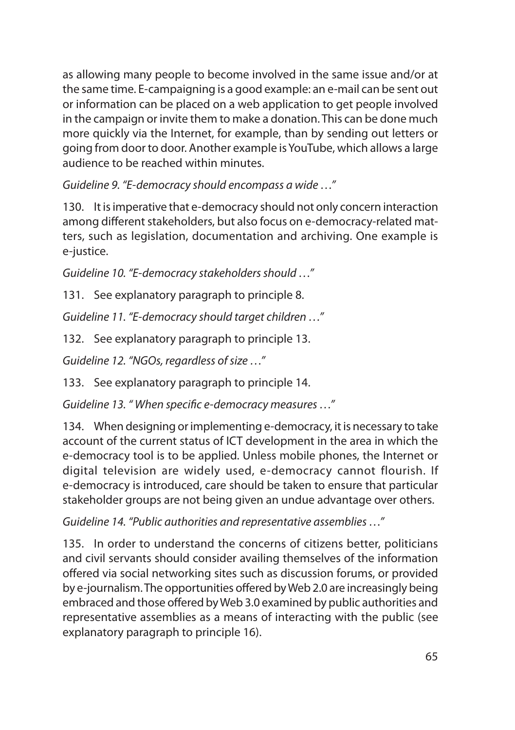as allowing many people to become involved in the same issue and/or at the same time. E-campaigning is a good example: an e-mail can be sent out or information can be placed on a web application to get people involved in the campaign or invite them to make a donation. This can be done much more quickly via the Internet, for example, than by sending out letters or going from door to door. Another example is YouTube, which allows a large audience to be reached within minutes.

*Guideline 9. "E-democracy should encompass a wide …"*

130. It is imperative that e-democracy should not only concern interaction among different stakeholders, but also focus on e-democracy-related matters, such as legislation, documentation and archiving. One example is e-justice.

*Guideline 10. "E-democracy stakeholders should …"*

131. See explanatory paragraph to principle 8.

*Guideline 11. "E-democracy should target children …"*

132. See explanatory paragraph to principle 13.

*Guideline 12. "NGOs, regardless of size …"*

133. See explanatory paragraph to principle 14.

*Guideline 13. " When specific e-democracy measures …"*

134. When designing or implementing e-democracy, it is necessary to take account of the current status of ICT development in the area in which the e-democracy tool is to be applied. Unless mobile phones, the Internet or digital television are widely used, e-democracy cannot flourish. If e-democracy is introduced, care should be taken to ensure that particular stakeholder groups are not being given an undue advantage over others.

*Guideline 14. "Public authorities and representative assemblies …"*

135. In order to understand the concerns of citizens better, politicians and civil servants should consider availing themselves of the information offered via social networking sites such as discussion forums, or provided by e-journalism. The opportunities offered by Web 2.0 are increasingly being embraced and those offered by Web 3.0 examined by public authorities and representative assemblies as a means of interacting with the public (see explanatory paragraph to principle 16).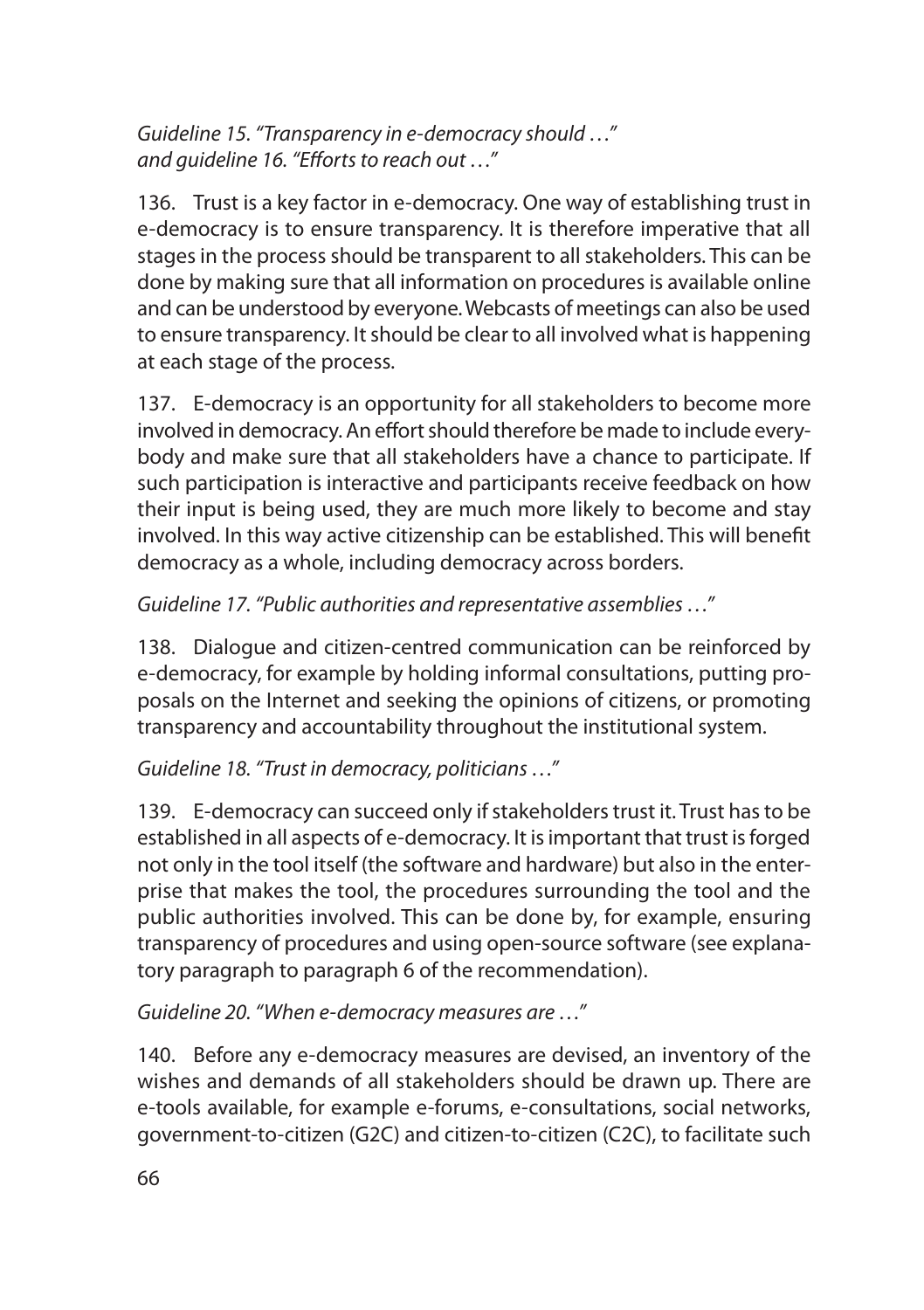*Guideline 15. "Transparency in e-democracy should …"*
*and guideline 16. "Efforts to reach out …"*

136. Trust is a key factor in e-democracy. One way of establishing trust in e-democracy is to ensure transparency. It is therefore imperative that all stages in the process should be transparent to all stakeholders. This can be done by making sure that all information on procedures is available online and can be understood by everyone. Webcasts of meetings can also be used to ensure transparency. It should be clear to all involved what is happening at each stage of the process.

137. E-democracy is an opportunity for all stakeholders to become more involved in democracy. An effort should therefore be made to include everybody and make sure that all stakeholders have a chance to participate. If such participation is interactive and participants receive feedback on how their input is being used, they are much more likely to become and stay involved. In this way active citizenship can be established. This will benefit democracy as a whole, including democracy across borders.

*Guideline 17. "Public authorities and representative assemblies …"*

138. Dialogue and citizen-centred communication can be reinforced by e-democracy, for example by holding informal consultations, putting proposals on the Internet and seeking the opinions of citizens, or promoting transparency and accountability throughout the institutional system.

*Guideline 18. "Trust in democracy, politicians …"*

139. E-democracy can succeed only if stakeholders trust it. Trust has to be established in all aspects of e-democracy. It is important that trust is forged not only in the tool itself (the software and hardware) but also in the enterprise that makes the tool, the procedures surrounding the tool and the public authorities involved. This can be done by, for example, ensuring transparency of procedures and using open-source software (see explanatory paragraph to paragraph 6 of the recommendation).

*Guideline 20. "When e-democracy measures are …"*

140. Before any e-democracy measures are devised, an inventory of the wishes and demands of all stakeholders should be drawn up. There are e-tools available, for example e-forums, e-consultations, social networks, government-to-citizen (G2C) and citizen-to-citizen (C2C), to facilitate such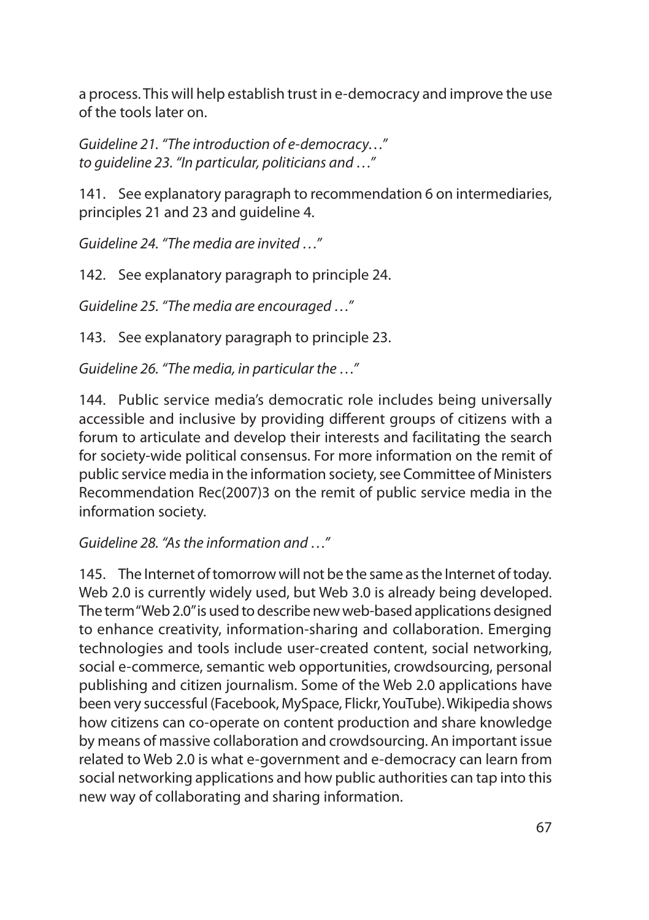a process. This will help establish trust in e-democracy and improve the use of the tools later on.

*Guideline 21. "The introduction of e-democracy…"*
*to guideline 23. "In particular, politicians and …"*

141. See explanatory paragraph to recommendation 6 on intermediaries, principles 21 and 23 and guideline 4.

*Guideline 24. "The media are invited …"*

142. See explanatory paragraph to principle 24.

*Guideline 25. "The media are encouraged …"*

143. See explanatory paragraph to principle 23.

*Guideline 26. "The media, in particular the …"*

144. Public service media's democratic role includes being universally accessible and inclusive by providing different groups of citizens with a forum to articulate and develop their interests and facilitating the search for society-wide political consensus. For more information on the remit of public service media in the information society, see Committee of Ministers Recommendation Rec(2007)3 on the remit of public service media in the information society.

*Guideline 28. "As the information and …"*

145. The Internet of tomorrow will not be the same as the Internet of today. Web 2.0 is currently widely used, but Web 3.0 is already being developed. The term "Web 2.0" is used to describe new web-based applications designed to enhance creativity, information-sharing and collaboration. Emerging technologies and tools include user-created content, social networking, social e-commerce, semantic web opportunities, crowdsourcing, personal publishing and citizen journalism. Some of the Web 2.0 applications have been very successful (Facebook, MySpace, Flickr, YouTube). Wikipedia shows how citizens can co-operate on content production and share knowledge by means of massive collaboration and crowdsourcing. An important issue related to Web 2.0 is what e-government and e-democracy can learn from social networking applications and how public authorities can tap into this new way of collaborating and sharing information.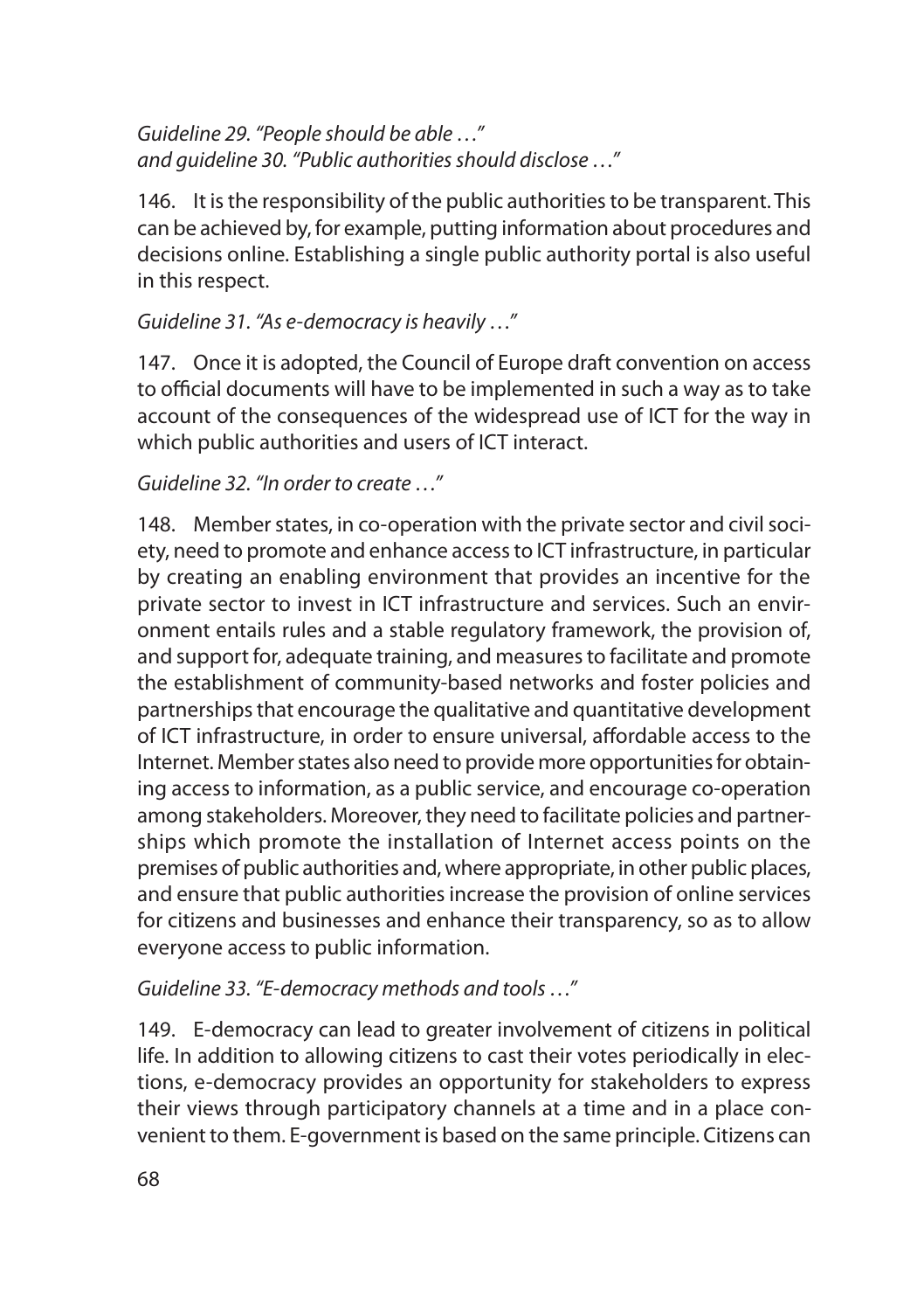*Guideline 29. "People should be able …"*
*and guideline 30. "Public authorities should disclose …"*

146. It is the responsibility of the public authorities to be transparent. This can be achieved by, for example, putting information about procedures and decisions online. Establishing a single public authority portal is also useful in this respect.

*Guideline 31. "As e-democracy is heavily …"*

147. Once it is adopted, the Council of Europe draft convention on access to official documents will have to be implemented in such a way as to take account of the consequences of the widespread use of ICT for the way in which public authorities and users of ICT interact.

*Guideline 32. "In order to create …"*

148. Member states, in co-operation with the private sector and civil society, need to promote and enhance access to ICT infrastructure, in particular by creating an enabling environment that provides an incentive for the private sector to invest in ICT infrastructure and services. Such an environment entails rules and a stable regulatory framework, the provision of, and support for, adequate training, and measures to facilitate and promote the establishment of community-based networks and foster policies and partnerships that encourage the qualitative and quantitative development of ICT infrastructure, in order to ensure universal, affordable access to the Internet. Member states also need to provide more opportunities for obtaining access to information, as a public service, and encourage co-operation among stakeholders. Moreover, they need to facilitate policies and partnerships which promote the installation of Internet access points on the premises of public authorities and, where appropriate, in other public places, and ensure that public authorities increase the provision of online services for citizens and businesses and enhance their transparency, so as to allow everyone access to public information.

*Guideline 33. "E-democracy methods and tools …"*

149. E-democracy can lead to greater involvement of citizens in political life. In addition to allowing citizens to cast their votes periodically in elections, e-democracy provides an opportunity for stakeholders to express their views through participatory channels at a time and in a place convenient to them. E-government is based on the same principle. Citizens can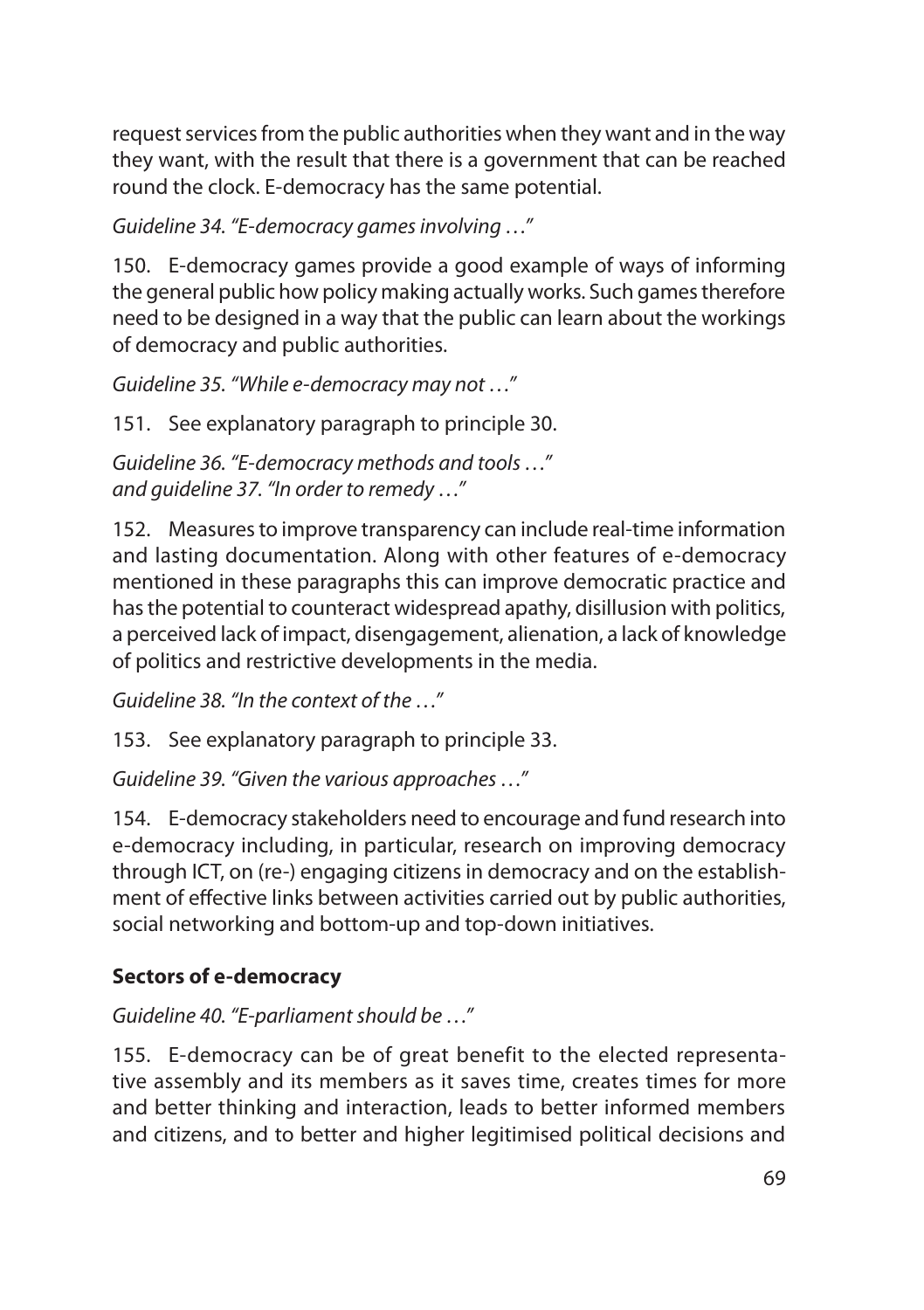request services from the public authorities when they want and in the way they want, with the result that there is a government that can be reached round the clock. E-democracy has the same potential.

*Guideline 34. "E-democracy games involving …"*

150. E-democracy games provide a good example of ways of informing the general public how policy making actually works. Such games therefore need to be designed in a way that the public can learn about the workings of democracy and public authorities.

*Guideline 35. "While e-democracy may not …"*

151. See explanatory paragraph to principle 30.

*Guideline 36. "E-democracy methods and tools …"*
*and guideline 37. "In order to remedy …"*

152. Measures to improve transparency can include real-time information and lasting documentation. Along with other features of e-democracy mentioned in these paragraphs this can improve democratic practice and has the potential to counteract widespread apathy, disillusion with politics, a perceived lack of impact, disengagement, alienation, a lack of knowledge of politics and restrictive developments in the media.

*Guideline 38. "In the context of the …"*

153. See explanatory paragraph to principle 33.

*Guideline 39. "Given the various approaches …"*

154. E-democracy stakeholders need to encourage and fund research into e-democracy including, in particular, research on improving democracy through ICT, on (re-) engaging citizens in democracy and on the establishment of effective links between activities carried out by public authorities, social networking and bottom-up and top-down initiatives.

**Sectors of e-democracy**

*Guideline 40. "E-parliament should be …"*

155. E-democracy can be of great benefit to the elected representative assembly and its members as it saves time, creates times for more and better thinking and interaction, leads to better informed members and citizens, and to better and higher legitimised political decisions and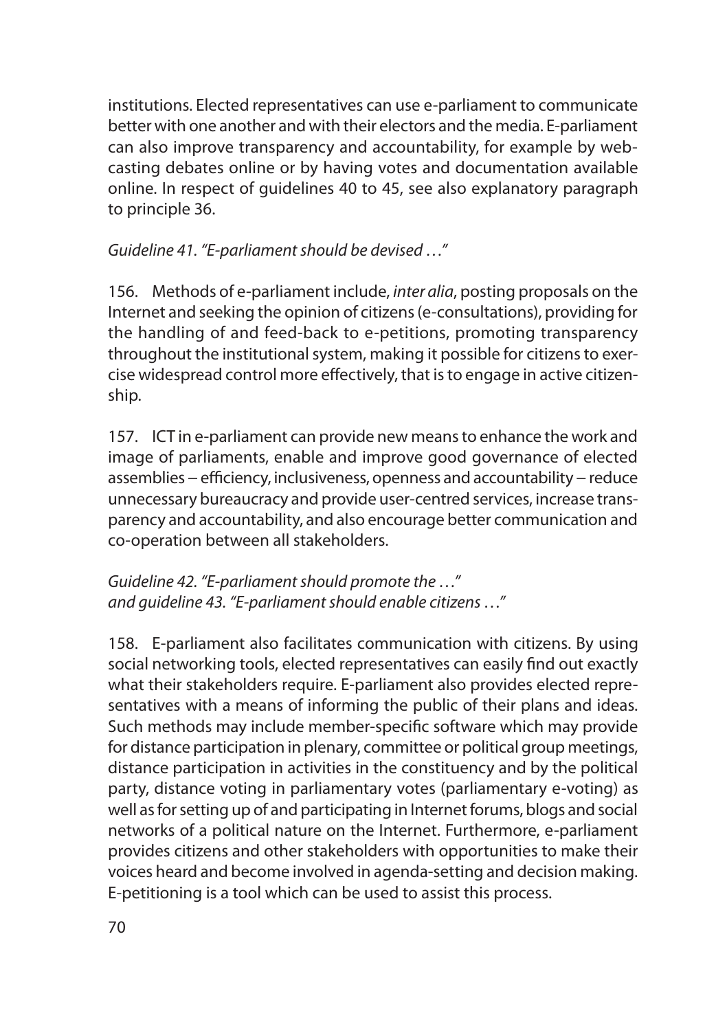institutions. Elected representatives can use e-parliament to communicate better with one another and with their electors and the media. E-parliament can also improve transparency and accountability, for example by web-casting debates online or by having votes and documentation available online. In respect of guidelines 40 to 45, see also explanatory paragraph to principle 36.

*Guideline 41. "E-parliament should be devised …"*

156. Methods of e-parliament include, *inter alia*, posting proposals on the Internet and seeking the opinion of citizens (e-consultations), providing for the handling of and feed-back to e-petitions, promoting transparency throughout the institutional system, making it possible for citizens to exercise widespread control more effectively, that is to engage in active citizenship.

157. ICT in e-parliament can provide new means to enhance the work and image of parliaments, enable and improve good governance of elected assemblies – efficiency, inclusiveness, openness and accountability – reduce unnecessary bureaucracy and provide user-centred services, increase transparency and accountability, and also encourage better communication and co-operation between all stakeholders.

*Guideline 42. "E-parliament should promote the …"*
*and guideline 43. "E-parliament should enable citizens …"*

158. E-parliament also facilitates communication with citizens. By using social networking tools, elected representatives can easily find out exactly what their stakeholders require. E-parliament also provides elected representatives with a means of informing the public of their plans and ideas. Such methods may include member-specific software which may provide for distance participation in plenary, committee or political group meetings, distance participation in activities in the constituency and by the political party, distance voting in parliamentary votes (parliamentary e-voting) as well as for setting up of and participating in Internet forums, blogs and social networks of a political nature on the Internet. Furthermore, e-parliament provides citizens and other stakeholders with opportunities to make their voices heard and become involved in agenda-setting and decision making. E-petitioning is a tool which can be used to assist this process.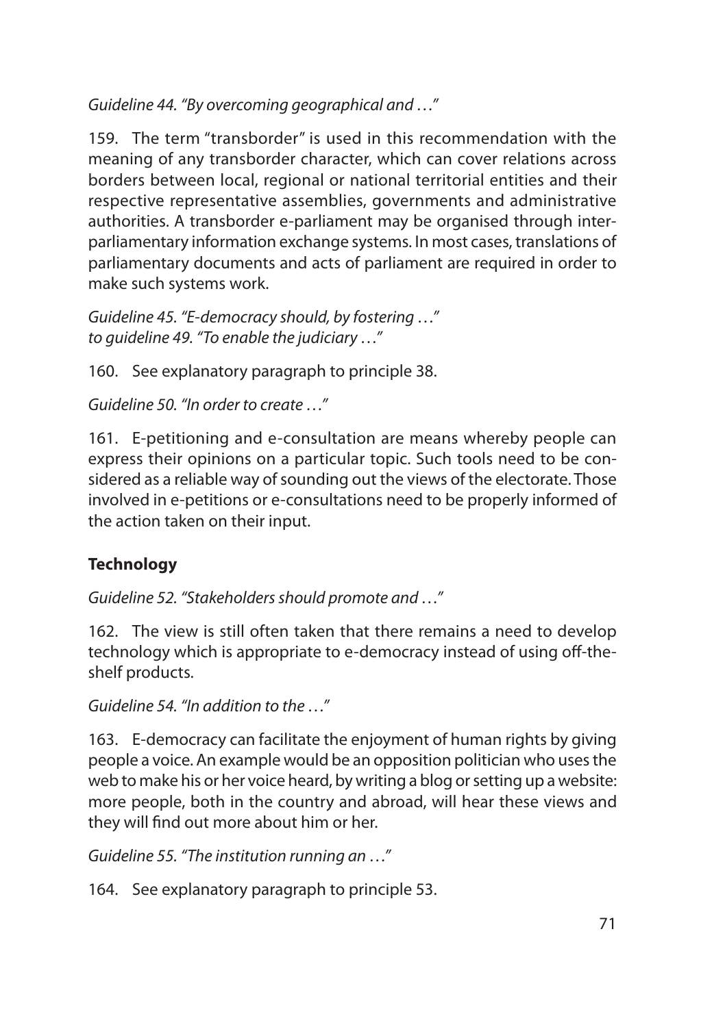*Guideline 44. "By overcoming geographical and …"*

159. The term "transborder" is used in this recommendation with the meaning of any transborder character, which can cover relations across borders between local, regional or national territorial entities and their respective representative assemblies, governments and administrative authorities. A transborder e-parliament may be organised through inter-parliamentary information exchange systems. In most cases, translations of parliamentary documents and acts of parliament are required in order to make such systems work.

*Guideline 45. "E-democracy should, by fostering …"*
*to guideline 49. "To enable the judiciary …"*

160. See explanatory paragraph to principle 38.

*Guideline 50. "In order to create …"*

161. E-petitioning and e-consultation are means whereby people can express their opinions on a particular topic. Such tools need to be considered as a reliable way of sounding out the views of the electorate. Those involved in e-petitions or e-consultations need to be properly informed of the action taken on their input.

### Technology

*Guideline 52. "Stakeholders should promote and …"*

162. The view is still often taken that there remains a need to develop technology which is appropriate to e-democracy instead of using off-the-shelf products.

*Guideline 54. "In addition to the …"*

163. E-democracy can facilitate the enjoyment of human rights by giving people a voice. An example would be an opposition politician who uses the web to make his or her voice heard, by writing a blog or setting up a website: more people, both in the country and abroad, will hear these views and they will find out more about him or her.

*Guideline 55. "The institution running an …"*

164. See explanatory paragraph to principle 53.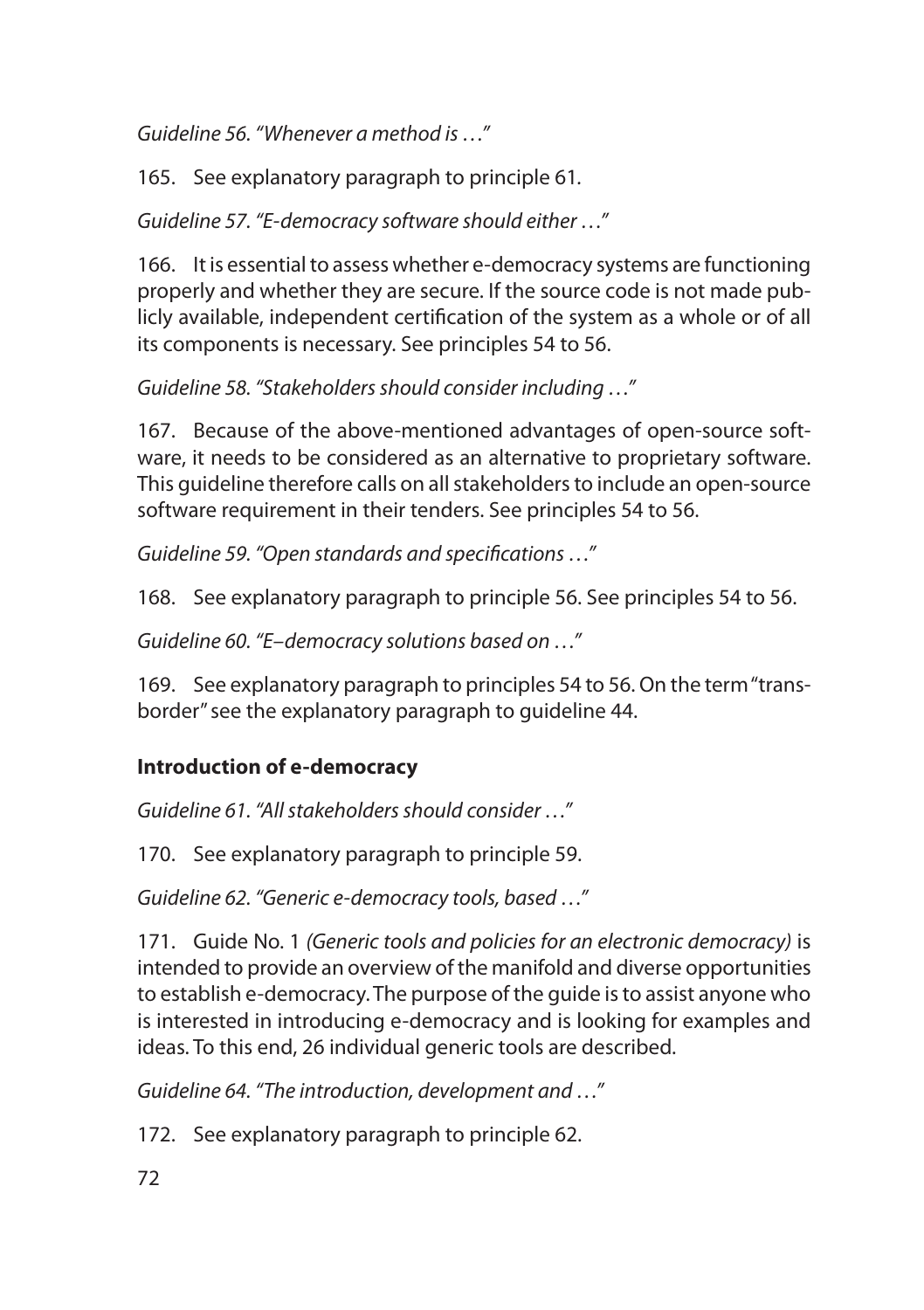*Guideline 56. "Whenever a method is …"*

165. See explanatory paragraph to principle 61.

*Guideline 57. "E-democracy software should either …"*

166. It is essential to assess whether e-democracy systems are functioning properly and whether they are secure. If the source code is not made publicly available, independent certification of the system as a whole or of all its components is necessary. See principles 54 to 56.

*Guideline 58. "Stakeholders should consider including …"*

167. Because of the above-mentioned advantages of open-source software, it needs to be considered as an alternative to proprietary software. This guideline therefore calls on all stakeholders to include an open-source software requirement in their tenders. See principles 54 to 56.

*Guideline 59. "Open standards and specifications …"*

168. See explanatory paragraph to principle 56. See principles 54 to 56.

*Guideline 60. "E–democracy solutions based on …"*

169. See explanatory paragraph to principles 54 to 56. On the term "transborder" see the explanatory paragraph to guideline 44.

**Introduction of e-democracy**

*Guideline 61. "All stakeholders should consider …"*

170. See explanatory paragraph to principle 59.

*Guideline 62. "Generic e-democracy tools, based …"*

171. Guide No. 1 *(Generic tools and policies for an electronic democracy)* is intended to provide an overview of the manifold and diverse opportunities to establish e-democracy. The purpose of the guide is to assist anyone who is interested in introducing e-democracy and is looking for examples and ideas. To this end, 26 individual generic tools are described.

*Guideline 64. "The introduction, development and …"*

172. See explanatory paragraph to principle 62.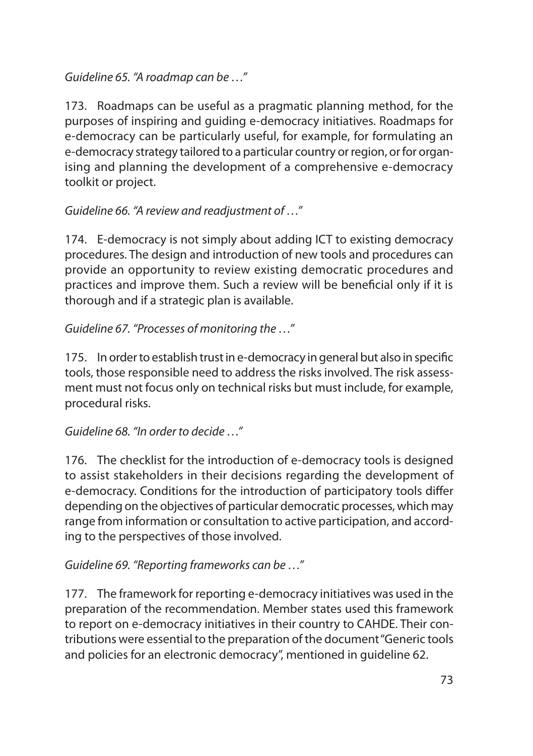*Guideline 65. "A roadmap can be …"*

173. Roadmaps can be useful as a pragmatic planning method, for the purposes of inspiring and guiding e-democracy initiatives. Roadmaps for e-democracy can be particularly useful, for example, for formulating an e-democracy strategy tailored to a particular country or region, or for organising and planning the development of a comprehensive e-democracy toolkit or project.

*Guideline 66. "A review and readjustment of …"*

174. E-democracy is not simply about adding ICT to existing democracy procedures. The design and introduction of new tools and procedures can provide an opportunity to review existing democratic procedures and practices and improve them. Such a review will be beneficial only if it is thorough and if a strategic plan is available.

*Guideline 67. "Processes of monitoring the …"*

175. In order to establish trust in e-democracy in general but also in specific tools, those responsible need to address the risks involved. The risk assessment must not focus only on technical risks but must include, for example, procedural risks.

*Guideline 68. "In order to decide …"*

176. The checklist for the introduction of e-democracy tools is designed to assist stakeholders in their decisions regarding the development of e-democracy. Conditions for the introduction of participatory tools differ depending on the objectives of particular democratic processes, which may range from information or consultation to active participation, and according to the perspectives of those involved.

*Guideline 69. "Reporting frameworks can be …"*

177. The framework for reporting e-democracy initiatives was used in the preparation of the recommendation. Member states used this framework to report on e-democracy initiatives in their country to CAHDE. Their contributions were essential to the preparation of the document "Generic tools and policies for an electronic democracy", mentioned in guideline 62.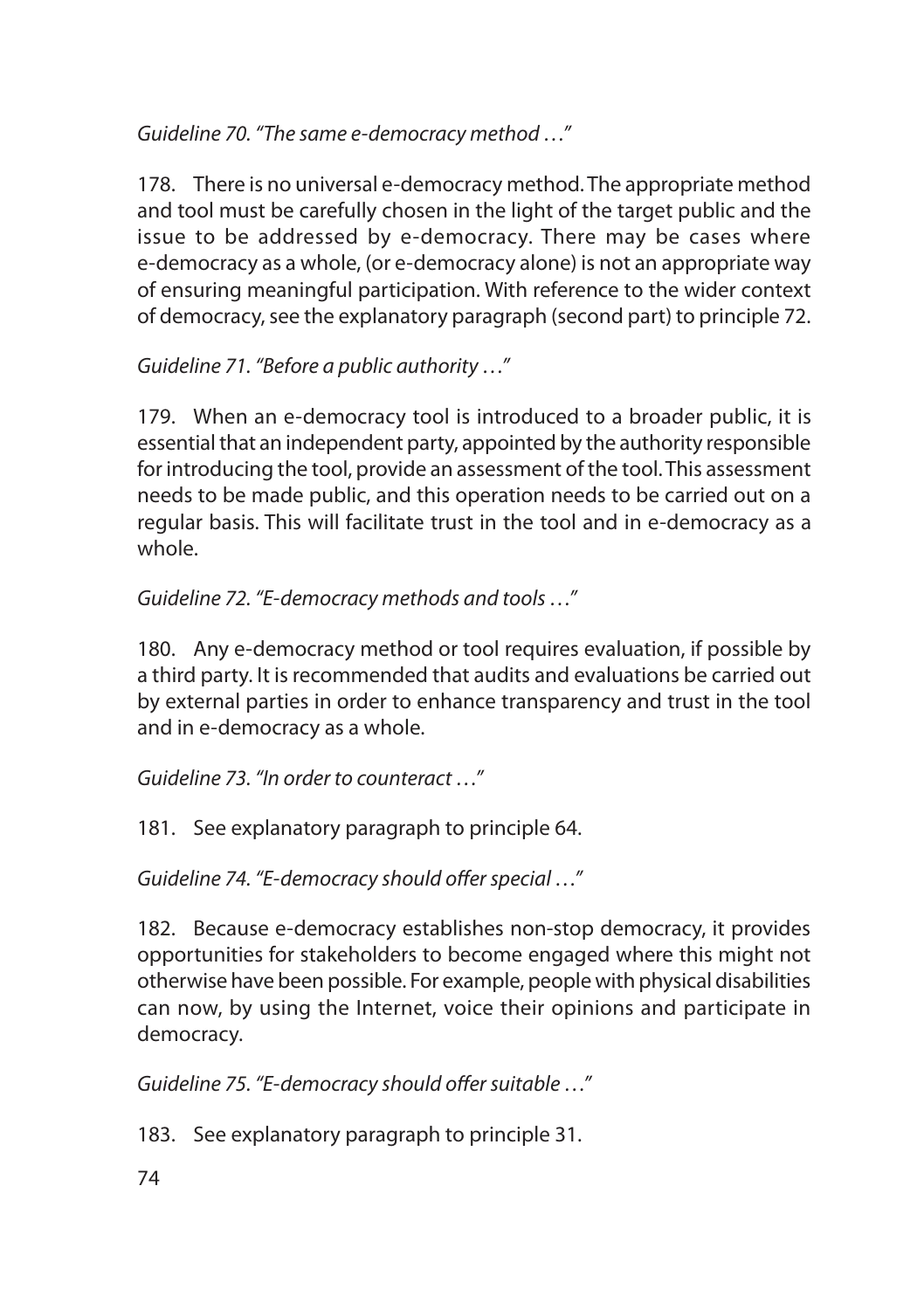*Guideline 70. "The same e-democracy method …"*

178. There is no universal e-democracy method. The appropriate method and tool must be carefully chosen in the light of the target public and the issue to be addressed by e-democracy. There may be cases where e-democracy as a whole, (or e-democracy alone) is not an appropriate way of ensuring meaningful participation. With reference to the wider context of democracy, see the explanatory paragraph (second part) to principle 72.

*Guideline 71. "Before a public authority …"*

179. When an e-democracy tool is introduced to a broader public, it is essential that an independent party, appointed by the authority responsible for introducing the tool, provide an assessment of the tool. This assessment needs to be made public, and this operation needs to be carried out on a regular basis. This will facilitate trust in the tool and in e-democracy as a whole.

*Guideline 72. "E-democracy methods and tools …"*

180. Any e-democracy method or tool requires evaluation, if possible by a third party. It is recommended that audits and evaluations be carried out by external parties in order to enhance transparency and trust in the tool and in e-democracy as a whole.

*Guideline 73. "In order to counteract …"*

181. See explanatory paragraph to principle 64.

*Guideline 74. "E-democracy should offer special …"*

182. Because e-democracy establishes non-stop democracy, it provides opportunities for stakeholders to become engaged where this might not otherwise have been possible. For example, people with physical disabilities can now, by using the Internet, voice their opinions and participate in democracy.

*Guideline 75. "E-democracy should offer suitable …"*

183. See explanatory paragraph to principle 31.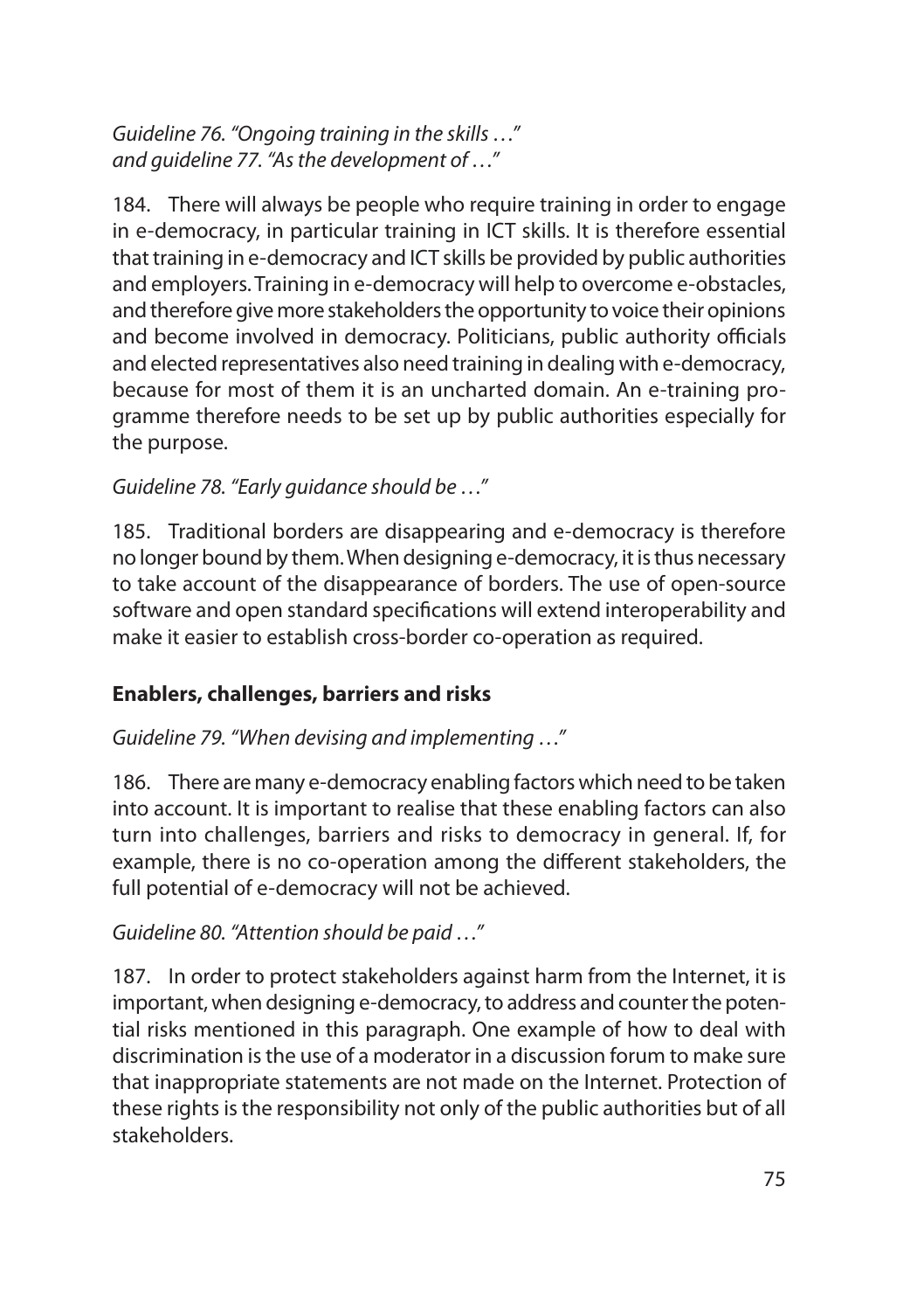*Guideline 76. "Ongoing training in the skills …" and guideline 77. "As the development of …"*

184. There will always be people who require training in order to engage in e-democracy, in particular training in ICT skills. It is therefore essential that training in e-democracy and ICT skills be provided by public authorities and employers. Training in e-democracy will help to overcome e-obstacles, and therefore give more stakeholders the opportunity to voice their opinions and become involved in democracy. Politicians, public authority officials and elected representatives also need training in dealing with e-democracy, because for most of them it is an uncharted domain. An e-training programme therefore needs to be set up by public authorities especially for the purpose.

*Guideline 78. "Early guidance should be …"*

185. Traditional borders are disappearing and e-democracy is therefore no longer bound by them. When designing e-democracy, it is thus necessary to take account of the disappearance of borders. The use of open-source software and open standard specifications will extend interoperability and make it easier to establish cross-border co-operation as required.

### Enablers, challenges, barriers and risks

*Guideline 79. "When devising and implementing …"*

186. There are many e-democracy enabling factors which need to be taken into account. It is important to realise that these enabling factors can also turn into challenges, barriers and risks to democracy in general. If, for example, there is no co-operation among the different stakeholders, the full potential of e-democracy will not be achieved.

*Guideline 80. "Attention should be paid …"*

187. In order to protect stakeholders against harm from the Internet, it is important, when designing e-democracy, to address and counter the potential risks mentioned in this paragraph. One example of how to deal with discrimination is the use of a moderator in a discussion forum to make sure that inappropriate statements are not made on the Internet. Protection of these rights is the responsibility not only of the public authorities but of all stakeholders.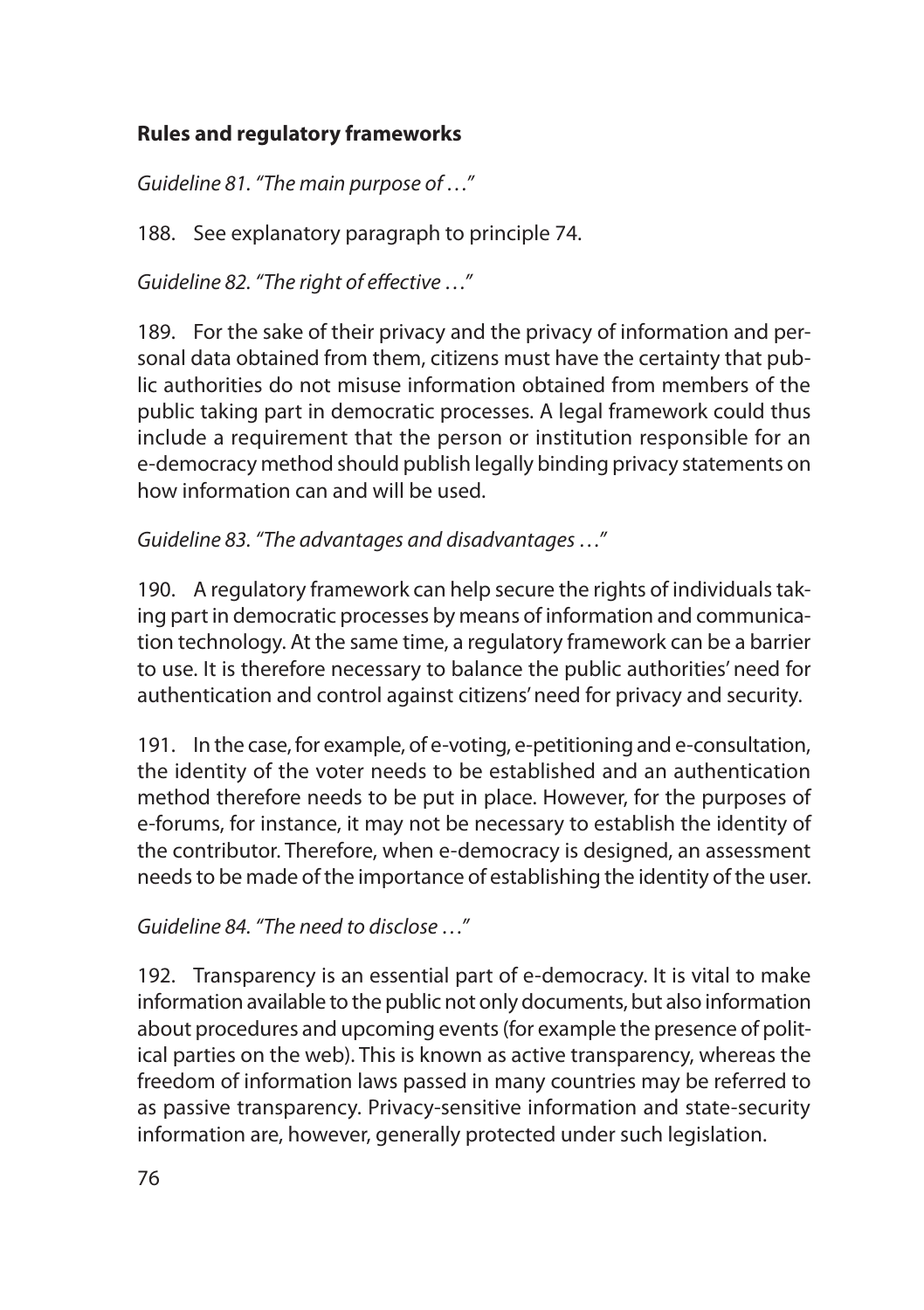## Rules and regulatory frameworks

*Guideline 81. "The main purpose of …"*

188. See explanatory paragraph to principle 74.

*Guideline 82. "The right of effective …"*

189. For the sake of their privacy and the privacy of information and personal data obtained from them, citizens must have the certainty that public authorities do not misuse information obtained from members of the public taking part in democratic processes. A legal framework could thus include a requirement that the person or institution responsible for an e-democracy method should publish legally binding privacy statements on how information can and will be used.

*Guideline 83. "The advantages and disadvantages …"*

190. A regulatory framework can help secure the rights of individuals taking part in democratic processes by means of information and communication technology. At the same time, a regulatory framework can be a barrier to use. It is therefore necessary to balance the public authorities' need for authentication and control against citizens' need for privacy and security.

191. In the case, for example, of e-voting, e-petitioning and e-consultation, the identity of the voter needs to be established and an authentication method therefore needs to be put in place. However, for the purposes of e-forums, for instance, it may not be necessary to establish the identity of the contributor. Therefore, when e-democracy is designed, an assessment needs to be made of the importance of establishing the identity of the user.

*Guideline 84. "The need to disclose …"*

192. Transparency is an essential part of e-democracy. It is vital to make information available to the public not only documents, but also information about procedures and upcoming events (for example the presence of political parties on the web). This is known as active transparency, whereas the freedom of information laws passed in many countries may be referred to as passive transparency. Privacy-sensitive information and state-security information are, however, generally protected under such legislation.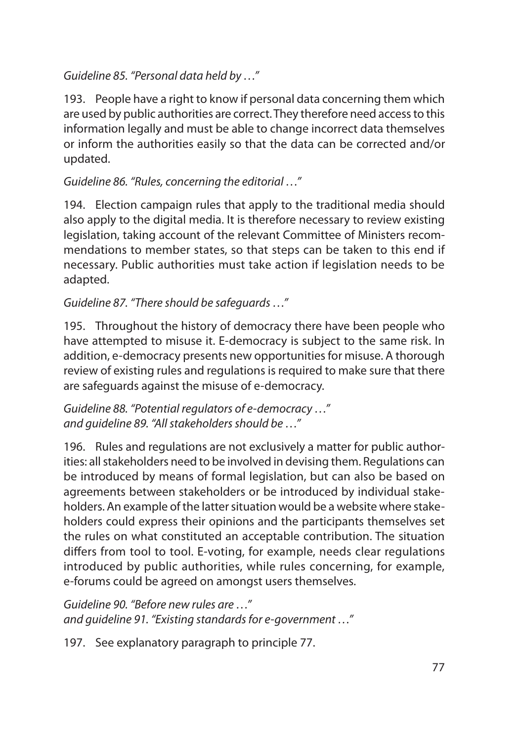*Guideline 85. "Personal data held by …"*

193. People have a right to know if personal data concerning them which are used by public authorities are correct. They therefore need access to this information legally and must be able to change incorrect data themselves or inform the authorities easily so that the data can be corrected and/or updated.

*Guideline 86. "Rules, concerning the editorial …"*

194. Election campaign rules that apply to the traditional media should also apply to the digital media. It is therefore necessary to review existing legislation, taking account of the relevant Committee of Ministers recommendations to member states, so that steps can be taken to this end if necessary. Public authorities must take action if legislation needs to be adapted.

*Guideline 87. "There should be safeguards …"*

195. Throughout the history of democracy there have been people who have attempted to misuse it. E-democracy is subject to the same risk. In addition, e-democracy presents new opportunities for misuse. A thorough review of existing rules and regulations is required to make sure that there are safeguards against the misuse of e-democracy.

*Guideline 88. "Potential regulators of e-democracy …"*
*and guideline 89. "All stakeholders should be …"*

196. Rules and regulations are not exclusively a matter for public authorities: all stakeholders need to be involved in devising them. Regulations can be introduced by means of formal legislation, but can also be based on agreements between stakeholders or be introduced by individual stakeholders. An example of the latter situation would be a website where stakeholders could express their opinions and the participants themselves set the rules on what constituted an acceptable contribution. The situation differs from tool to tool. E-voting, for example, needs clear regulations introduced by public authorities, while rules concerning, for example, e-forums could be agreed on amongst users themselves.

*Guideline 90. "Before new rules are …"*
*and guideline 91. "Existing standards for e-government …"*

197. See explanatory paragraph to principle 77.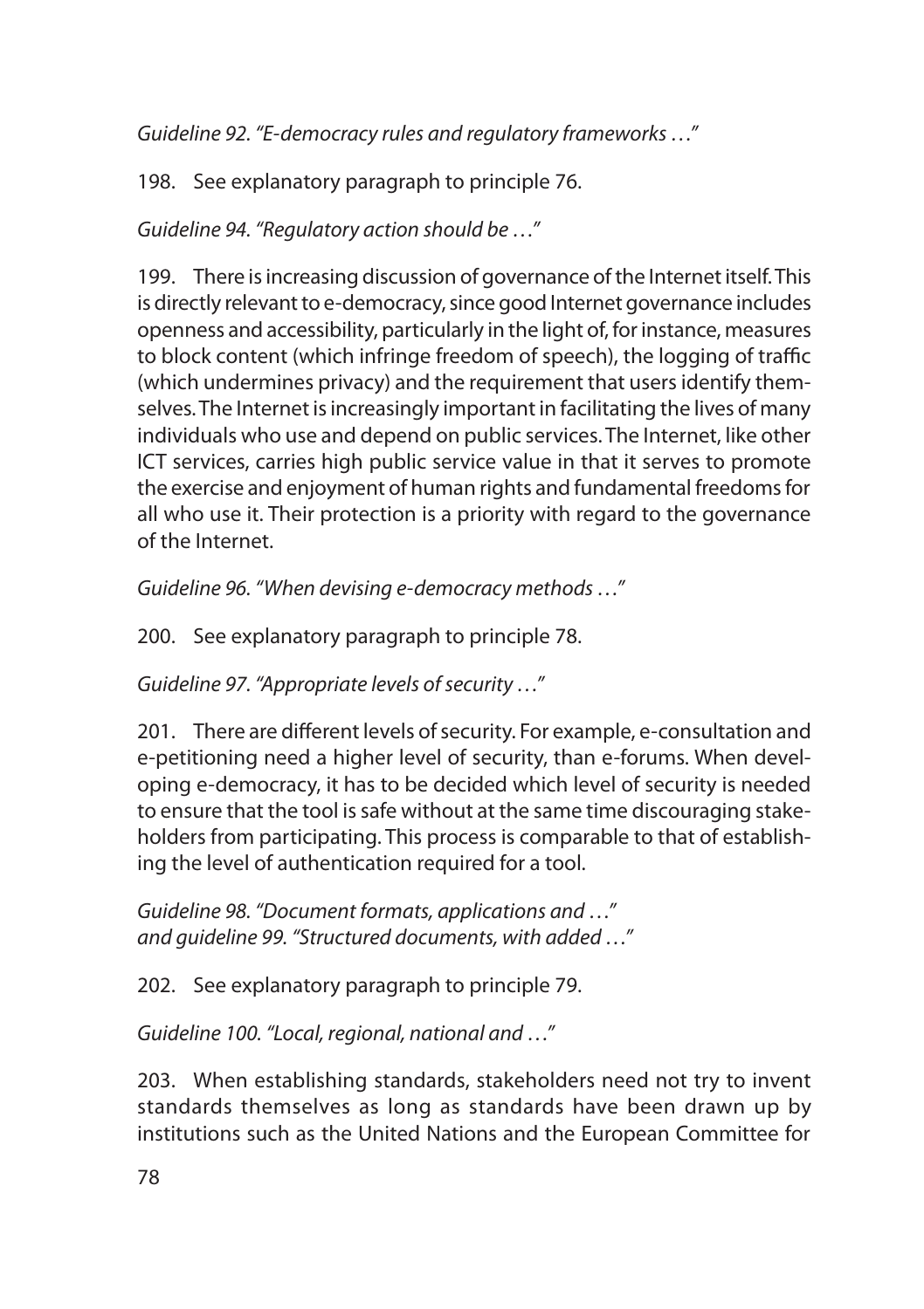*Guideline 92. "E-democracy rules and regulatory frameworks …"*

198. See explanatory paragraph to principle 76.

*Guideline 94. "Regulatory action should be …"*

199. There is increasing discussion of governance of the Internet itself. This is directly relevant to e-democracy, since good Internet governance includes openness and accessibility, particularly in the light of, for instance, measures to block content (which infringe freedom of speech), the logging of traffic (which undermines privacy) and the requirement that users identify themselves. The Internet is increasingly important in facilitating the lives of many individuals who use and depend on public services. The Internet, like other ICT services, carries high public service value in that it serves to promote the exercise and enjoyment of human rights and fundamental freedoms for all who use it. Their protection is a priority with regard to the governance of the Internet.

*Guideline 96. "When devising e-democracy methods …"*

200. See explanatory paragraph to principle 78.

*Guideline 97. "Appropriate levels of security …"*

201. There are different levels of security. For example, e-consultation and e-petitioning need a higher level of security, than e-forums. When developing e-democracy, it has to be decided which level of security is needed to ensure that the tool is safe without at the same time discouraging stakeholders from participating. This process is comparable to that of establishing the level of authentication required for a tool.

*Guideline 98. "Document formats, applications and …"*
*and guideline 99. "Structured documents, with added …"*

202. See explanatory paragraph to principle 79.

*Guideline 100. "Local, regional, national and …"*

203. When establishing standards, stakeholders need not try to invent standards themselves as long as standards have been drawn up by institutions such as the United Nations and the European Committee for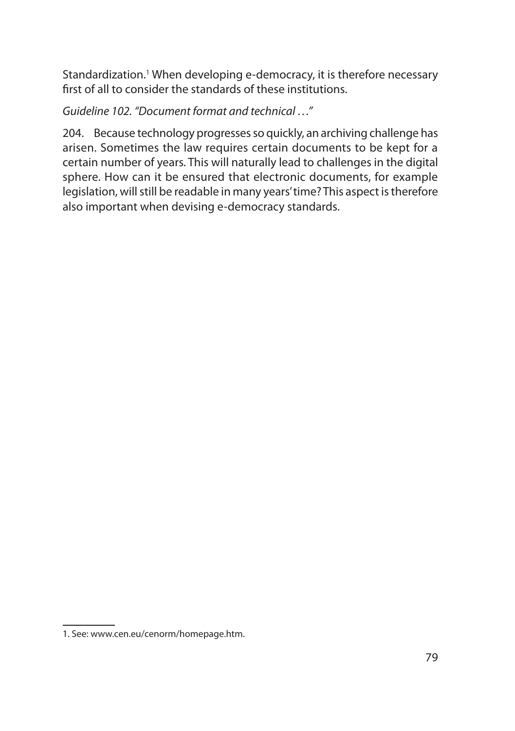Standardization.[1] When developing e-democracy, it is therefore necessary first of all to consider the standards of these institutions.

*Guideline 102. "Document format and technical …"*

204. Because technology progresses so quickly, an archiving challenge has arisen. Sometimes the law requires certain documents to be kept for a certain number of years. This will naturally lead to challenges in the digital sphere. How can it be ensured that electronic documents, for example legislation, will still be readable in many years' time? This aspect is therefore also important when devising e-democracy standards.

1. See: www.cen.eu/cenorm/homepage.htm.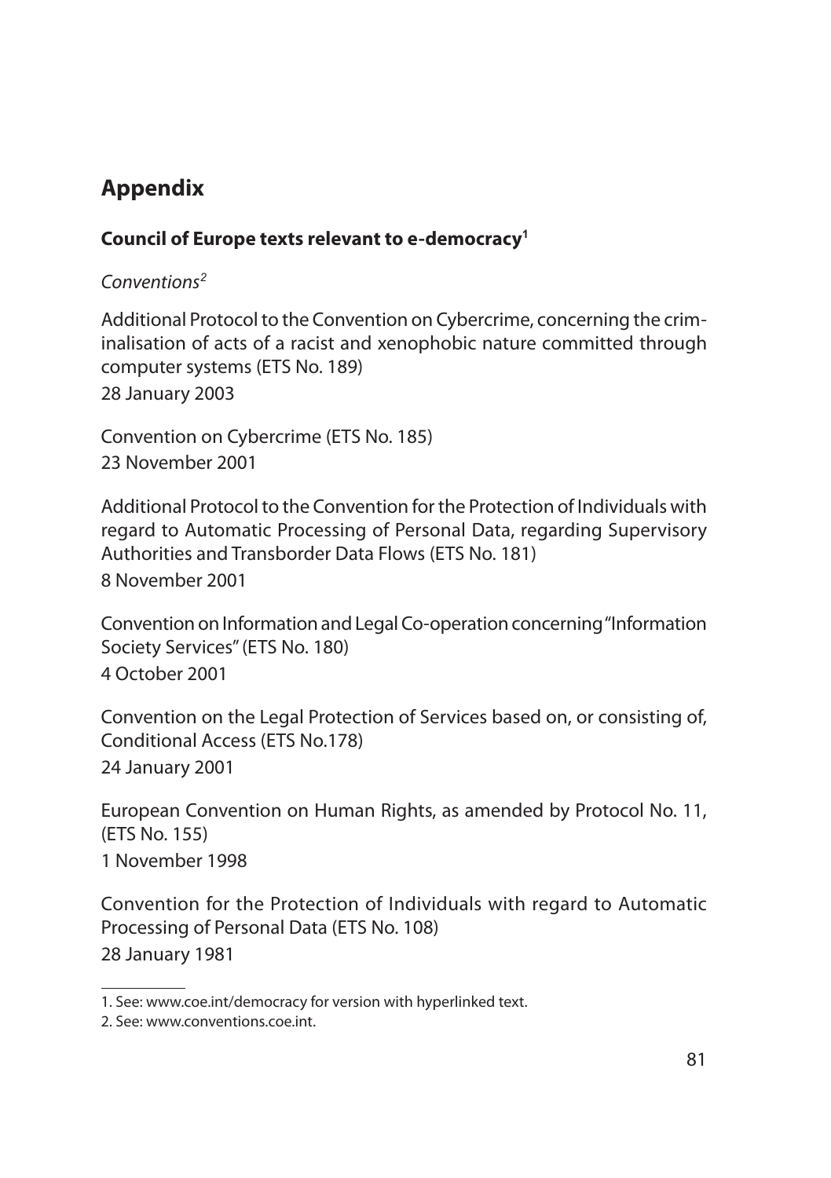# Appendix

### Council of Europe texts relevant to e-democracy[1]

*Conventions[2]*

Additional Protocol to the Convention on Cybercrime, concerning the criminalisation of acts of a racist and xenophobic nature committed through computer systems (ETS No. 189)
28 January 2003

Convention on Cybercrime (ETS No. 185)
23 November 2001

Additional Protocol to the Convention for the Protection of Individuals with regard to Automatic Processing of Personal Data, regarding Supervisory Authorities and Transborder Data Flows (ETS No. 181)
8 November 2001

Convention on Information and Legal Co-operation concerning "Information Society Services" (ETS No. 180)
4 October 2001

Convention on the Legal Protection of Services based on, or consisting of, Conditional Access (ETS No.178)
24 January 2001

European Convention on Human Rights, as amended by Protocol No. 11, (ETS No. 155)
1 November 1998

Convention for the Protection of Individuals with regard to Automatic Processing of Personal Data (ETS No. 108)
28 January 1981

---

1. See: www.coe.int/democracy for version with hyperlinked text.
2. See: www.conventions.coe.int.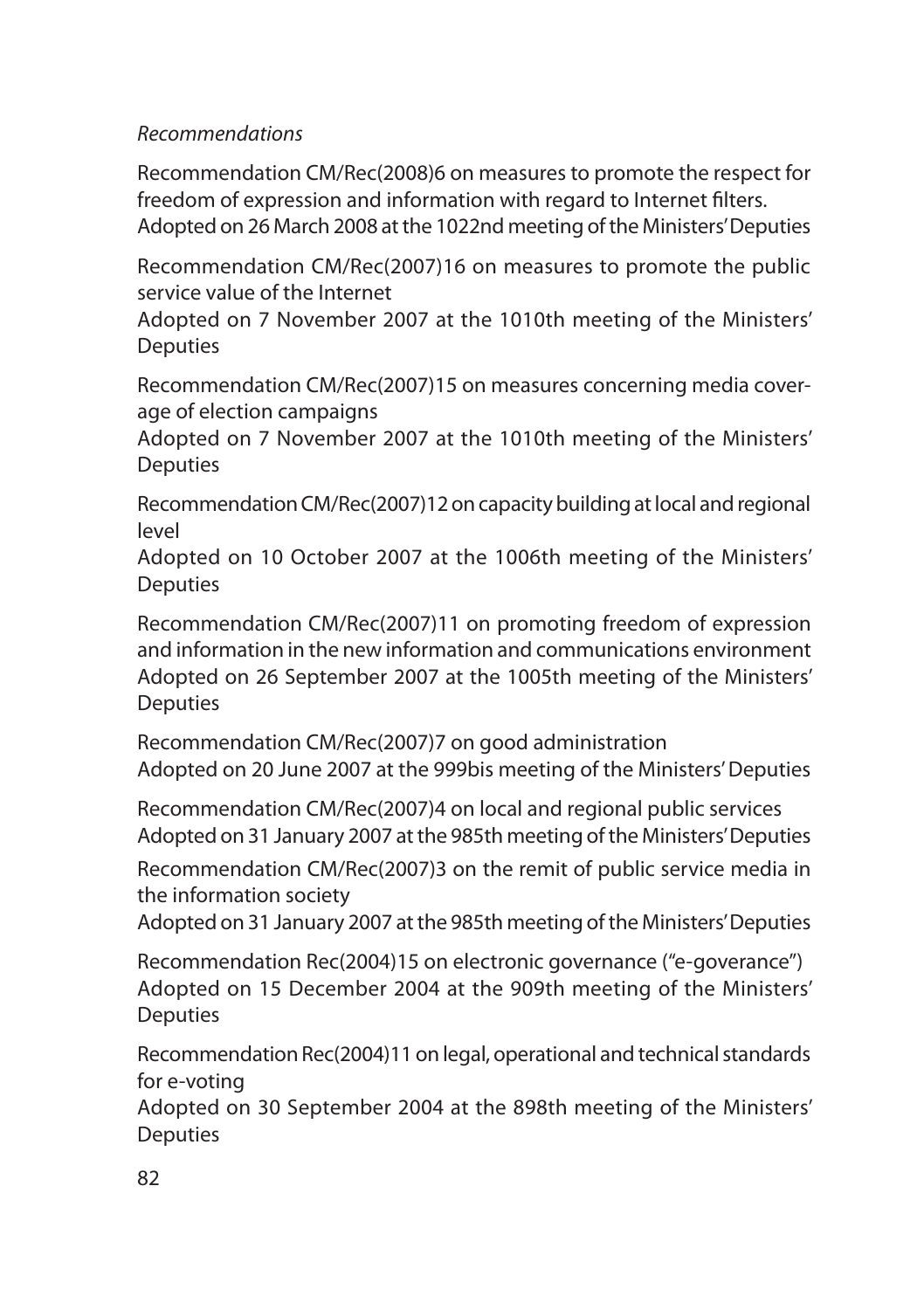*Recommendations*

Recommendation CM/Rec(2008)6 on measures to promote the respect for freedom of expression and information with regard to Internet filters.
Adopted on 26 March 2008 at the 1022nd meeting of the Ministers' Deputies

Recommendation CM/Rec(2007)16 on measures to promote the public service value of the Internet
Adopted on 7 November 2007 at the 1010th meeting of the Ministers' Deputies

Recommendation CM/Rec(2007)15 on measures concerning media coverage of election campaigns
Adopted on 7 November 2007 at the 1010th meeting of the Ministers' Deputies

Recommendation CM/Rec(2007)12 on capacity building at local and regional level
Adopted on 10 October 2007 at the 1006th meeting of the Ministers' Deputies

Recommendation CM/Rec(2007)11 on promoting freedom of expression and information in the new information and communications environment
Adopted on 26 September 2007 at the 1005th meeting of the Ministers' Deputies

Recommendation CM/Rec(2007)7 on good administration
Adopted on 20 June 2007 at the 999bis meeting of the Ministers' Deputies

Recommendation CM/Rec(2007)4 on local and regional public services
Adopted on 31 January 2007 at the 985th meeting of the Ministers' Deputies

Recommendation CM/Rec(2007)3 on the remit of public service media in the information society
Adopted on 31 January 2007 at the 985th meeting of the Ministers' Deputies

Recommendation Rec(2004)15 on electronic governance ("e-goverance")
Adopted on 15 December 2004 at the 909th meeting of the Ministers' Deputies

Recommendation Rec(2004)11 on legal, operational and technical standards for e-voting
Adopted on 30 September 2004 at the 898th meeting of the Ministers' Deputies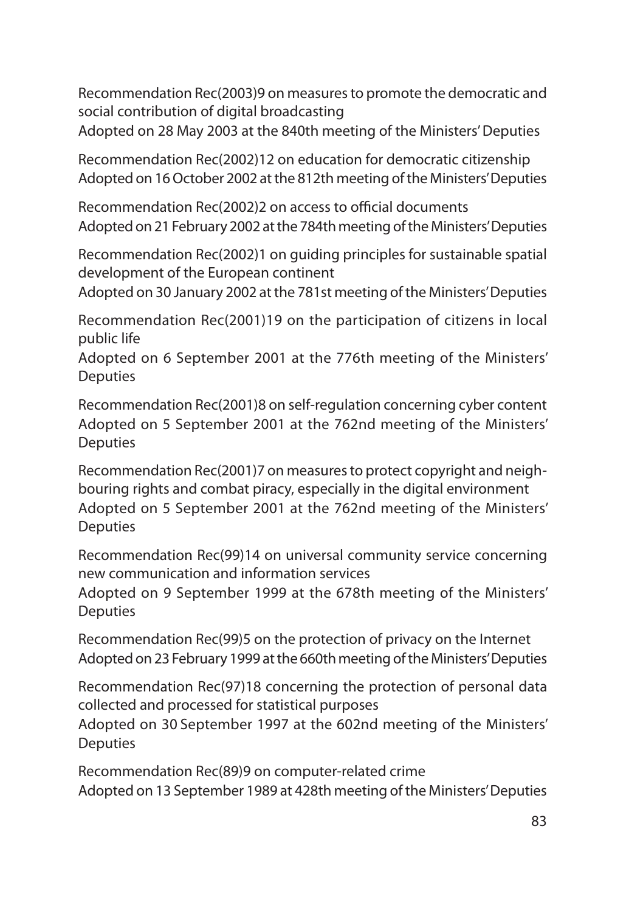Recommendation Rec(2003)9 on measures to promote the democratic and social contribution of digital broadcasting
Adopted on 28 May 2003 at the 840th meeting of the Ministers' Deputies

Recommendation Rec(2002)12 on education for democratic citizenship
Adopted on 16 October 2002 at the 812th meeting of the Ministers' Deputies

Recommendation Rec(2002)2 on access to official documents
Adopted on 21 February 2002 at the 784th meeting of the Ministers' Deputies

Recommendation Rec(2002)1 on guiding principles for sustainable spatial development of the European continent
Adopted on 30 January 2002 at the 781st meeting of the Ministers' Deputies

Recommendation Rec(2001)19 on the participation of citizens in local public life
Adopted on 6 September 2001 at the 776th meeting of the Ministers' Deputies

Recommendation Rec(2001)8 on self-regulation concerning cyber content
Adopted on 5 September 2001 at the 762nd meeting of the Ministers' Deputies

Recommendation Rec(2001)7 on measures to protect copyright and neighbouring rights and combat piracy, especially in the digital environment
Adopted on 5 September 2001 at the 762nd meeting of the Ministers' Deputies

Recommendation Rec(99)14 on universal community service concerning new communication and information services
Adopted on 9 September 1999 at the 678th meeting of the Ministers' Deputies

Recommendation Rec(99)5 on the protection of privacy on the Internet
Adopted on 23 February 1999 at the 660th meeting of the Ministers' Deputies

Recommendation Rec(97)18 concerning the protection of personal data collected and processed for statistical purposes
Adopted on 30 September 1997 at the 602nd meeting of the Ministers' Deputies

Recommendation Rec(89)9 on computer-related crime
Adopted on 13 September 1989 at 428th meeting of the Ministers' Deputies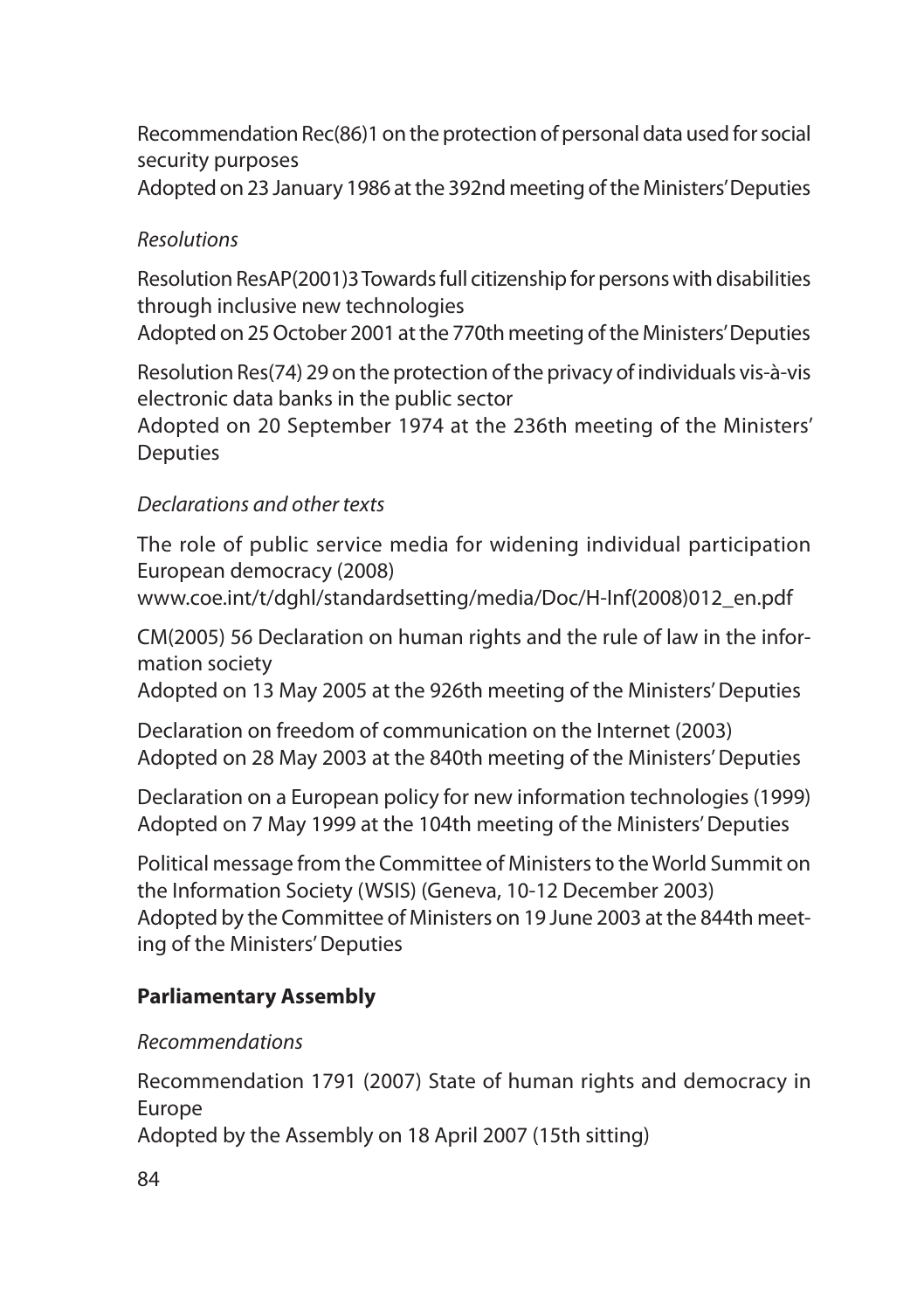Recommendation Rec(86)1 on the protection of personal data used for social security purposes
Adopted on 23 January 1986 at the 392nd meeting of the Ministers' Deputies

*Resolutions*

Resolution ResAP(2001)3 Towards full citizenship for persons with disabilities through inclusive new technologies
Adopted on 25 October 2001 at the 770th meeting of the Ministers' Deputies

Resolution Res(74) 29 on the protection of the privacy of individuals vis-à-vis electronic data banks in the public sector
Adopted on 20 September 1974 at the 236th meeting of the Ministers' Deputies

*Declarations and other texts*

The role of public service media for widening individual participation European democracy (2008)
www.coe.int/t/dghl/standardsetting/media/Doc/H-Inf(2008)012_en.pdf

CM(2005) 56 Declaration on human rights and the rule of law in the information society
Adopted on 13 May 2005 at the 926th meeting of the Ministers' Deputies

Declaration on freedom of communication on the Internet (2003)
Adopted on 28 May 2003 at the 840th meeting of the Ministers' Deputies

Declaration on a European policy for new information technologies (1999)
Adopted on 7 May 1999 at the 104th meeting of the Ministers' Deputies

Political message from the Committee of Ministers to the World Summit on the Information Society (WSIS) (Geneva, 10-12 December 2003)
Adopted by the Committee of Ministers on 19 June 2003 at the 844th meeting of the Ministers' Deputies

**Parliamentary Assembly**

*Recommendations*

Recommendation 1791 (2007) State of human rights and democracy in Europe
Adopted by the Assembly on 18 April 2007 (15th sitting)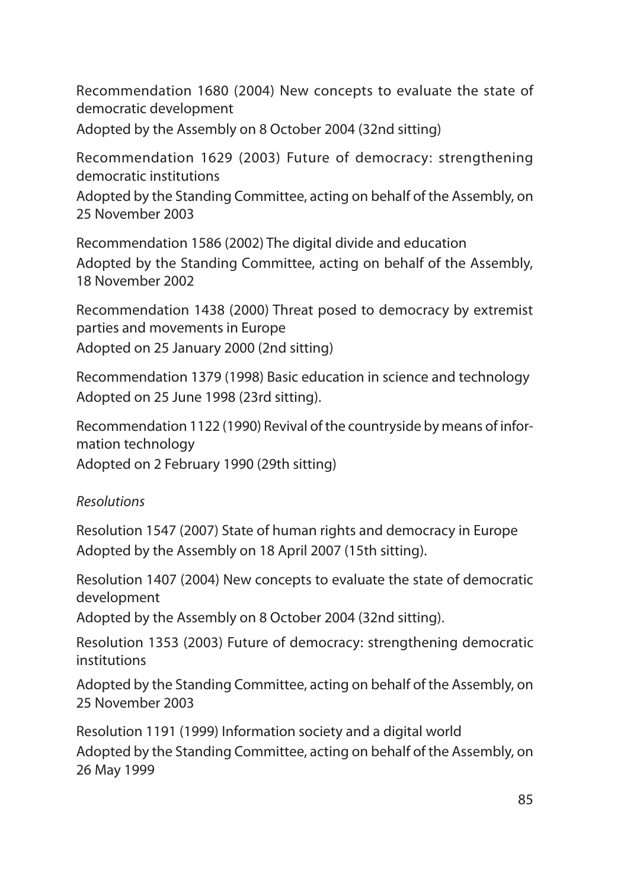Recommendation 1680 (2004) New concepts to evaluate the state of democratic development

Adopted by the Assembly on 8 October 2004 (32nd sitting)

Recommendation 1629 (2003) Future of democracy: strengthening democratic institutions

Adopted by the Standing Committee, acting on behalf of the Assembly, on 25 November 2003

Recommendation 1586 (2002) The digital divide and education

Adopted by the Standing Committee, acting on behalf of the Assembly, 18 November 2002

Recommendation 1438 (2000) Threat posed to democracy by extremist parties and movements in Europe

Adopted on 25 January 2000 (2nd sitting)

Recommendation 1379 (1998) Basic education in science and technology

Adopted on 25 June 1998 (23rd sitting).

Recommendation 1122 (1990) Revival of the countryside by means of information technology

Adopted on 2 February 1990 (29th sitting)

*Resolutions*

Resolution 1547 (2007) State of human rights and democracy in Europe

Adopted by the Assembly on 18 April 2007 (15th sitting).

Resolution 1407 (2004) New concepts to evaluate the state of democratic development

Adopted by the Assembly on 8 October 2004 (32nd sitting).

Resolution 1353 (2003) Future of democracy: strengthening democratic institutions

Adopted by the Standing Committee, acting on behalf of the Assembly, on 25 November 2003

Resolution 1191 (1999) Information society and a digital world

Adopted by the Standing Committee, acting on behalf of the Assembly, on 26 May 1999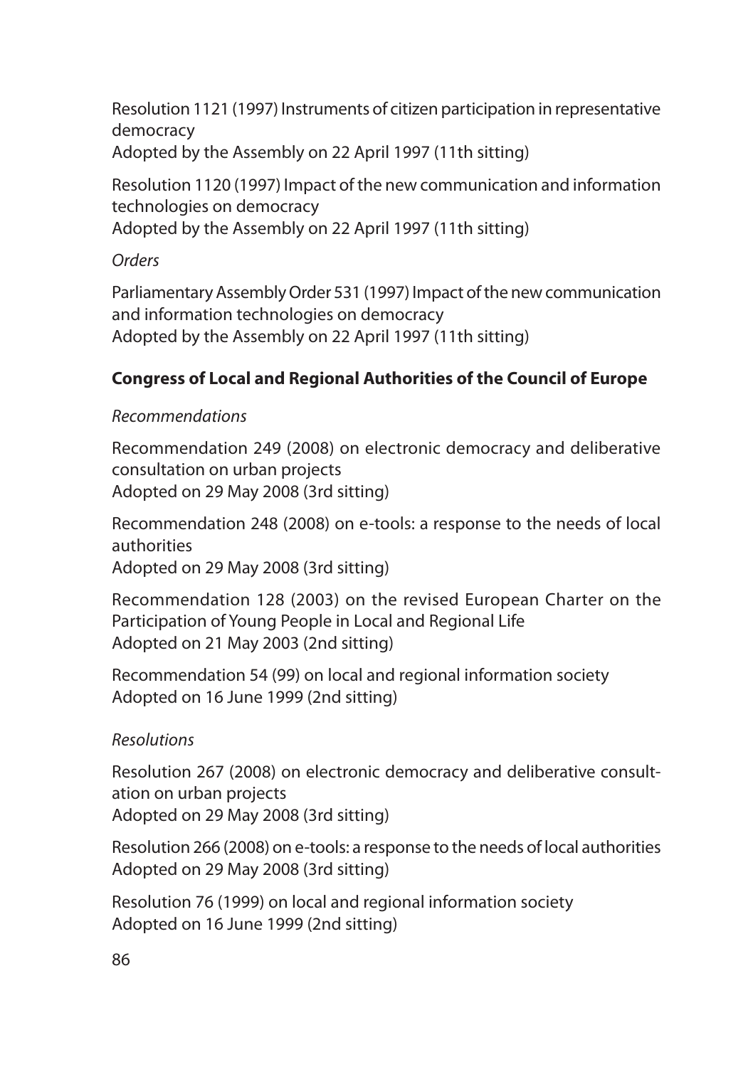Resolution 1121 (1997) Instruments of citizen participation in representative democracy
Adopted by the Assembly on 22 April 1997 (11th sitting)

Resolution 1120 (1997) Impact of the new communication and information technologies on democracy
Adopted by the Assembly on 22 April 1997 (11th sitting)

*Orders*

Parliamentary Assembly Order 531 (1997) Impact of the new communication and information technologies on democracy
Adopted by the Assembly on 22 April 1997 (11th sitting)

**Congress of Local and Regional Authorities of the Council of Europe**

*Recommendations*

Recommendation 249 (2008) on electronic democracy and deliberative consultation on urban projects
Adopted on 29 May 2008 (3rd sitting)

Recommendation 248 (2008) on e-tools: a response to the needs of local authorities
Adopted on 29 May 2008 (3rd sitting)

Recommendation 128 (2003) on the revised European Charter on the Participation of Young People in Local and Regional Life
Adopted on 21 May 2003 (2nd sitting)

Recommendation 54 (99) on local and regional information society
Adopted on 16 June 1999 (2nd sitting)

*Resolutions*

Resolution 267 (2008) on electronic democracy and deliberative consultation on urban projects
Adopted on 29 May 2008 (3rd sitting)

Resolution 266 (2008) on e-tools: a response to the needs of local authorities
Adopted on 29 May 2008 (3rd sitting)

Resolution 76 (1999) on local and regional information society
Adopted on 16 June 1999 (2nd sitting)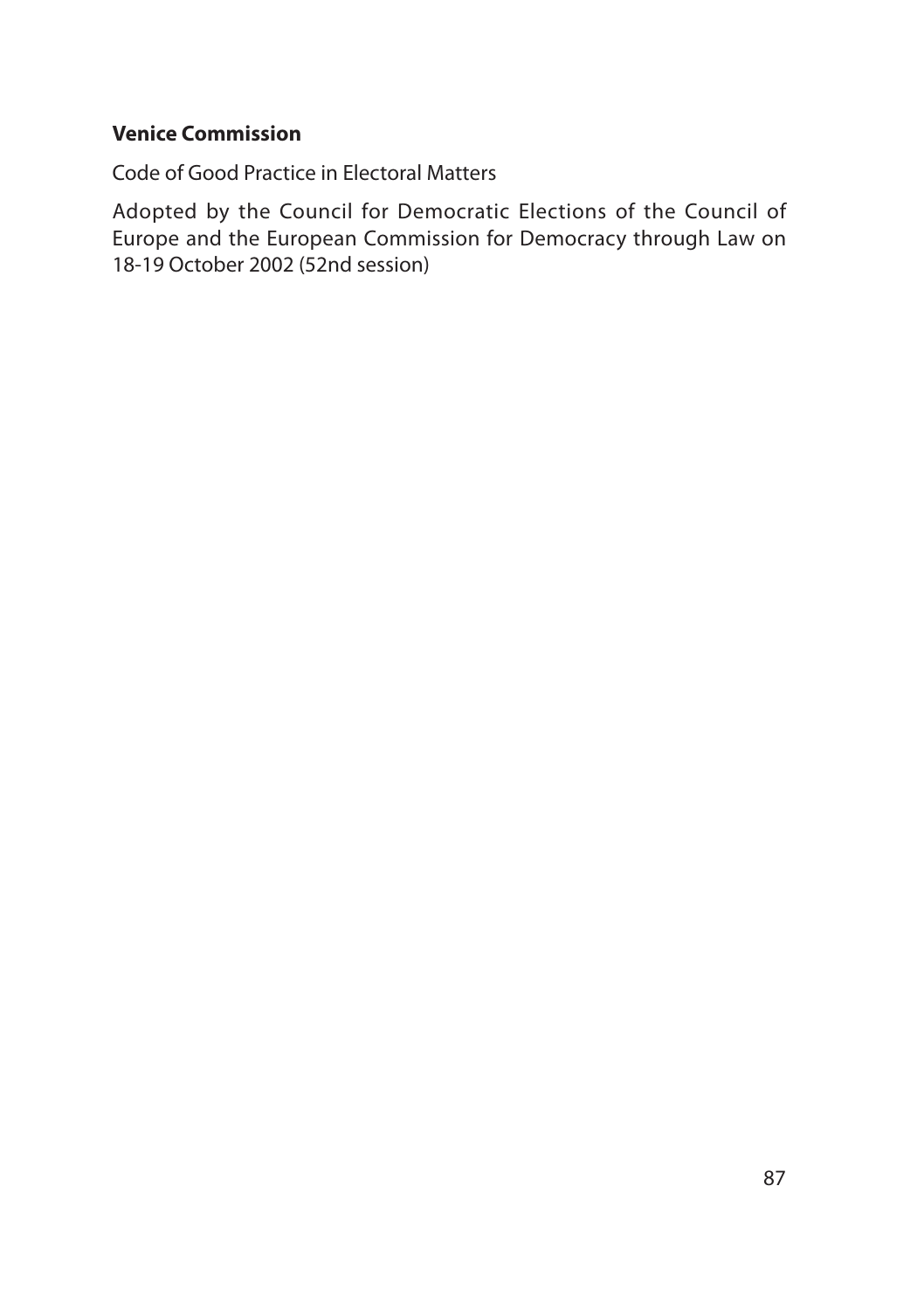**Venice Commission**

Code of Good Practice in Electoral Matters

Adopted by the Council for Democratic Elections of the Council of Europe and the European Commission for Democracy through Law on 18-19 October 2002 (52nd session)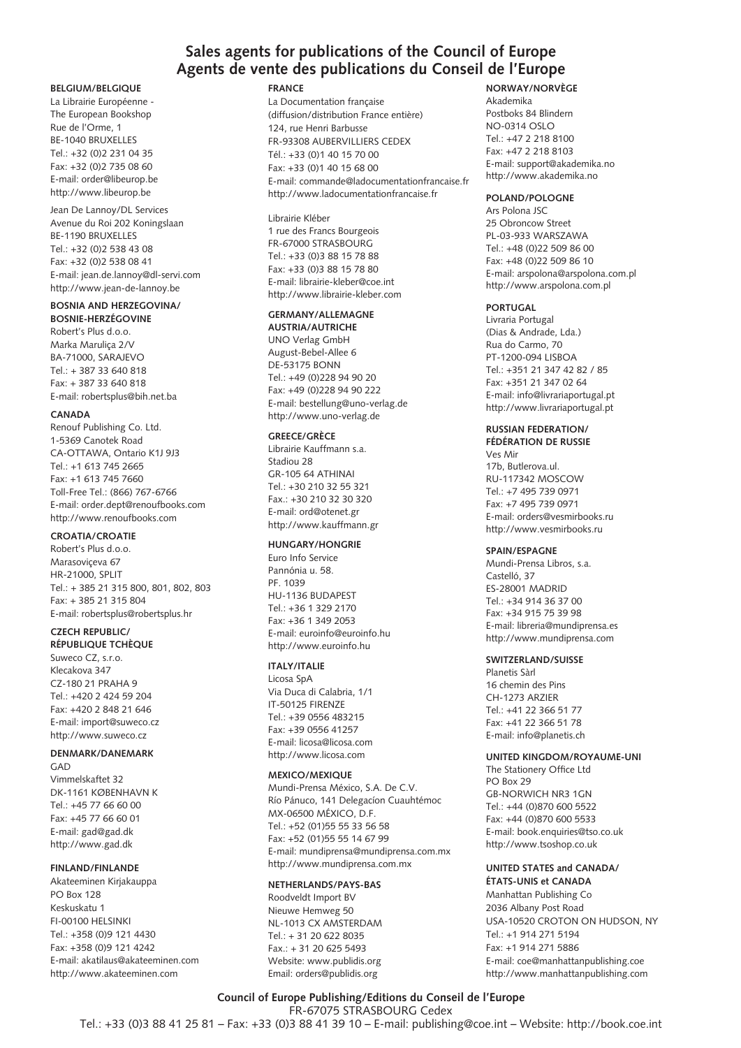# Sales agents for publications of the Council of Europe
# Agents de vente des publications du Conseil de l'Europe

**BELGIUM/BELGIQUE**
La Librairie Européenne -
The European Bookshop
Rue de l'Orme, 1
BE-1040 BRUXELLES
Tel.: +32 (0)2 231 04 35
Fax: +32 (0)2 735 08 60
E-mail: order@libeurop.be
http://www.libeurop.be

Jean De Lannoy/DL Services
Avenue du Roi 202 Koningslaan
BE-1190 BRUXELLES
Tel.: +32 (0)2 538 43 08
Fax: +32 (0)2 538 08 41
E-mail: jean.de.lannoy@dl-servi.com
http://www.jean-de-lannoy.be

**BOSNIA AND HERZEGOVINA/ BOSNIE-HERZÉGOVINE**
Robert's Plus d.o.o.
Marka Maruliça 2/V
BA-71000, SARAJEVO
Tel.: + 387 33 640 818
Fax: + 387 33 640 818
E-mail: robertsplus@bih.net.ba

**CANADA**
Renouf Publishing Co. Ltd.
1-5369 Canotek Road
CA-OTTAWA, Ontario K1J 9J3
Tel.: +1 613 745 2665
Fax: +1 613 745 7660
Toll-Free Tel.: (866) 767-6766
E-mail: order.dept@renoufbooks.com
http://www.renoufbooks.com

**CROATIA/CROATIE**
Robert's Plus d.o.o.
Marasoviçeva 67
HR-21000, SPLIT
Tel.: + 385 21 315 800, 801, 802, 803
Fax: + 385 21 315 804
E-mail: robertsplus@robertsplus.hr

**CZECH REPUBLIC/ RÉPUBLIQUE TCHÈQUE**
Suweco CZ, s.r.o.
Klecakova 347
CZ-180 21 PRAHA 9
Tel.: +420 2 424 59 204
Fax: +420 2 848 21 646
E-mail: import@suweco.cz
http://www.suweco.cz

**DENMARK/DANEMARK**
GAD
Vimmelskaftet 32
DK-1161 KØBENHAVN K
Tel.: +45 77 66 60 00
Fax: +45 77 66 60 01
E-mail: gad@gad.dk
http://www.gad.dk

**FINLAND/FINLANDE**
Akateeminen Kirjakauppa
PO Box 128
Keskuskatu 1
FI-00100 HELSINKI
Tel.: +358 (0)9 121 4430
Fax: +358 (0)9 121 4242
E-mail: akatilaus@akateeminen.com
http://www.akateeminen.com

**FRANCE**
La Documentation française
(diffusion/distribution France entière)
124, rue Henri Barbusse
FR-93308 AUBERVILLIERS CEDEX
Tél.: +33 (0)1 40 15 70 00
Fax: +33 (0)1 40 15 68 00
E-mail: commande@ladocumentationfrancaise.fr
http://www.ladocumentationfrancaise.fr

Librairie Kléber
1 rue des Francs Bourgeois
FR-67000 STRASBOURG
Tel.: +33 (0)3 88 15 78 88
Fax: +33 (0)3 88 15 78 80
E-mail: librairie-kleber@coe.int
http://www.librairie-kleber.com

**GERMANY/ALLEMAGNE AUSTRIA/AUTRICHE**
UNO Verlag GmbH
August-Bebel-Allee 6
DE-53175 BONN
Tel.: +49 (0)228 94 90 20
Fax: +49 (0)228 94 90 222
E-mail: bestellung@uno-verlag.de
http://www.uno-verlag.de

**GREECE/GRÈCE**
Librairie Kauffmann s.a.
Stadiou 28
GR-105 64 ATHINAI
Tel.: +30 210 32 55 321
Fax.: +30 210 32 30 320
E-mail: ord@otenet.gr
http://www.kauffmann.gr

**HUNGARY/HONGRIE**
Euro Info Service
Pannónia u. 58.
PF. 1039
HU-1136 BUDAPEST
Tel.: +36 1 329 2170
Fax: +36 1 349 2053
E-mail: euroinfo@euroinfo.hu
http://www.euroinfo.hu

**ITALY/ITALIE**
Licosa SpA
Via Duca di Calabria, 1/1
IT-50125 FIRENZE
Tel.: +39 0556 483215
Fax: +39 0556 41257
E-mail: licosa@licosa.com
http://www.licosa.com

**MEXICO/MEXIQUE**
Mundi-Prensa México, S.A. De C.V.
Río Pánuco, 141 Delegacíon Cuauhtémoc
MX-06500 MÉXICO, D.F.
Tel.: +52 (01)55 55 33 56 58
Fax: +52 (01)55 55 14 67 99
E-mail: mundiprensa@mundiprensa.com.mx
http://www.mundiprensa.com.mx

**NETHERLANDS/PAYS-BAS**
Roodveldt Import BV
Nieuwe Hemweg 50
NL-1013 CX AMSTERDAM
Tel.: + 31 20 622 8035
Fax.: + 31 20 625 5493
Website: www.publidis.org
Email: orders@publidis.org

**NORWAY/NORVÈGE**
Akademika
Postboks 84 Blindern
NO-0314 OSLO
Tel.: +47 2 218 8100
Fax: +47 2 218 8103
E-mail: support@akademika.no
http://www.akademika.no

**POLAND/POLOGNE**
Ars Polona JSC
25 Obroncow Street
PL-03-933 WARSZAWA
Tel.: +48 (0)22 509 86 00
Fax: +48 (0)22 509 86 10
E-mail: arspolona@arspolona.com.pl
http://www.arspolona.com.pl

**PORTUGAL**
Livraria Portugal
(Dias & Andrade, Lda.)
Rua do Carmo, 70
PT-1200-094 LISBOA
Tel.: +351 21 347 42 82 / 85
Fax: +351 21 347 02 64
E-mail: info@livrariaportugal.pt
http://www.livrariaportugal.pt

**RUSSIAN FEDERATION/ FÉDÉRATION DE RUSSIE**
Ves Mir
17b, Butlerova.ul.
RU-117342 MOSCOW
Tel.: +7 495 739 0971
Fax: +7 495 739 0971
E-mail: orders@vesmirbooks.ru
http://www.vesmirbooks.ru

**SPAIN/ESPAGNE**
Mundi-Prensa Libros, s.a.
Castelló, 37
ES-28001 MADRID
Tel.: +34 914 36 37 00
Fax: +34 915 75 39 98
E-mail: libreria@mundiprensa.es
http://www.mundiprensa.com

**SWITZERLAND/SUISSE**
Planetis Sàrl
16 chemin des Pins
CH-1273 ARZIER
Tel.: +41 22 366 51 77
Fax: +41 22 366 51 78
E-mail: info@planetis.ch

**UNITED KINGDOM/ROYAUME-UNI**
The Stationery Office Ltd
PO Box 29
GB-NORWICH NR3 1GN
Tel.: +44 (0)870 600 5522
Fax: +44 (0)870 600 5533
E-mail: book.enquiries@tso.co.uk
http://www.tsoshop.co.uk

**UNITED STATES and CANADA/ ÉTATS-UNIS et CANADA**
Manhattan Publishing Co
2036 Albany Post Road
USA-10520 CROTON ON HUDSON, NY
Tel.: +1 914 271 5194
Fax: +1 914 271 5886
E-mail: coe@manhattanpublishing.coe
http://www.manhattanpublishing.com

**Council of Europe Publishing/Editions du Conseil de l'Europe**
FR-67075 STRASBOURG Cedex
Tel.: +33 (0)3 88 41 25 81 – Fax: +33 (0)3 88 41 39 10 – E-mail: publishing@coe.int – Website: http://book.coe.int